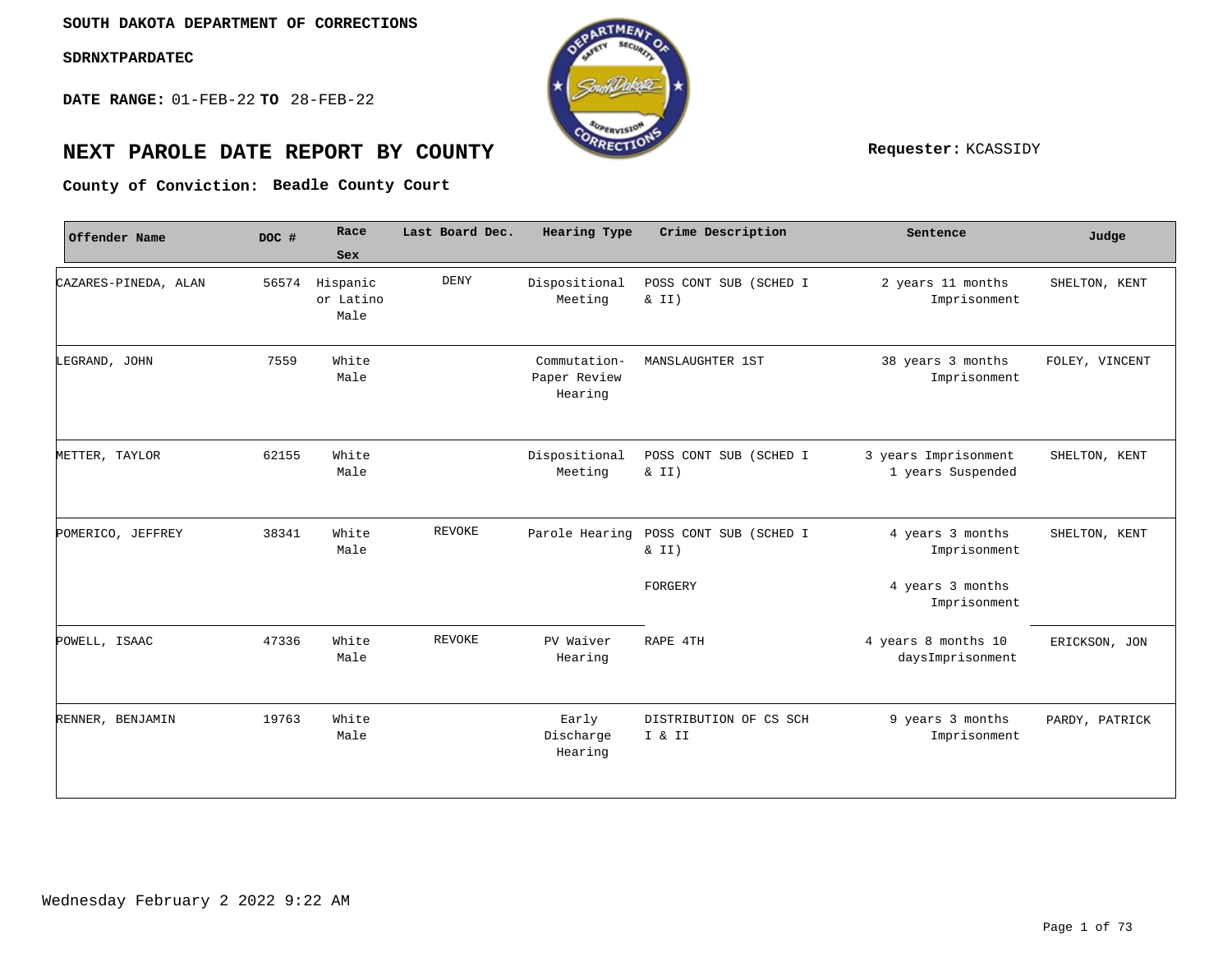SOUTH DAKOTA DEPARTMENT OF CORRECTIONS

SDRNXTPARDATEC

**DATE RANGE:** 01-FEB-22 **TO** 28-FEB-22

# NEXT PAROLE DATE REPORT BY COUNTY

**Requester:** KCASSIDY

**County of Conviction:** **Beadle County Court**

| Offender Name | DOC # | Race Sex | Last Board Dec. | Hearing Type | Crime Description | Sentence | Judge |
|---|---|---|---|---|---|---|---|
| CAZARES-PINEDA, ALAN | 56574 | Hispanic or Latino Male | DENY | Dispositional Meeting | POSS CONT SUB (SCHED I & II) | 2 years 11 months Imprisonment | SHELTON, KENT |
| LEGRAND, JOHN | 7559 | White Male | | Commutation-Paper Review Hearing | MANSLAUGHTER 1ST | 38 years 3 months Imprisonment | FOLEY, VINCENT |
| METTER, TAYLOR | 62155 | White Male | | Dispositional Meeting | POSS CONT SUB (SCHED I & II) | 3 years Imprisonment 1 years Suspended | SHELTON, KENT |
| POMERICO, JEFFREY | 38341 | White Male | REVOKE | Parole Hearing | POSS CONT SUB (SCHED I & II) | 4 years 3 months Imprisonment | SHELTON, KENT |
| | | | | | FORGERY | 4 years 3 months Imprisonment | |
| POWELL, ISAAC | 47336 | White Male | REVOKE | PV Waiver Hearing | RAPE 4TH | 4 years 8 months 10 daysImprisonment | ERICKSON, JON |
| RENNER, BENJAMIN | 19763 | White Male | | Early Discharge Hearing | DISTRIBUTION OF CS SCH I & II | 9 years 3 months Imprisonment | PARDY, PATRICK |

Wednesday February 2 2022 9:22 AM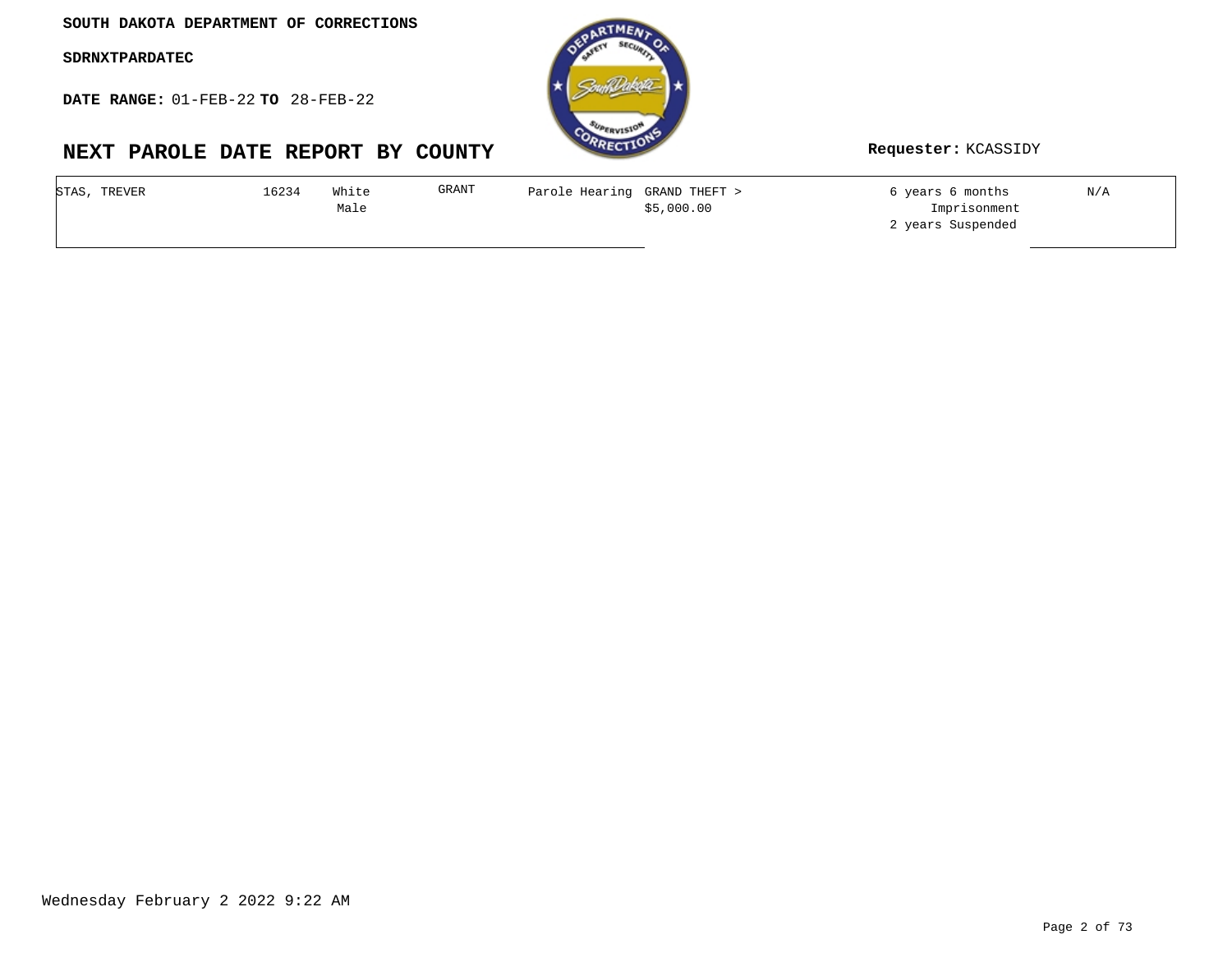**SOUTH DAKOTA DEPARTMENT OF CORRECTIONS**

**SDRNXTPARDATEC**

**DATE RANGE:** 01-FEB-22 **TO** 28-FEB-22

# NEXT PAROLE DATE REPORT BY COUNTY

**Requester:** KCASSIDY

| | | | | | | | |
|---|---|---|---|---|---|---|---|
| STAS, TREVER | 16234 | White Male | GRANT | Parole Hearing | GRAND THEFT > $5,000.00 | 6 years 6 months Imprisonment 2 years Suspended | N/A |

Wednesday February 2 2022 9:22 AM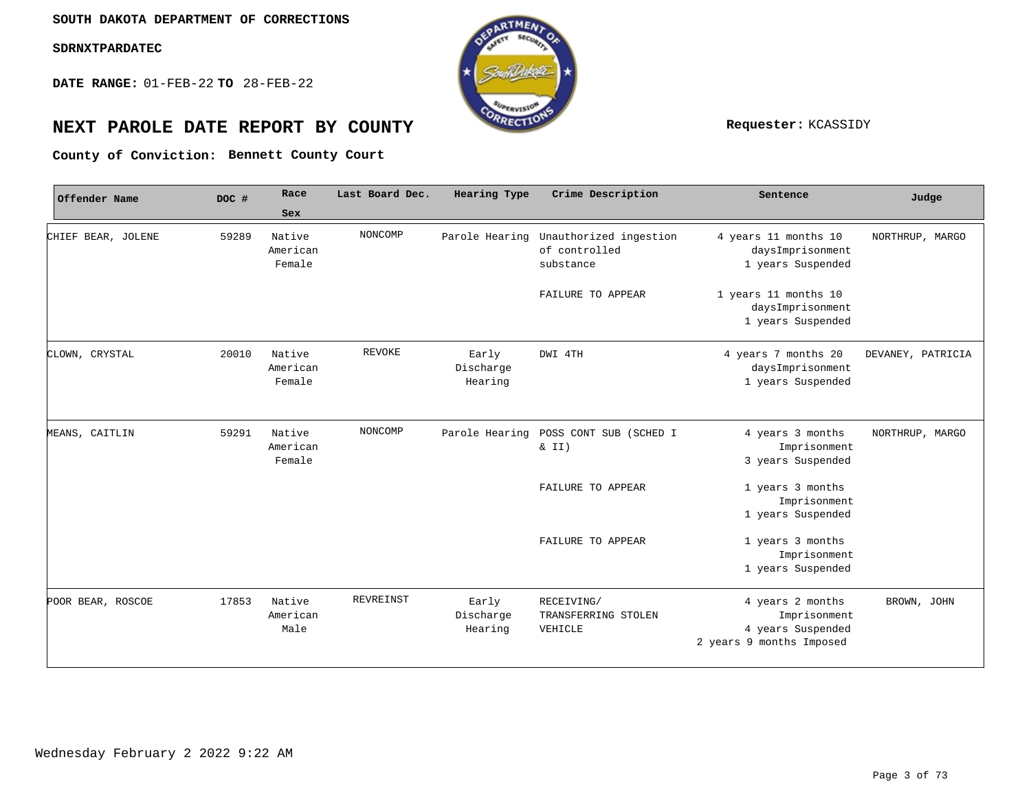SOUTH DAKOTA DEPARTMENT OF CORRECTIONS

SDRNXTPARDATEC

**DATE RANGE:** 01-FEB-22 **TO** 28-FEB-22

# NEXT PAROLE DATE REPORT BY COUNTY

**Requester:** KCASSIDY

**County of Conviction:** **Bennett County Court**

| Offender Name | DOC # | Race Sex | Last Board Dec. | Hearing Type | Crime Description | Sentence | Judge |
|---|---|---|---|---|---|---|---|
| CHIEF BEAR, JOLENE | 59289 | Native American Female | NONCOMP | Parole Hearing | Unauthorized ingestion of controlled substance | 4 years 11 months 10 daysImprisonment 1 years Suspended | NORTHRUP, MARGO |
| | | | | | FAILURE TO APPEAR | 1 years 11 months 10 daysImprisonment 1 years Suspended | |
| CLOWN, CRYSTAL | 20010 | Native American Female | REVOKE | Early Discharge Hearing | DWI 4TH | 4 years 7 months 20 daysImprisonment 1 years Suspended | DEVANEY, PATRICIA |
| MEANS, CAITLIN | 59291 | Native American Female | NONCOMP | Parole Hearing | POSS CONT SUB (SCHED I & II) | 4 years 3 months Imprisonment 3 years Suspended | NORTHRUP, MARGO |
| | | | | | FAILURE TO APPEAR | 1 years 3 months Imprisonment 1 years Suspended | |
| | | | | | FAILURE TO APPEAR | 1 years 3 months Imprisonment 1 years Suspended | |
| POOR BEAR, ROSCOE | 17853 | Native American Male | REVREINST | Early Discharge Hearing | RECEIVING/ TRANSFERRING STOLEN VEHICLE | 4 years 2 months Imprisonment 4 years Suspended 2 years 9 months Imposed | BROWN, JOHN |

Wednesday February 2 2022 9:22 AM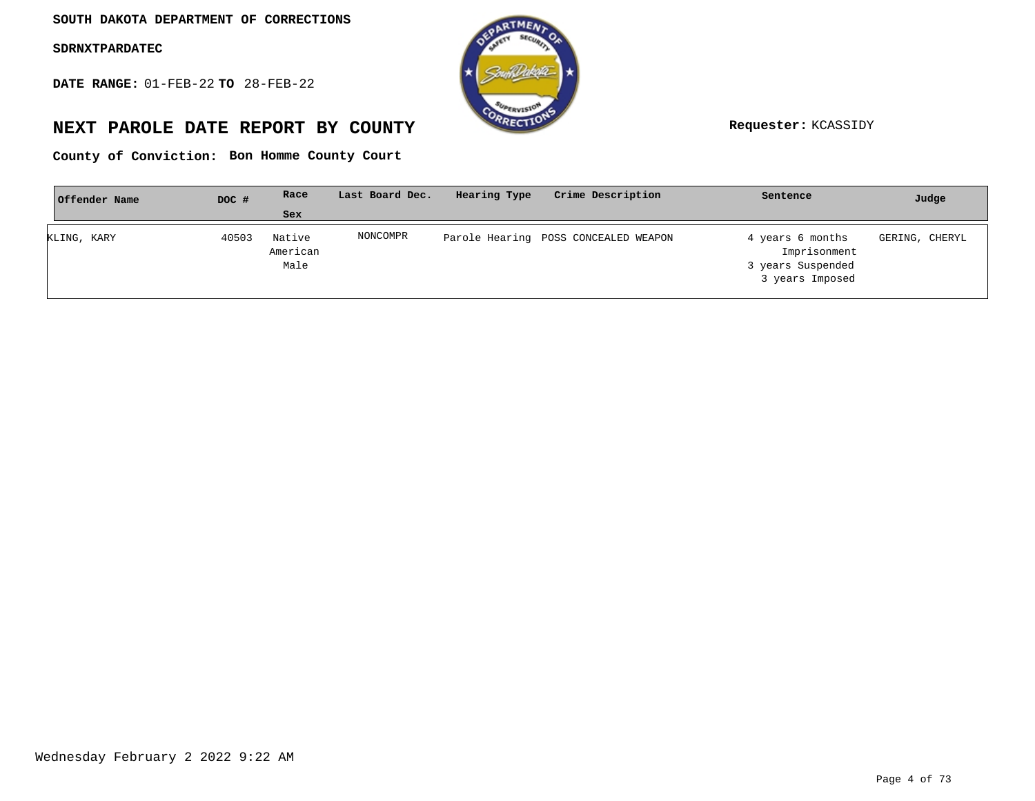**SOUTH DAKOTA DEPARTMENT OF CORRECTIONS**

**SDRNXTPARDATEC**

**DATE RANGE:** 01-FEB-22 **TO** 28-FEB-22

# NEXT PAROLE DATE REPORT BY COUNTY

**Requester:** KCASSIDY

**County of Conviction: Bon Homme County Court**

| Offender Name | DOC # | Race<br>Sex | Last Board Dec. | Hearing Type | Crime Description | Sentence | Judge |
|---|---|---|---|---|---|---|---|
| KLING, KARY | 40503 | Native American<br>Male | NONCOMPR | Parole Hearing | POSS CONCEALED WEAPON | 4 years 6 months Imprisonment<br>3 years Suspended<br>3 years Imposed | GERING, CHERYL |

Wednesday February 2 2022 9:22 AM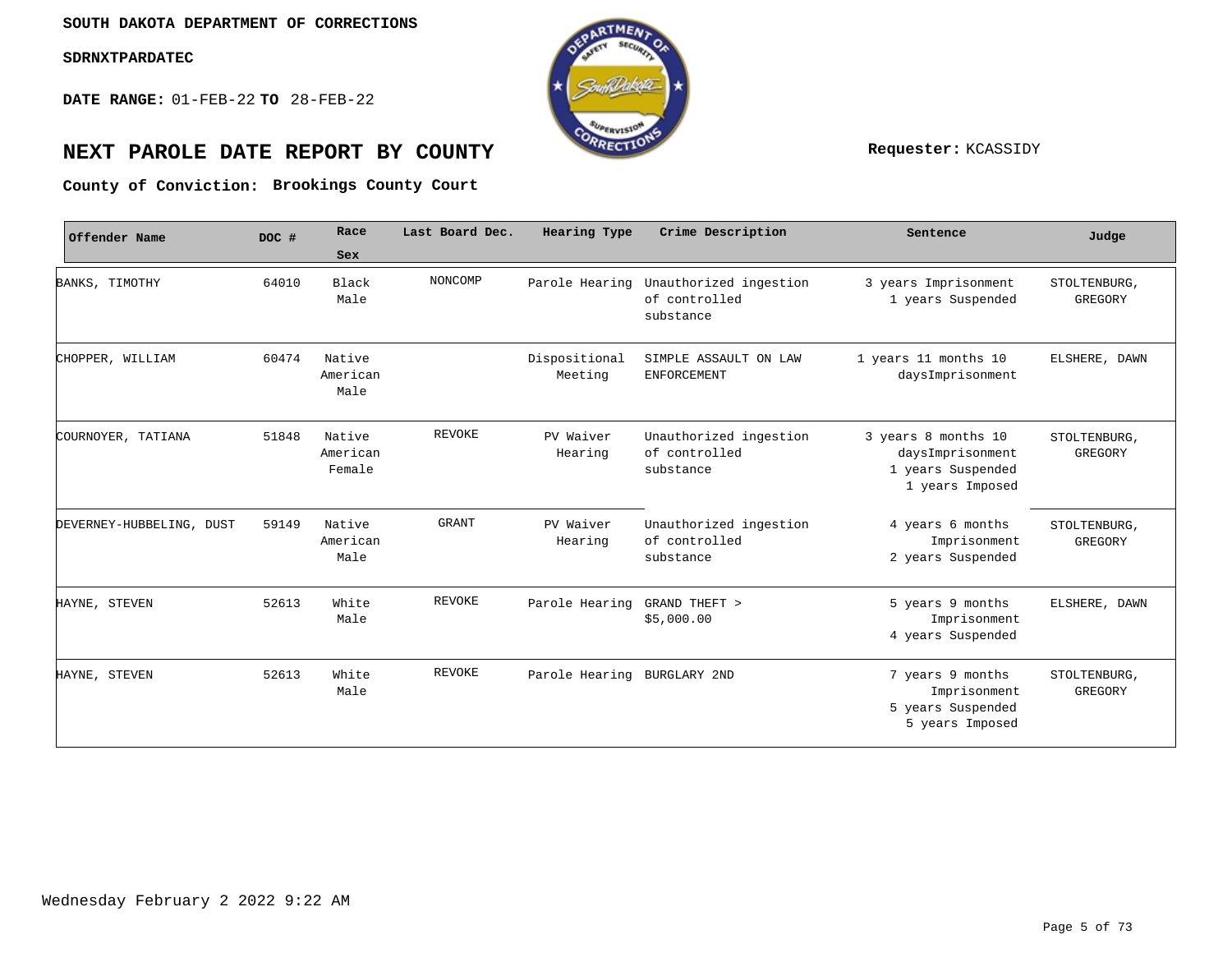SOUTH DAKOTA DEPARTMENT OF CORRECTIONS

SDRNXTPARDATEC

**DATE RANGE:** 01-FEB-22 **TO** 28-FEB-22

# NEXT PAROLE DATE REPORT BY COUNTY

**Requester:** KCASSIDY

**County of Conviction: Brookings County Court**

| Offender Name | DOC # | Race Sex | Last Board Dec. | Hearing Type | Crime Description | Sentence | Judge |
|---|---|---|---|---|---|---|---|
| BANKS, TIMOTHY | 64010 | Black Male | NONCOMP | Parole Hearing | Unauthorized ingestion of controlled substance | 3 years Imprisonment 1 years Suspended | STOLTENBURG, GREGORY |
| CHOPPER, WILLIAM | 60474 | Native American Male | | Dispositional Meeting | SIMPLE ASSAULT ON LAW ENFORCEMENT | 1 years 11 months 10 daysImprisonment | ELSHERE, DAWN |
| COURNOYER, TATIANA | 51848 | Native American Female | REVOKE | PV Waiver Hearing | Unauthorized ingestion of controlled substance | 3 years 8 months 10 daysImprisonment 1 years Suspended 1 years Imposed | STOLTENBURG, GREGORY |
| DEVERNEY-HUBBELING, DUST | 59149 | Native American Male | GRANT | PV Waiver Hearing | Unauthorized ingestion of controlled substance | 4 years 6 months Imprisonment 2 years Suspended | STOLTENBURG, GREGORY |
| HAYNE, STEVEN | 52613 | White Male | REVOKE | Parole Hearing | GRAND THEFT > $5,000.00 | 5 years 9 months Imprisonment 4 years Suspended | ELSHERE, DAWN |
| HAYNE, STEVEN | 52613 | White Male | REVOKE | Parole Hearing | BURGLARY 2ND | 7 years 9 months Imprisonment 5 years Suspended 5 years Imposed | STOLTENBURG, GREGORY |

Wednesday February 2 2022 9:22 AM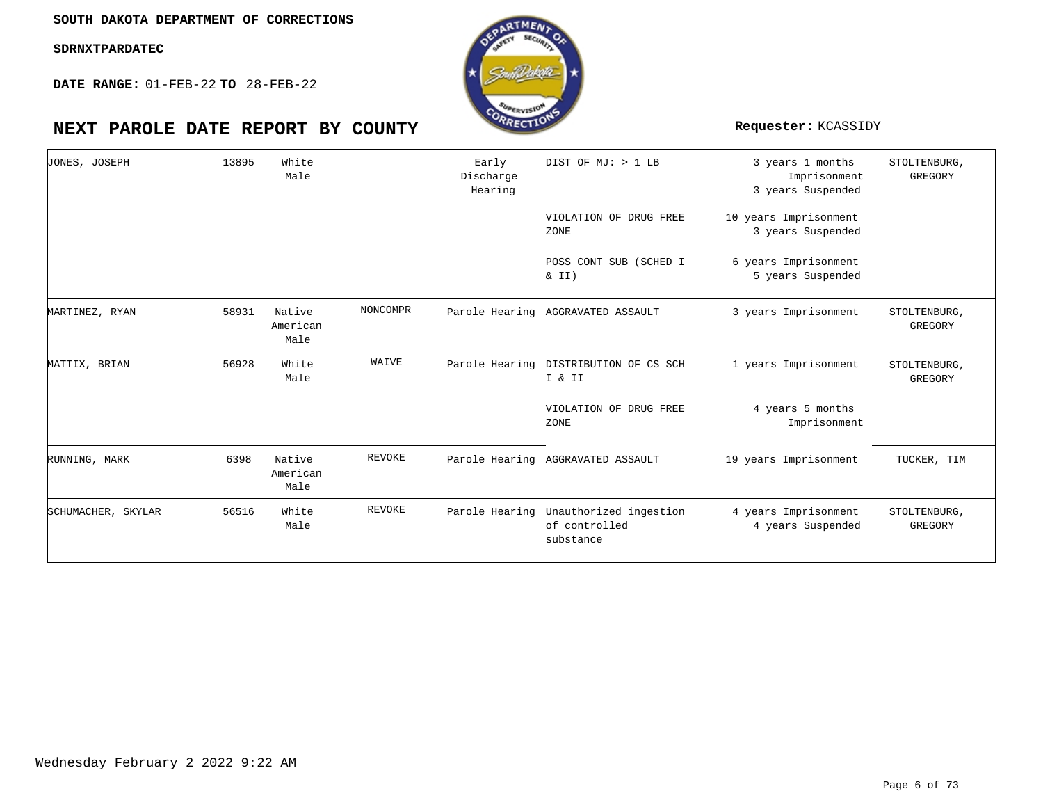SOUTH DAKOTA DEPARTMENT OF CORRECTIONS

SDRNXTPARDATEC

**DATE RANGE:** 01-FEB-22 **TO** 28-FEB-22

# NEXT PAROLE DATE REPORT BY COUNTY

**Requester:** KCASSIDY

| Name | Number | Race/Sex | Status | Hearing Type | Offense | Sentence | Agent |
|---|---|---|---|---|---|---|---|
| JONES, JOSEPH | 13895 | White Male | | Early Discharge Hearing | DIST OF MJ: > 1 LB | 3 years 1 months Imprisonment 3 years Suspended | STOLTENBURG, GREGORY |
| | | | | | VIOLATION OF DRUG FREE ZONE | 10 years Imprisonment 3 years Suspended | |
| | | | | | POSS CONT SUB (SCHED I & II) | 6 years Imprisonment 5 years Suspended | |
| MARTINEZ, RYAN | 58931 | Native American Male | NONCOMPR | Parole Hearing | AGGRAVATED ASSAULT | 3 years Imprisonment | STOLTENBURG, GREGORY |
| MATTIX, BRIAN | 56928 | White Male | WAIVE | Parole Hearing | DISTRIBUTION OF CS SCH I & II | 1 years Imprisonment | STOLTENBURG, GREGORY |
| | | | | | VIOLATION OF DRUG FREE ZONE | 4 years 5 months Imprisonment | |
| RUNNING, MARK | 6398 | Native American Male | REVOKE | Parole Hearing | AGGRAVATED ASSAULT | 19 years Imprisonment | TUCKER, TIM |
| SCHUMACHER, SKYLAR | 56516 | White Male | REVOKE | Parole Hearing | Unauthorized ingestion of controlled substance | 4 years Imprisonment 4 years Suspended | STOLTENBURG, GREGORY |

Wednesday February 2 2022 9:22 AM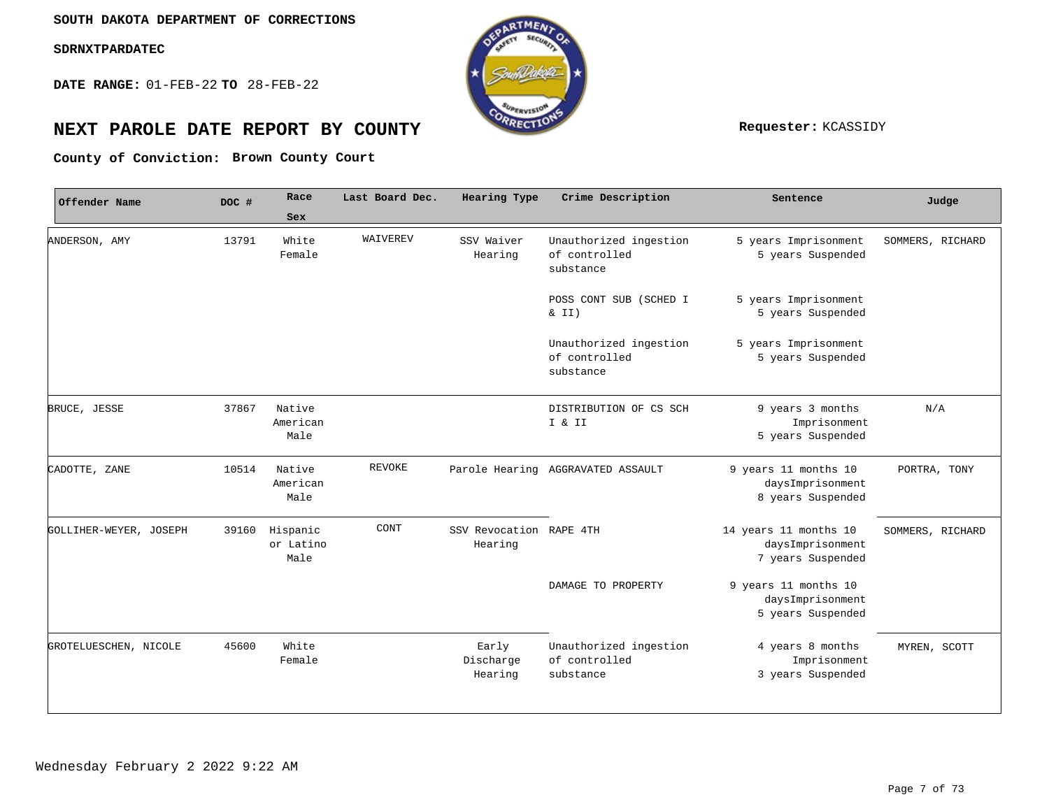**SOUTH DAKOTA DEPARTMENT OF CORRECTIONS**

**SDRNXTPARDATEC**

**DATE RANGE:** 01-FEB-22 **TO** 28-FEB-22

# NEXT PAROLE DATE REPORT BY COUNTY

**Requester:** KCASSIDY

**County of Conviction: Brown County Court**

| Offender Name | DOC # | Race Sex | Last Board Dec. | Hearing Type | Crime Description | Sentence | Judge |
|---|---|---|---|---|---|---|---|
| ANDERSON, AMY | 13791 | White Female | WAIVEREV | SSV Waiver Hearing | Unauthorized ingestion of controlled substance | 5 years Imprisonment 5 years Suspended | SOMMERS, RICHARD |
| | | | | | POSS CONT SUB (SCHED I & II) | 5 years Imprisonment 5 years Suspended | |
| | | | | | Unauthorized ingestion of controlled substance | 5 years Imprisonment 5 years Suspended | |
| BRUCE, JESSE | 37867 | Native American Male | | | DISTRIBUTION OF CS SCH I & II | 9 years 3 months Imprisonment 5 years Suspended | N/A |
| CADOTTE, ZANE | 10514 | Native American Male | REVOKE | Parole Hearing | AGGRAVATED ASSAULT | 9 years 11 months 10 daysImprisonment 8 years Suspended | PORTRA, TONY |
| GOLLIHER-WEYER, JOSEPH | 39160 | Hispanic or Latino Male | CONT | SSV Revocation Hearing | RAPE 4TH | 14 years 11 months 10 daysImprisonment 7 years Suspended | SOMMERS, RICHARD |
| | | | | | DAMAGE TO PROPERTY | 9 years 11 months 10 daysImprisonment 5 years Suspended | |
| GROTELUESCHEN, NICOLE | 45600 | White Female | | Early Discharge Hearing | Unauthorized ingestion of controlled substance | 4 years 8 months Imprisonment 3 years Suspended | MYREN, SCOTT |

Wednesday February 2 2022 9:22 AM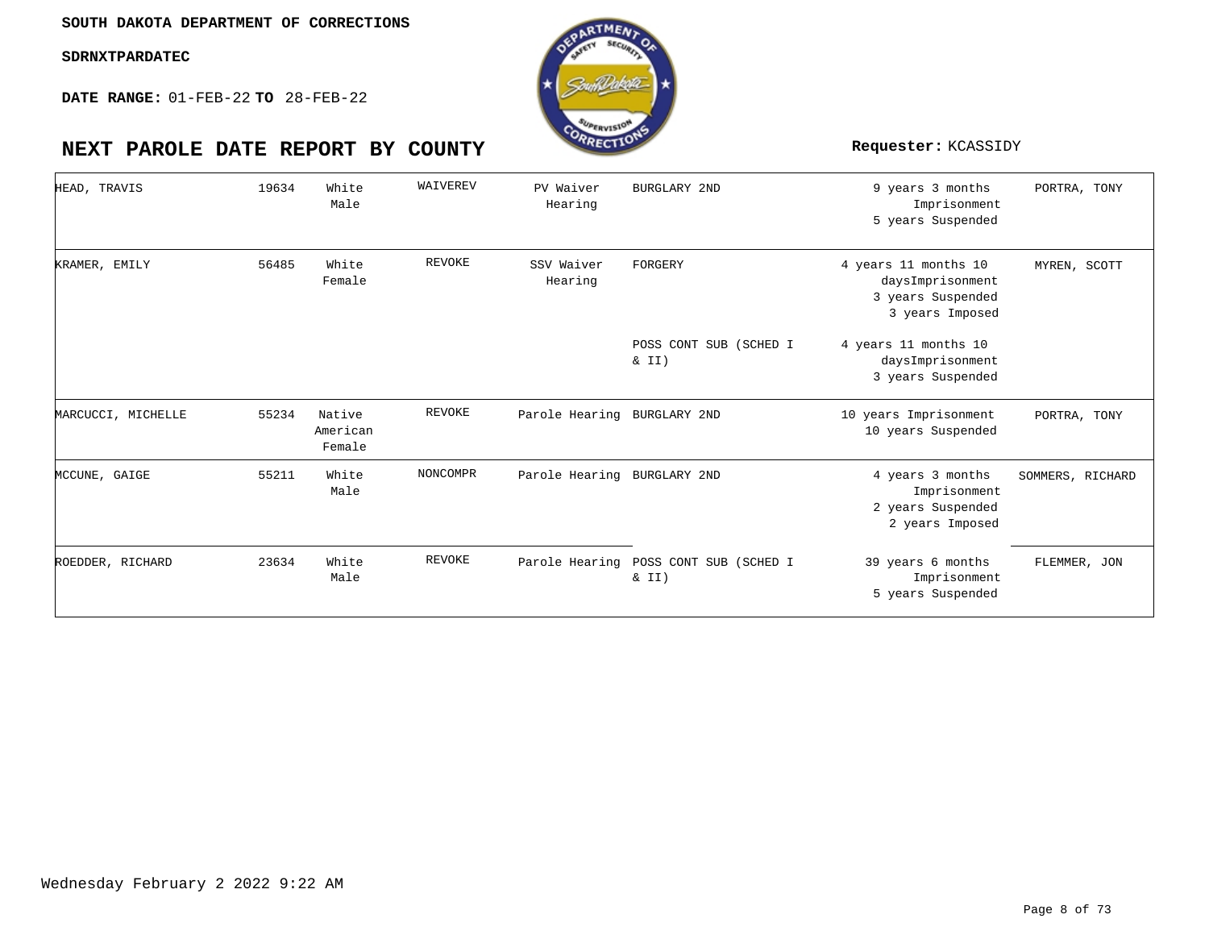SOUTH DAKOTA DEPARTMENT OF CORRECTIONS

SDRNXTPARDATEC

**DATE RANGE:** 01-FEB-22 **TO** 28-FEB-22

# NEXT PAROLE DATE REPORT BY COUNTY

**Requester:** KCASSIDY

| | | | | | | | |
|---|---|---|---|---|---|---|---|
| HEAD, TRAVIS | 19634 | White Male | WAIVEREV | PV Waiver Hearing | BURGLARY 2ND | 9 years 3 months Imprisonment 5 years Suspended | PORTRA, TONY |
| KRAMER, EMILY | 56485 | White Female | REVOKE | SSV Waiver Hearing | FORGERY | 4 years 11 months 10 daysImprisonment 3 years Suspended 3 years Imposed | MYREN, SCOTT |
| | | | | | POSS CONT SUB (SCHED I & II) | 4 years 11 months 10 daysImprisonment 3 years Suspended | |
| MARCUCCI, MICHELLE | 55234 | Native American Female | REVOKE | Parole Hearing | BURGLARY 2ND | 10 years Imprisonment 10 years Suspended | PORTRA, TONY |
| MCCUNE, GAIGE | 55211 | White Male | NONCOMPR | Parole Hearing | BURGLARY 2ND | 4 years 3 months Imprisonment 2 years Suspended 2 years Imposed | SOMMERS, RICHARD |
| ROEDDER, RICHARD | 23634 | White Male | REVOKE | Parole Hearing | POSS CONT SUB (SCHED I & II) | 39 years 6 months Imprisonment 5 years Suspended | FLEMMER, JON |

Wednesday February 2 2022 9:22 AM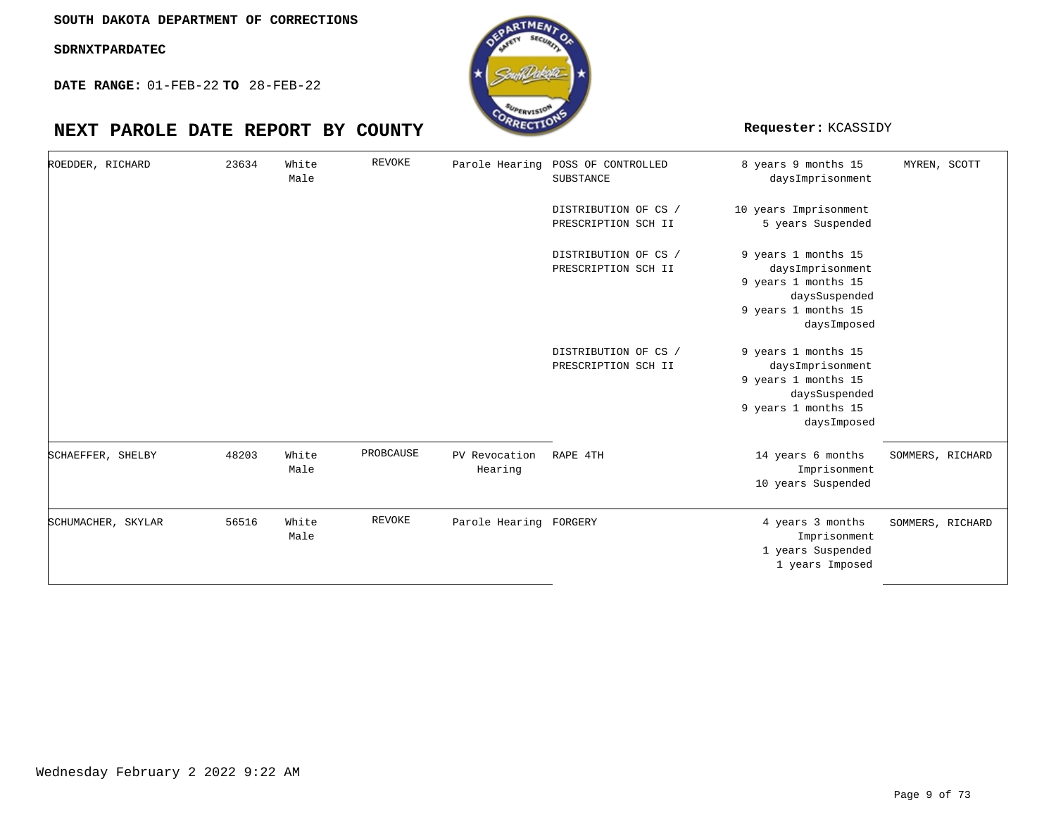**SOUTH DAKOTA DEPARTMENT OF CORRECTIONS**

**SDRNXTPARDATEC**

**DATE RANGE:** 01-FEB-22 **TO** 28-FEB-22

# NEXT PAROLE DATE REPORT BY COUNTY

**Requester:** KCASSIDY

| Name | Number | Race/Sex | Status | Hearing Type | Offense | Sentence | Agent |
|---|---|---|---|---|---|---|---|
| ROEDDER, RICHARD | 23634 | White Male | REVOKE | Parole Hearing | POSS OF CONTROLLED SUBSTANCE | 8 years 9 months 15 days Imprisonment | MYREN, SCOTT |
| | | | | | DISTRIBUTION OF CS / PRESCRIPTION SCH II | 10 years Imprisonment<br>5 years Suspended | |
| | | | | | DISTRIBUTION OF CS / PRESCRIPTION SCH II | 9 years 1 months 15 days Imprisonment<br>9 years 1 months 15 days Suspended<br>9 years 1 months 15 days Imposed | |
| | | | | | DISTRIBUTION OF CS / PRESCRIPTION SCH II | 9 years 1 months 15 days Imprisonment<br>9 years 1 months 15 days Suspended<br>9 years 1 months 15 days Imposed | |
| SCHAEFFER, SHELBY | 48203 | White Male | PROBCAUSE | PV Revocation Hearing | RAPE 4TH | 14 years 6 months Imprisonment<br>10 years Suspended | SOMMERS, RICHARD |
| SCHUMACHER, SKYLAR | 56516 | White Male | REVOKE | Parole Hearing | FORGERY | 4 years 3 months Imprisonment<br>1 years Suspended<br>1 years Imposed | SOMMERS, RICHARD |

Wednesday February 2 2022 9:22 AM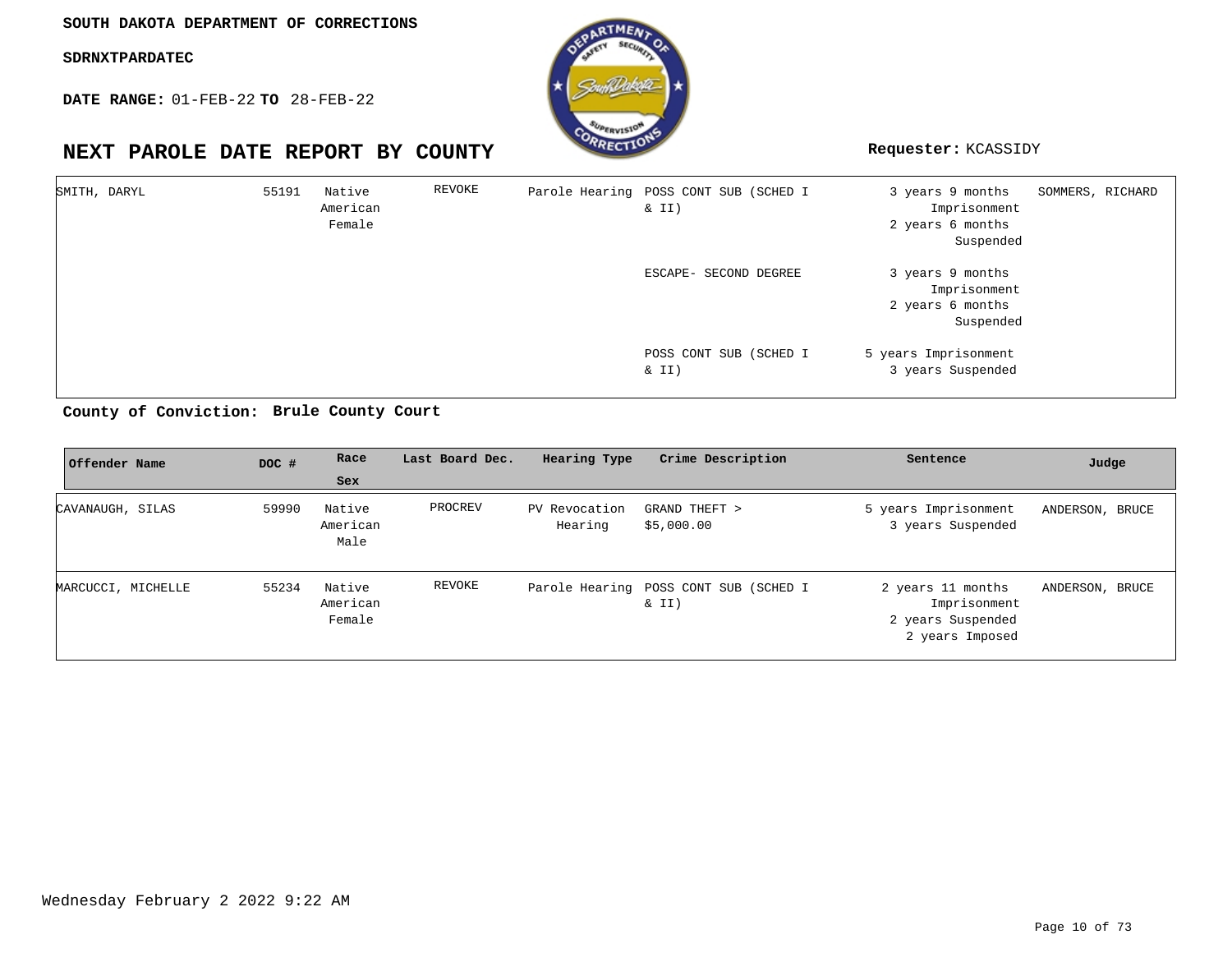SOUTH DAKOTA DEPARTMENT OF CORRECTIONS

SDRNXTPARDATEC

**DATE RANGE:** 01-FEB-22 **TO** 28-FEB-22

# NEXT PAROLE DATE REPORT BY COUNTY

**Requester:** KCASSIDY

| Offender Name | DOC # | Race Sex | Last Board Dec. | Hearing Type | Crime Description | Sentence | Judge |
|---|---|---|---|---|---|---|---|
| SMITH, DARYL | 55191 | Native American Female | REVOKE | Parole Hearing | POSS CONT SUB (SCHED I & II) | 3 years 9 months Imprisonment 2 years 6 months Suspended | SOMMERS, RICHARD |
| | | | | | ESCAPE- SECOND DEGREE | 3 years 9 months Imprisonment 2 years 6 months Suspended | |
| | | | | | POSS CONT SUB (SCHED I & II) | 5 years Imprisonment 3 years Suspended | |

**County of Conviction: Brule County Court**

| Offender Name | DOC # | Race Sex | Last Board Dec. | Hearing Type | Crime Description | Sentence | Judge |
|---|---|---|---|---|---|---|---|
| CAVANAUGH, SILAS | 59990 | Native American Male | PROCREV | PV Revocation Hearing | GRAND THEFT > $5,000.00 | 5 years Imprisonment 3 years Suspended | ANDERSON, BRUCE |
| MARCUCCI, MICHELLE | 55234 | Native American Female | REVOKE | Parole Hearing | POSS CONT SUB (SCHED I & II) | 2 years 11 months Imprisonment 2 years Suspended 2 years Imposed | ANDERSON, BRUCE |

Wednesday February 2 2022 9:22 AM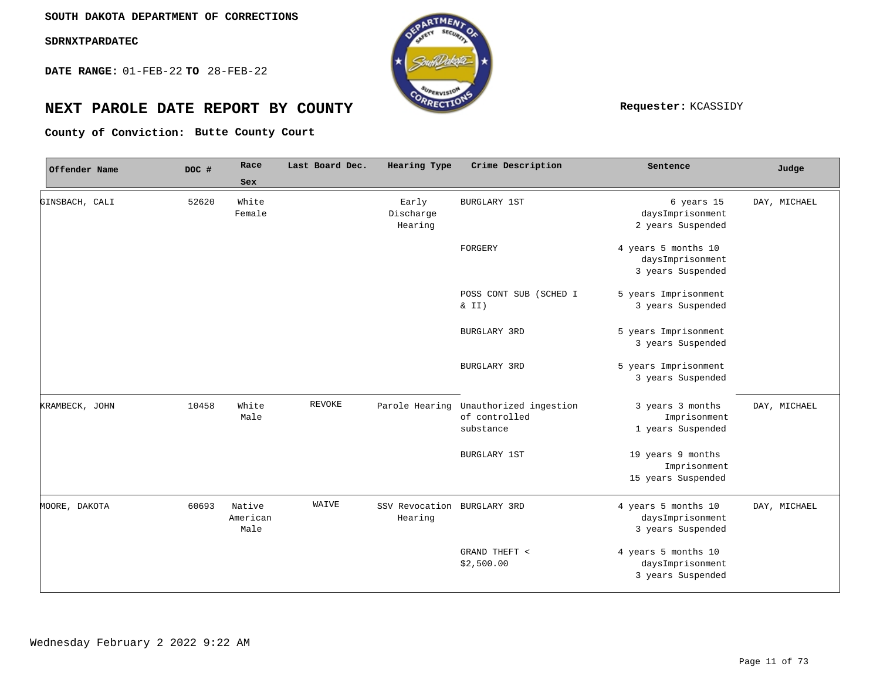SOUTH DAKOTA DEPARTMENT OF CORRECTIONS

SDRNXTPARDATEC

**DATE RANGE:** 01-FEB-22 **TO** 28-FEB-22

# NEXT PAROLE DATE REPORT BY COUNTY

**Requester:** KCASSIDY

**County of Conviction:** Butte County Court

| Offender Name | DOC # | Race Sex | Last Board Dec. | Hearing Type | Crime Description | Sentence | Judge |
|---|---|---|---|---|---|---|---|
| GINSBACH, CALI | 52620 | White Female | | Early Discharge Hearing | BURGLARY 1ST | 6 years 15 daysImprisonment 2 years Suspended | DAY, MICHAEL |
| | | | | | FORGERY | 4 years 5 months 10 daysImprisonment 3 years Suspended | |
| | | | | | POSS CONT SUB (SCHED I & II) | 5 years Imprisonment 3 years Suspended | |
| | | | | | BURGLARY 3RD | 5 years Imprisonment 3 years Suspended | |
| | | | | | BURGLARY 3RD | 5 years Imprisonment 3 years Suspended | |
| KRAMBECK, JOHN | 10458 | White Male | REVOKE | Parole Hearing | Unauthorized ingestion of controlled substance | 3 years 3 months Imprisonment 1 years Suspended | DAY, MICHAEL |
| | | | | | BURGLARY 1ST | 19 years 9 months Imprisonment 15 years Suspended | |
| MOORE, DAKOTA | 60693 | Native American Male | WAIVE | SSV Revocation Hearing | BURGLARY 3RD | 4 years 5 months 10 daysImprisonment 3 years Suspended | DAY, MICHAEL |
| | | | | | GRAND THEFT < $2,500.00 | 4 years 5 months 10 daysImprisonment 3 years Suspended | |

Wednesday February 2 2022 9:22 AM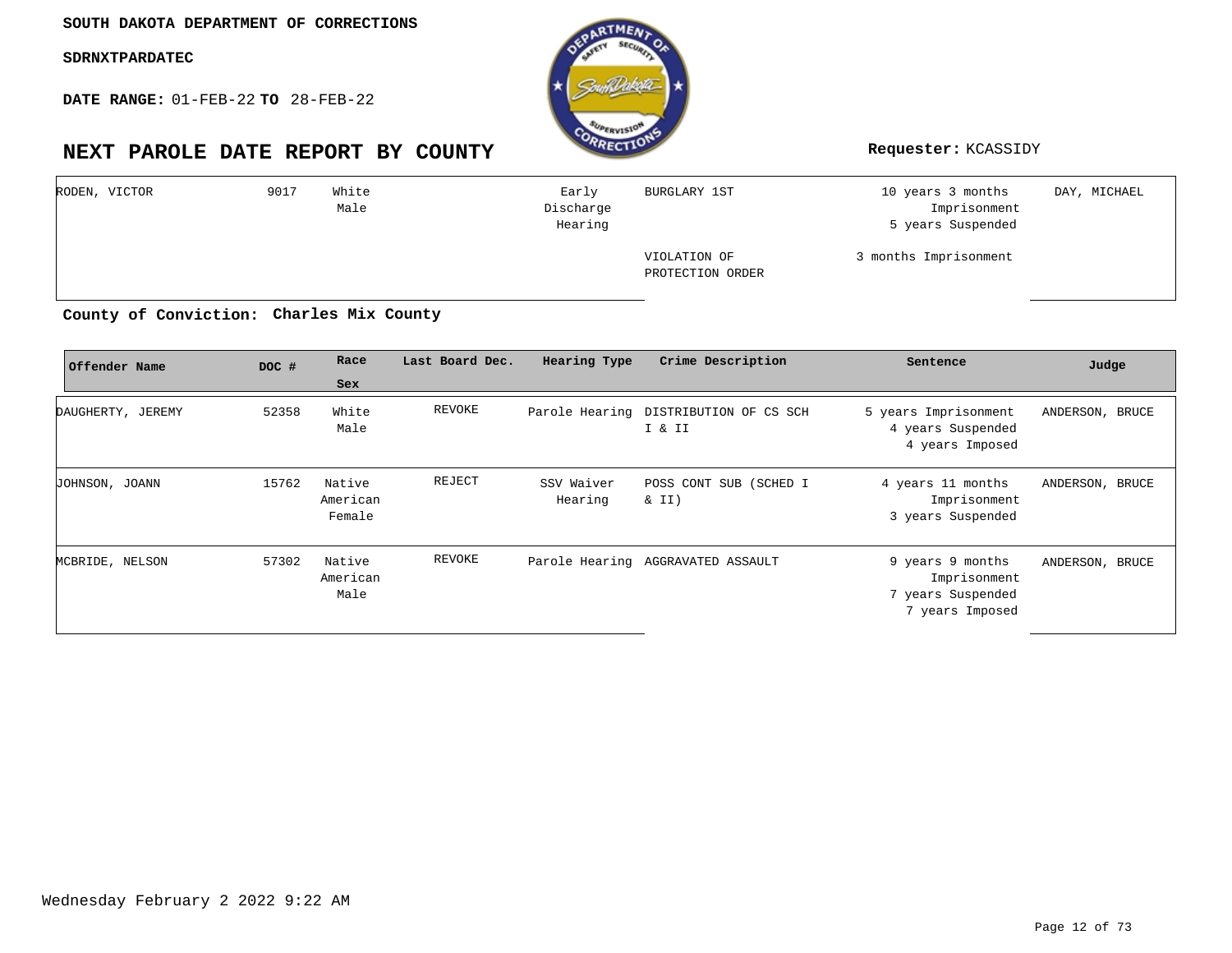**SOUTH DAKOTA DEPARTMENT OF CORRECTIONS**

**SDRNXTPARDATEC**

**DATE RANGE:** 01-FEB-22 **TO** 28-FEB-22

# NEXT PAROLE DATE REPORT BY COUNTY

**Requester:** KCASSIDY

| Offender Name | DOC # | Race Sex | Last Board Dec. | Hearing Type | Crime Description | Sentence | Judge |
|---|---|---|---|---|---|---|---|
| RODEN, VICTOR | 9017 | White Male | | Early Discharge Hearing | BURGLARY 1ST | 10 years 3 months Imprisonment 5 years Suspended | DAY, MICHAEL |
| | | | | | VIOLATION OF PROTECTION ORDER | 3 months Imprisonment | |

**County of Conviction: Charles Mix County**

| Offender Name | DOC # | Race Sex | Last Board Dec. | Hearing Type | Crime Description | Sentence | Judge |
|---|---|---|---|---|---|---|---|
| DAUGHERTY, JEREMY | 52358 | White Male | REVOKE | Parole Hearing | DISTRIBUTION OF CS SCH I & II | 5 years Imprisonment 4 years Suspended 4 years Imposed | ANDERSON, BRUCE |
| JOHNSON, JOANN | 15762 | Native American Female | REJECT | SSV Waiver Hearing | POSS CONT SUB (SCHED I & II) | 4 years 11 months Imprisonment 3 years Suspended | ANDERSON, BRUCE |
| MCBRIDE, NELSON | 57302 | Native American Male | REVOKE | Parole Hearing | AGGRAVATED ASSAULT | 9 years 9 months Imprisonment 7 years Suspended 7 years Imposed | ANDERSON, BRUCE |

Wednesday February 2 2022 9:22 AM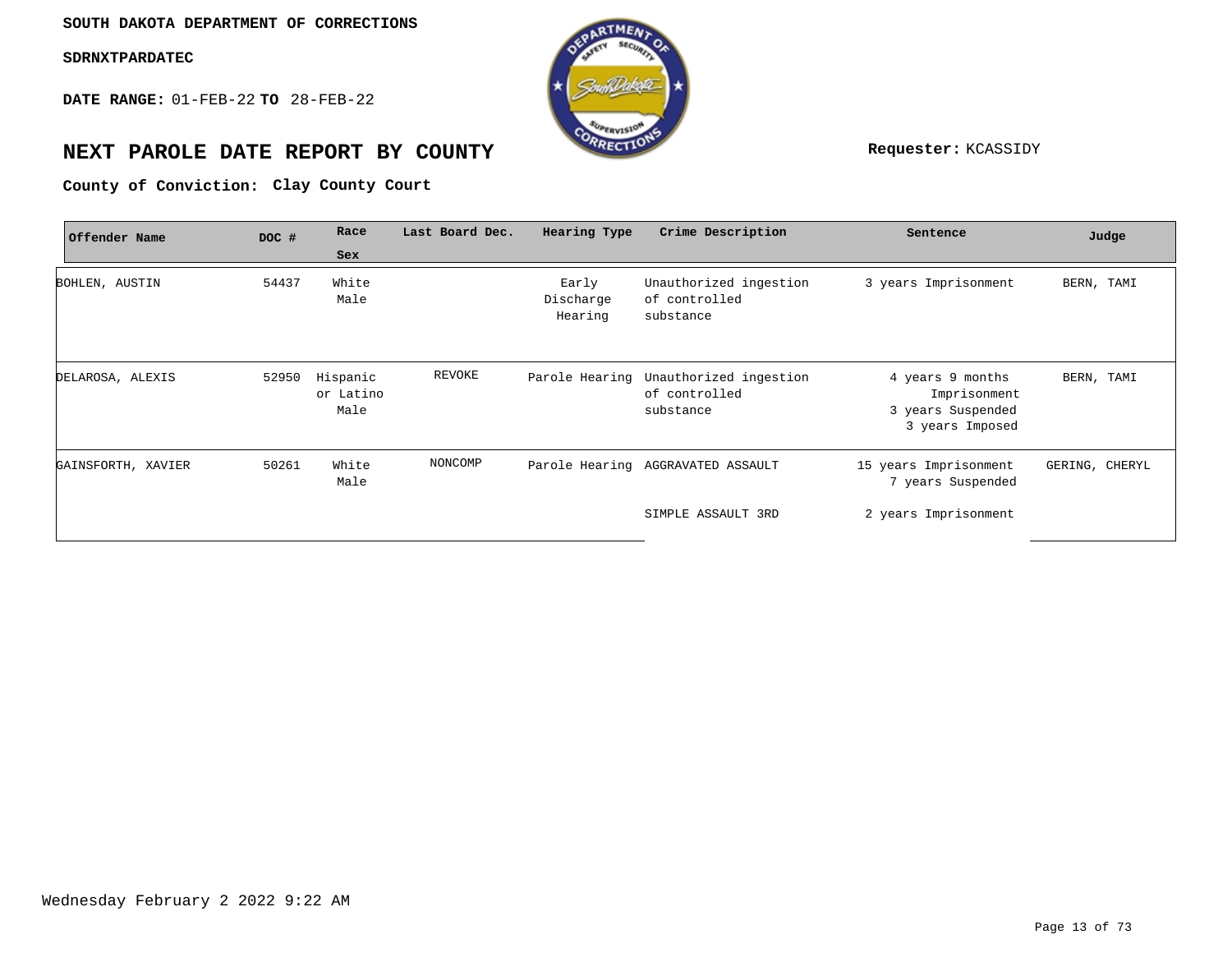SOUTH DAKOTA DEPARTMENT OF CORRECTIONS

SDRNXTPARDATEC

**DATE RANGE:** 01-FEB-22 **TO** 28-FEB-22

# NEXT PAROLE DATE REPORT BY COUNTY

**Requester:** KCASSIDY

**County of Conviction:** **Clay County Court**

| Offender Name | DOC # | Race / Sex | Last Board Dec. | Hearing Type | Crime Description | Sentence | Judge |
|---|---|---|---|---|---|---|---|
| BOHLEN, AUSTIN | 54437 | White Male | | Early Discharge Hearing | Unauthorized ingestion of controlled substance | 3 years Imprisonment | BERN, TAMI |
| DELAROSA, ALEXIS | 52950 | Hispanic or Latino Male | REVOKE | Parole Hearing | Unauthorized ingestion of controlled substance | 4 years 9 months Imprisonment 3 years Suspended 3 years Imposed | BERN, TAMI |
| GAINSFORTH, XAVIER | 50261 | White Male | NONCOMP | Parole Hearing | AGGRAVATED ASSAULT | 15 years Imprisonment 7 years Suspended | GERING, CHERYL |
| | | | | | SIMPLE ASSAULT 3RD | 2 years Imprisonment | |

Wednesday February 2 2022 9:22 AM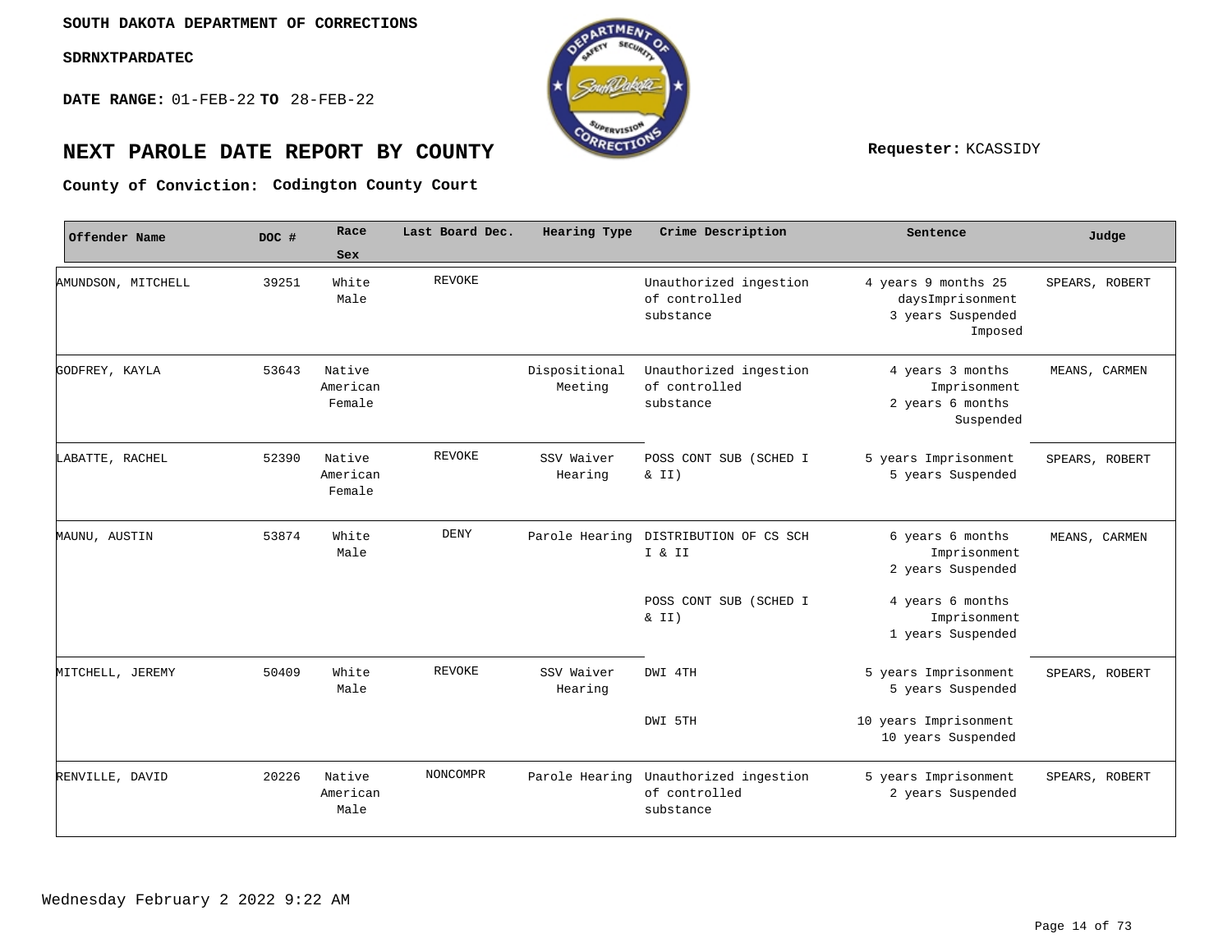SOUTH DAKOTA DEPARTMENT OF CORRECTIONS

SDRNXTPARDATEC

**DATE RANGE:** 01-FEB-22 **TO** 28-FEB-22

# NEXT PAROLE DATE REPORT BY COUNTY

**Requester:** KCASSIDY

**County of Conviction: Codington County Court**

| Offender Name | DOC # | Race Sex | Last Board Dec. | Hearing Type | Crime Description | Sentence | Judge |
|---|---|---|---|---|---|---|---|
| AMUNDSON, MITCHELL | 39251 | White Male | REVOKE | | Unauthorized ingestion of controlled substance | 4 years 9 months 25 daysImprisonment 3 years Suspended Imposed | SPEARS, ROBERT |
| GODFREY, KAYLA | 53643 | Native American Female | | Dispositional Meeting | Unauthorized ingestion of controlled substance | 4 years 3 months Imprisonment 2 years 6 months Suspended | MEANS, CARMEN |
| LABATTE, RACHEL | 52390 | Native American Female | REVOKE | SSV Waiver Hearing | POSS CONT SUB (SCHED I & II) | 5 years Imprisonment 5 years Suspended | SPEARS, ROBERT |
| MAUNU, AUSTIN | 53874 | White Male | DENY | Parole Hearing | DISTRIBUTION OF CS SCH I & II | 6 years 6 months Imprisonment 2 years Suspended | MEANS, CARMEN |
| | | | | | POSS CONT SUB (SCHED I & II) | 4 years 6 months Imprisonment 1 years Suspended | |
| MITCHELL, JEREMY | 50409 | White Male | REVOKE | SSV Waiver Hearing | DWI 4TH | 5 years Imprisonment 5 years Suspended | SPEARS, ROBERT |
| | | | | | DWI 5TH | 10 years Imprisonment 10 years Suspended | |
| RENVILLE, DAVID | 20226 | Native American Male | NONCOMPR | Parole Hearing | Unauthorized ingestion of controlled substance | 5 years Imprisonment 2 years Suspended | SPEARS, ROBERT |

Wednesday February 2 2022 9:22 AM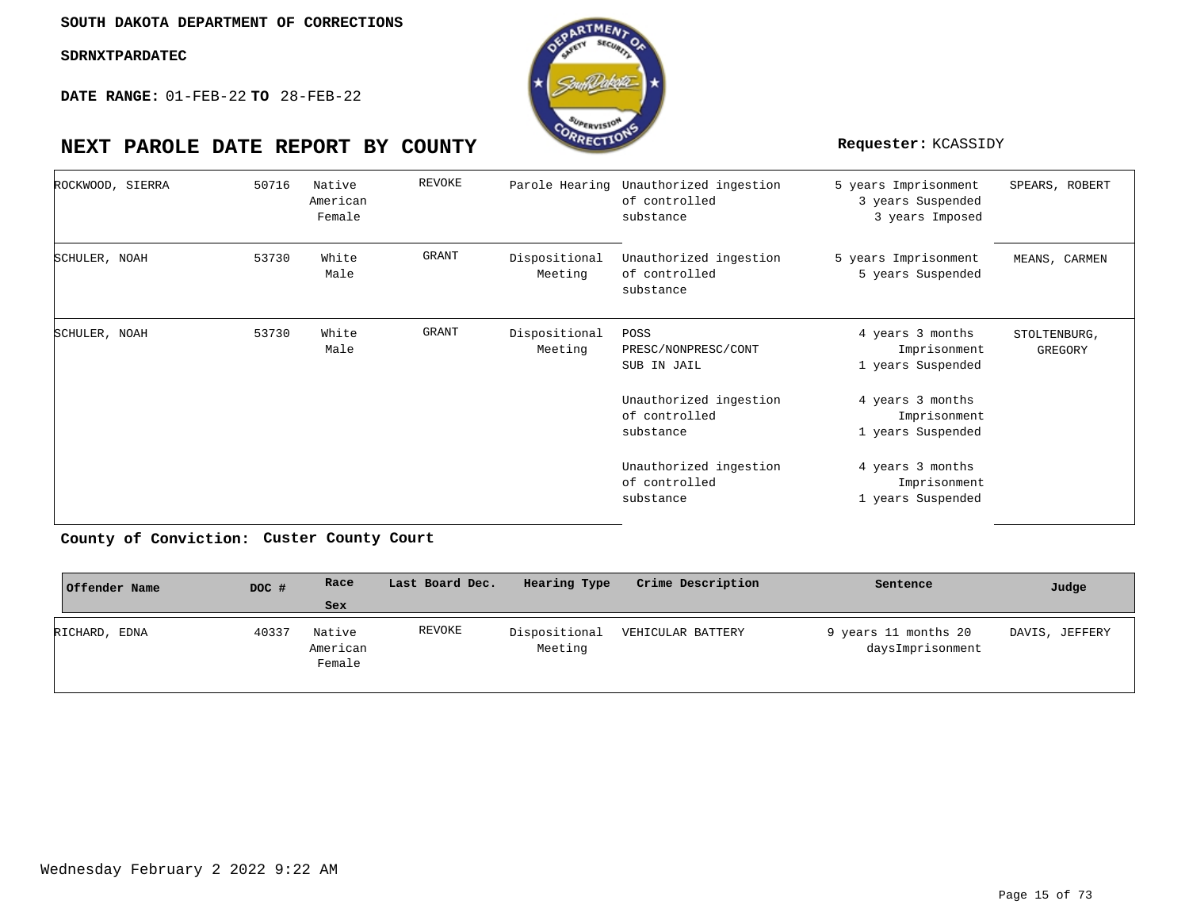**SOUTH DAKOTA DEPARTMENT OF CORRECTIONS**

**SDRNXTPARDATEC**

**DATE RANGE:** 01-FEB-22 **TO** 28-FEB-22

# NEXT PAROLE DATE REPORT BY COUNTY

**Requester:** KCASSIDY

| Offender Name | DOC # | Race Sex | Last Board Dec. | Hearing Type | Crime Description | Sentence | Judge |
|---|---|---|---|---|---|---|---|
| ROCKWOOD, SIERRA | 50716 | Native American Female | REVOKE | Parole Hearing | Unauthorized ingestion of controlled substance | 5 years Imprisonment 3 years Suspended 3 years Imposed | SPEARS, ROBERT |
| SCHULER, NOAH | 53730 | White Male | GRANT | Dispositional Meeting | Unauthorized ingestion of controlled substance | 5 years Imprisonment 5 years Suspended | MEANS, CARMEN |
| SCHULER, NOAH | 53730 | White Male | GRANT | Dispositional Meeting | POSS PRESC/NONPRESC/CONT SUB IN JAIL | 4 years 3 months Imprisonment 1 years Suspended | STOLTENBURG, GREGORY |
| | | | | | Unauthorized ingestion of controlled substance | 4 years 3 months Imprisonment 1 years Suspended | |
| | | | | | Unauthorized ingestion of controlled substance | 4 years 3 months Imprisonment 1 years Suspended | |

**County of Conviction: Custer County Court**

| Offender Name | DOC # | Race Sex | Last Board Dec. | Hearing Type | Crime Description | Sentence | Judge |
|---|---|---|---|---|---|---|---|
| RICHARD, EDNA | 40337 | Native American Female | REVOKE | Dispositional Meeting | VEHICULAR BATTERY | 9 years 11 months 20 daysImprisonment | DAVIS, JEFFERY |

Wednesday February 2 2022 9:22 AM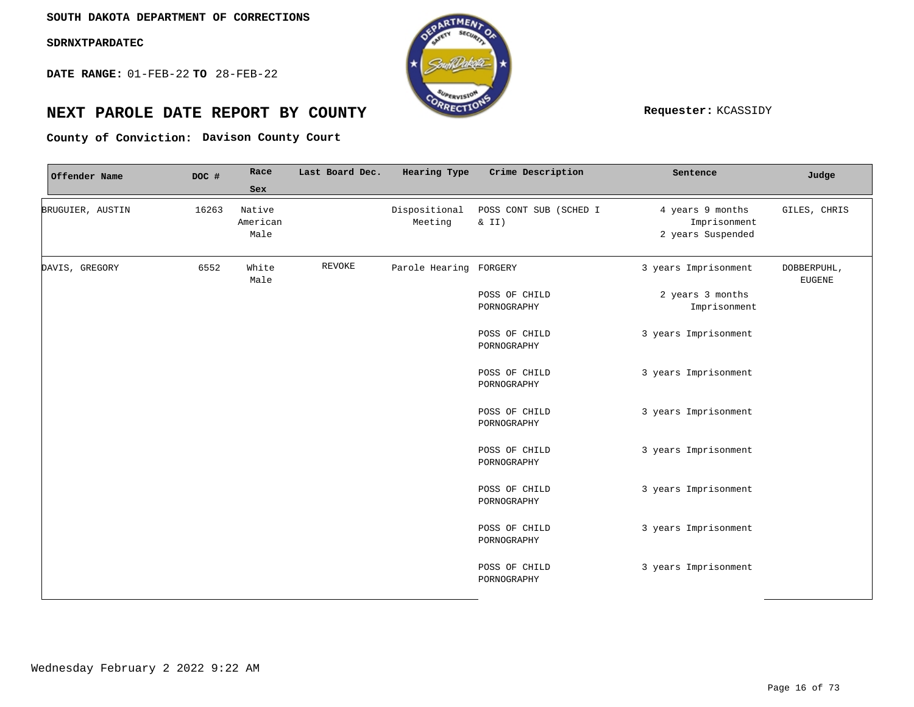SOUTH DAKOTA DEPARTMENT OF CORRECTIONS

SDRNXTPARDATEC

**DATE RANGE:** 01-FEB-22 **TO** 28-FEB-22

# NEXT PAROLE DATE REPORT BY COUNTY

**Requester:** KCASSIDY

**County of Conviction:** Davison County Court

| Offender Name | DOC # | Race Sex | Last Board Dec. | Hearing Type | Crime Description | Sentence | Judge |
|---|---|---|---|---|---|---|---|
| BRUGUIER, AUSTIN | 16263 | Native American Male | | Dispositional Meeting | POSS CONT SUB (SCHED I & II) | 4 years 9 months Imprisonment 2 years Suspended | GILES, CHRIS |
| DAVIS, GREGORY | 6552 | White Male | REVOKE | Parole Hearing | FORGERY | 3 years Imprisonment | DOBBERPUHL, EUGENE |
| | | | | | POSS OF CHILD PORNOGRAPHY | 2 years 3 months Imprisonment | |
| | | | | | POSS OF CHILD PORNOGRAPHY | 3 years Imprisonment | |
| | | | | | POSS OF CHILD PORNOGRAPHY | 3 years Imprisonment | |
| | | | | | POSS OF CHILD PORNOGRAPHY | 3 years Imprisonment | |
| | | | | | POSS OF CHILD PORNOGRAPHY | 3 years Imprisonment | |
| | | | | | POSS OF CHILD PORNOGRAPHY | 3 years Imprisonment | |
| | | | | | POSS OF CHILD PORNOGRAPHY | 3 years Imprisonment | |
| | | | | | POSS OF CHILD PORNOGRAPHY | 3 years Imprisonment | |

Wednesday February 2 2022 9:22 AM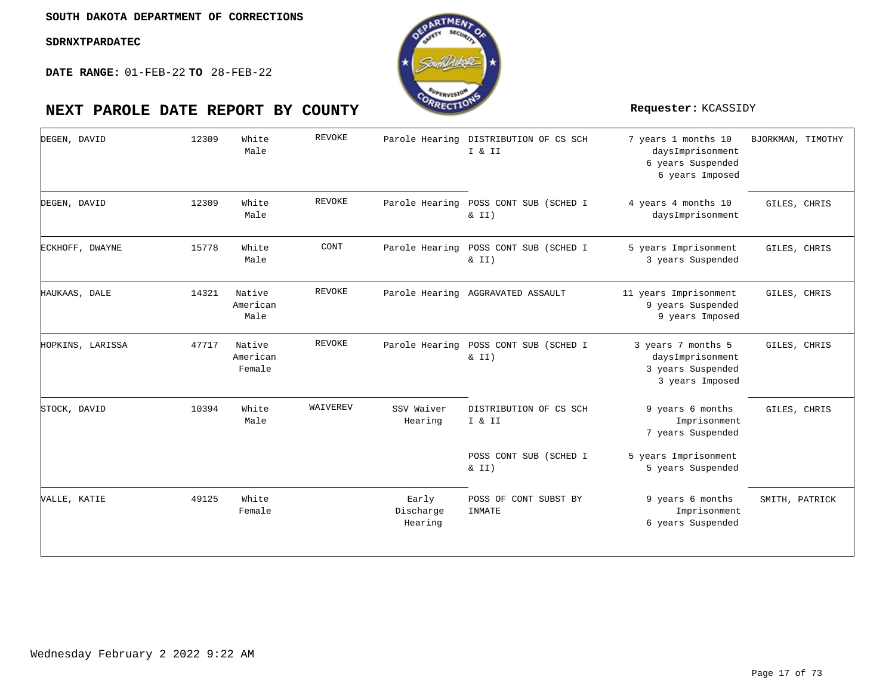**SOUTH DAKOTA DEPARTMENT OF CORRECTIONS**

**SDRNXTPARDATEC**

**DATE RANGE:** 01-FEB-22 **TO** 28-FEB-22

# NEXT PAROLE DATE REPORT BY COUNTY

**Requester:** KCASSIDY

| | | | | | | | |
|---|---|---|---|---|---|---|---|
| DEGEN, DAVID | 12309 | White Male | REVOKE | Parole Hearing | DISTRIBUTION OF CS SCH I & II | 7 years 1 months 10 daysImprisonment<br>6 years Suspended<br>6 years Imposed | BJORKMAN, TIMOTHY |
| DEGEN, DAVID | 12309 | White Male | REVOKE | Parole Hearing | POSS CONT SUB (SCHED I & II) | 4 years 4 months 10 daysImprisonment | GILES, CHRIS |
| ECKHOFF, DWAYNE | 15778 | White Male | CONT | Parole Hearing | POSS CONT SUB (SCHED I & II) | 5 years Imprisonment<br>3 years Suspended | GILES, CHRIS |
| HAUKAAS, DALE | 14321 | Native American Male | REVOKE | Parole Hearing | AGGRAVATED ASSAULT | 11 years Imprisonment<br>9 years Suspended<br>9 years Imposed | GILES, CHRIS |
| HOPKINS, LARISSA | 47717 | Native American Female | REVOKE | Parole Hearing | POSS CONT SUB (SCHED I & II) | 3 years 7 months 5 daysImprisonment<br>3 years Suspended<br>3 years Imposed | GILES, CHRIS |
| STOCK, DAVID | 10394 | White Male | WAIVEREV | SSV Waiver Hearing | DISTRIBUTION OF CS SCH I & II | 9 years 6 months Imprisonment<br>7 years Suspended | GILES, CHRIS |
| | | | | | POSS CONT SUB (SCHED I & II) | 5 years Imprisonment<br>5 years Suspended | |
| VALLE, KATIE | 49125 | White Female | | Early Discharge Hearing | POSS OF CONT SUBST BY INMATE | 9 years 6 months Imprisonment<br>6 years Suspended | SMITH, PATRICK |

Wednesday February 2 2022 9:22 AM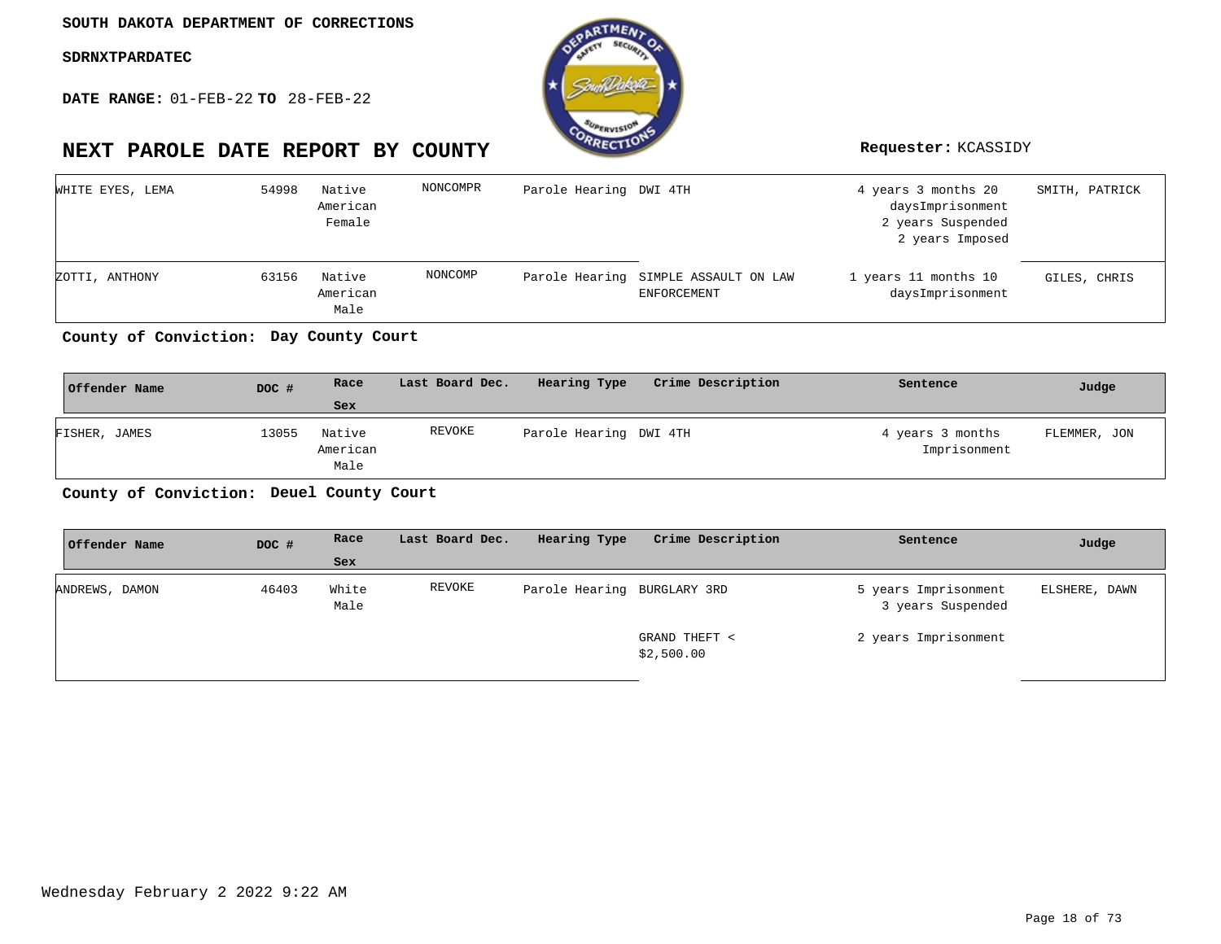SOUTH DAKOTA DEPARTMENT OF CORRECTIONS

SDRNXTPARDATEC

**DATE RANGE:** 01-FEB-22 **TO** 28-FEB-22

# NEXT PAROLE DATE REPORT BY COUNTY

**Requester:** KCASSIDY

| Offender Name | DOC # | Race Sex | Last Board Dec. | Hearing Type | Crime Description | Sentence | Judge |
|---|---|---|---|---|---|---|---|
| WHITE EYES, LEMA | 54998 | Native American Female | NONCOMPR | Parole Hearing | DWI 4TH | 4 years 3 months 20 daysImprisonment 2 years Suspended 2 years Imposed | SMITH, PATRICK |
| ZOTTI, ANTHONY | 63156 | Native American Male | NONCOMP | Parole Hearing | SIMPLE ASSAULT ON LAW ENFORCEMENT | 1 years 11 months 10 daysImprisonment | GILES, CHRIS |

**County of Conviction: Day County Court**

| Offender Name | DOC # | Race Sex | Last Board Dec. | Hearing Type | Crime Description | Sentence | Judge |
|---|---|---|---|---|---|---|---|
| FISHER, JAMES | 13055 | Native American Male | REVOKE | Parole Hearing | DWI 4TH | 4 years 3 months Imprisonment | FLEMMER, JON |

**County of Conviction: Deuel County Court**

| Offender Name | DOC # | Race Sex | Last Board Dec. | Hearing Type | Crime Description | Sentence | Judge |
|---|---|---|---|---|---|---|---|
| ANDREWS, DAMON | 46403 | White Male | REVOKE | Parole Hearing | BURGLARY 3RD | 5 years Imprisonment 3 years Suspended | ELSHERE, DAWN |
| | | | | | GRAND THEFT < $2,500.00 | 2 years Imprisonment | |

Wednesday February 2 2022 9:22 AM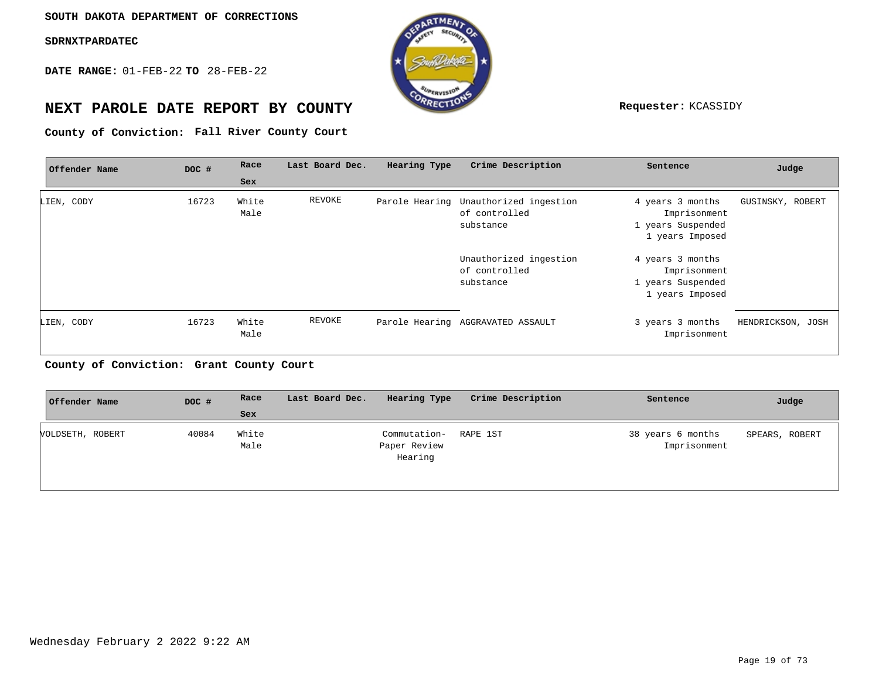SOUTH DAKOTA DEPARTMENT OF CORRECTIONS

SDRNXTPARDATEC

**DATE RANGE:** 01-FEB-22 **TO** 28-FEB-22

# NEXT PAROLE DATE REPORT BY COUNTY

**Requester:** KCASSIDY

**County of Conviction: Fall River County Court**

| Offender Name | DOC # | Race Sex | Last Board Dec. | Hearing Type | Crime Description | Sentence | Judge |
|---|---|---|---|---|---|---|---|
| LIEN, CODY | 16723 | White Male | REVOKE | Parole Hearing | Unauthorized ingestion of controlled substance | 4 years 3 months Imprisonment 1 years Suspended 1 years Imposed | GUSINSKY, ROBERT |
| | | | | | Unauthorized ingestion of controlled substance | 4 years 3 months Imprisonment 1 years Suspended 1 years Imposed | |
| LIEN, CODY | 16723 | White Male | REVOKE | Parole Hearing | AGGRAVATED ASSAULT | 3 years 3 months Imprisonment | HENDRICKSON, JOSH |

**County of Conviction: Grant County Court**

| Offender Name | DOC # | Race Sex | Last Board Dec. | Hearing Type | Crime Description | Sentence | Judge |
|---|---|---|---|---|---|---|---|
| VOLDSETH, ROBERT | 40084 | White Male | | Commutation- Paper Review Hearing | RAPE 1ST | 38 years 6 months Imprisonment | SPEARS, ROBERT |

Wednesday February 2 2022 9:22 AM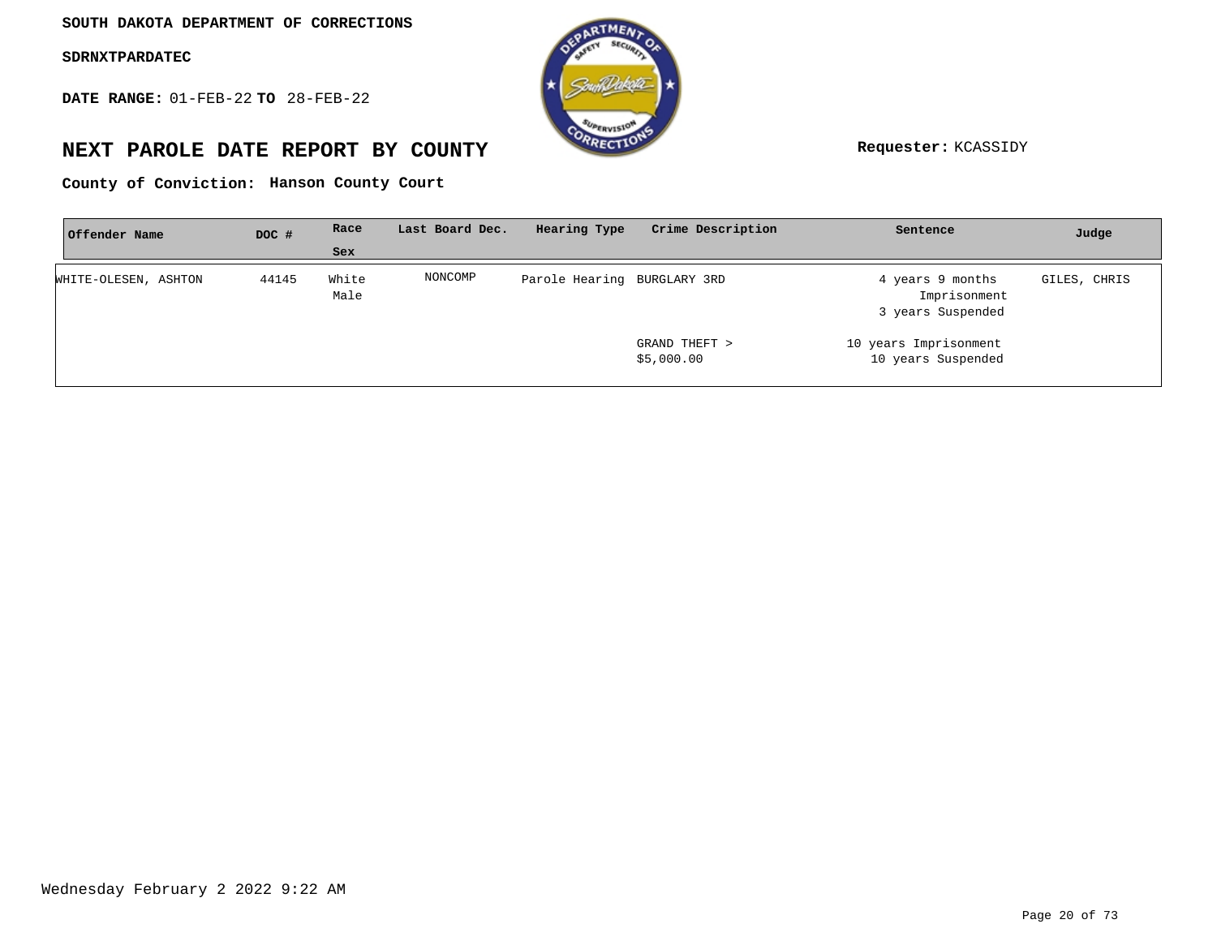**SOUTH DAKOTA DEPARTMENT OF CORRECTIONS**

**SDRNXTPARDATEC**

**DATE RANGE:** 01-FEB-22 **TO** 28-FEB-22

# NEXT PAROLE DATE REPORT BY COUNTY

**Requester:** KCASSIDY

**County of Conviction: Hanson County Court**

| Offender Name | DOC # | Race / Sex | Last Board Dec. | Hearing Type | Crime Description | Sentence | Judge |
|---|---|---|---|---|---|---|---|
| WHITE-OLESEN, ASHTON | 44145 | White Male | NONCOMP | Parole Hearing | BURGLARY 3RD | 4 years 9 months Imprisonment 3 years Suspended | GILES, CHRIS |
| | | | | | GRAND THEFT > $5,000.00 | 10 years Imprisonment 10 years Suspended | |

Wednesday February 2 2022 9:22 AM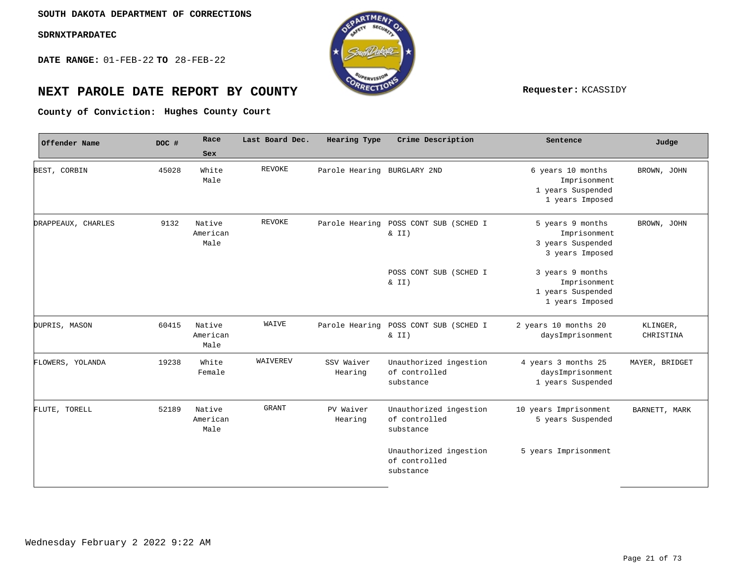SOUTH DAKOTA DEPARTMENT OF CORRECTIONS

SDRNXTPARDATEC

**DATE RANGE:** 01-FEB-22 **TO** 28-FEB-22

# NEXT PAROLE DATE REPORT BY COUNTY

**Requester:** KCASSIDY

**County of Conviction:** Hughes County Court

| Offender Name | DOC # | Race Sex | Last Board Dec. | Hearing Type | Crime Description | Sentence | Judge |
|---|---|---|---|---|---|---|---|
| BEST, CORBIN | 45028 | White Male | REVOKE | Parole Hearing | BURGLARY 2ND | 6 years 10 months Imprisonment 1 years Suspended 1 years Imposed | BROWN, JOHN |
| DRAPPEAUX, CHARLES | 9132 | Native American Male | REVOKE | Parole Hearing | POSS CONT SUB (SCHED I & II) | 5 years 9 months Imprisonment 3 years Suspended 3 years Imposed | BROWN, JOHN |
| | | | | | POSS CONT SUB (SCHED I & II) | 3 years 9 months Imprisonment 1 years Suspended 1 years Imposed | |
| DUPRIS, MASON | 60415 | Native American Male | WAIVE | Parole Hearing | POSS CONT SUB (SCHED I & II) | 2 years 10 months 20 daysImprisonment | KLINGER, CHRISTINA |
| FLOWERS, YOLANDA | 19238 | White Female | WAIVEREV | SSV Waiver Hearing | Unauthorized ingestion of controlled substance | 4 years 3 months 25 daysImprisonment 1 years Suspended | MAYER, BRIDGET |
| FLUTE, TORELL | 52189 | Native American Male | GRANT | PV Waiver Hearing | Unauthorized ingestion of controlled substance | 10 years Imprisonment 5 years Suspended | BARNETT, MARK |
| | | | | | Unauthorized ingestion of controlled substance | 5 years Imprisonment | |

Wednesday February 2 2022 9:22 AM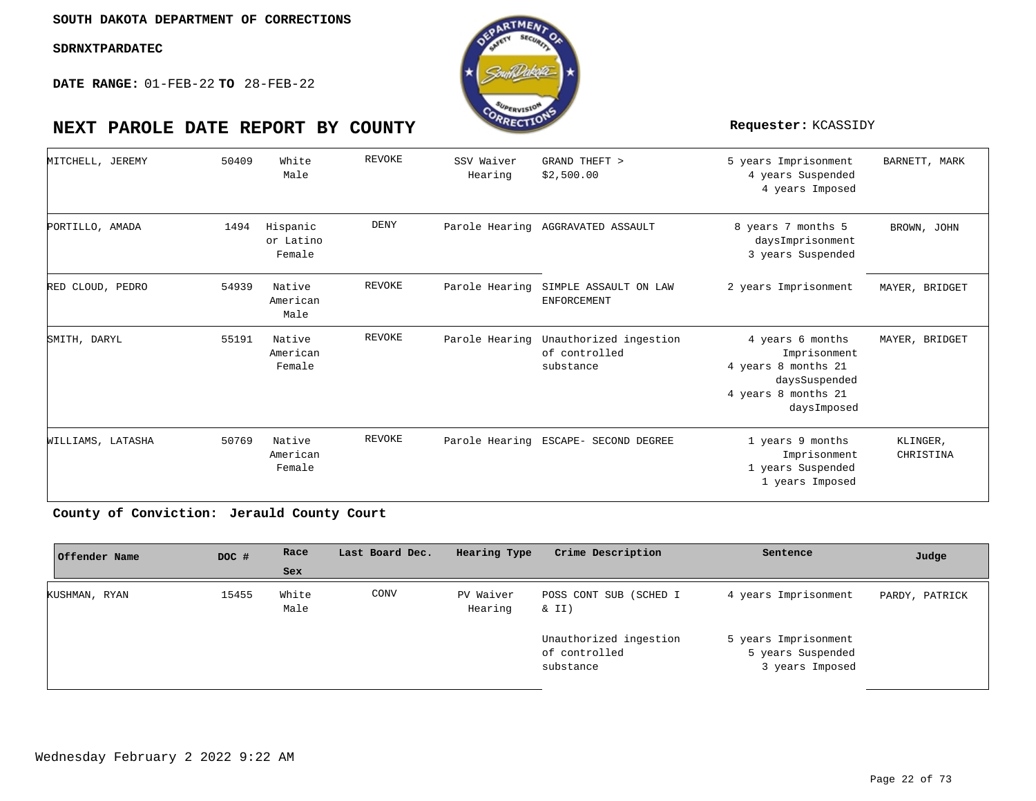**SOUTH DAKOTA DEPARTMENT OF CORRECTIONS**

**SDRNXTPARDATEC**

**DATE RANGE:** 01-FEB-22 **TO** 28-FEB-22

# NEXT PAROLE DATE REPORT BY COUNTY

**Requester:** KCASSIDY

| Offender Name | DOC # | Race Sex | Last Board Dec. | Hearing Type | Crime Description | Sentence | Judge |
|---|---|---|---|---|---|---|---|
| MITCHELL, JEREMY | 50409 | White Male | REVOKE | SSV Waiver Hearing | GRAND THEFT > $2,500.00 | 5 years Imprisonment 4 years Suspended 4 years Imposed | BARNETT, MARK |
| PORTILLO, AMADA | 1494 | Hispanic or Latino Female | DENY | Parole Hearing | AGGRAVATED ASSAULT | 8 years 7 months 5 daysImprisonment 3 years Suspended | BROWN, JOHN |
| RED CLOUD, PEDRO | 54939 | Native American Male | REVOKE | Parole Hearing | SIMPLE ASSAULT ON LAW ENFORCEMENT | 2 years Imprisonment | MAYER, BRIDGET |
| SMITH, DARYL | 55191 | Native American Female | REVOKE | Parole Hearing | Unauthorized ingestion of controlled substance | 4 years 6 months Imprisonment 4 years 8 months 21 daysSuspended 4 years 8 months 21 daysImposed | MAYER, BRIDGET |
| WILLIAMS, LATASHA | 50769 | Native American Female | REVOKE | Parole Hearing | ESCAPE- SECOND DEGREE | 1 years 9 months Imprisonment 1 years Suspended 1 years Imposed | KLINGER, CHRISTINA |

**County of Conviction: Jerauld County Court**

| Offender Name | DOC # | Race Sex | Last Board Dec. | Hearing Type | Crime Description | Sentence | Judge |
|---|---|---|---|---|---|---|---|
| KUSHMAN, RYAN | 15455 | White Male | CONV | PV Waiver Hearing | POSS CONT SUB (SCHED I & II) | 4 years Imprisonment | PARDY, PATRICK |
| | | | | | Unauthorized ingestion of controlled substance | 5 years Imprisonment 5 years Suspended 3 years Imposed | |

Wednesday February 2 2022 9:22 AM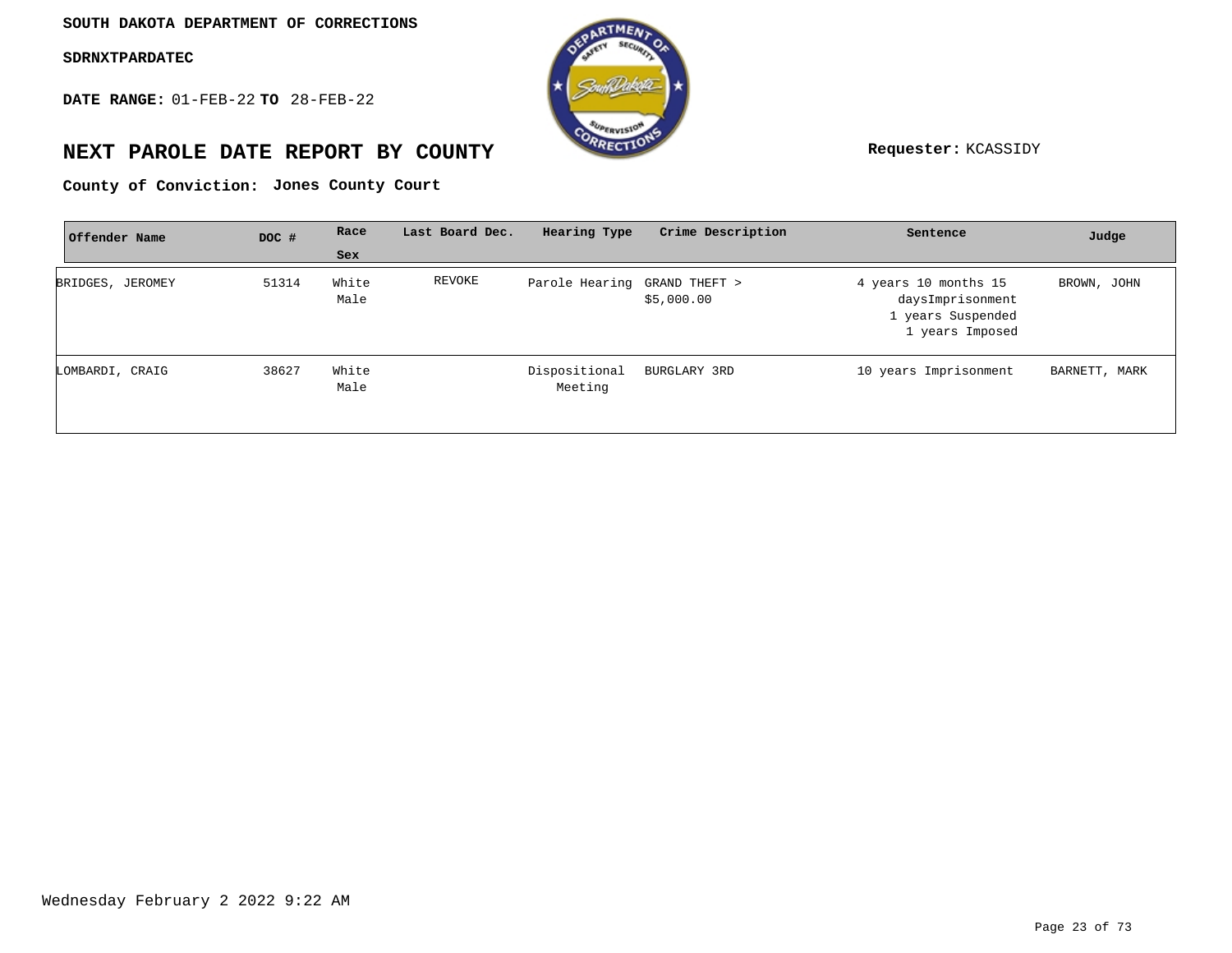**SOUTH DAKOTA DEPARTMENT OF CORRECTIONS**

**SDRNXTPARDATEC**

**DATE RANGE:** 01-FEB-22 **TO** 28-FEB-22

# NEXT PAROLE DATE REPORT BY COUNTY

**Requester:** KCASSIDY

**County of Conviction: Jones County Court**

| Offender Name | DOC # | Race Sex | Last Board Dec. | Hearing Type | Crime Description | Sentence | Judge |
|---|---|---|---|---|---|---|---|
| BRIDGES, JEROMEY | 51314 | White Male | REVOKE | Parole Hearing | GRAND THEFT > $5,000.00 | 4 years 10 months 15 daysImprisonment 1 years Suspended 1 years Imposed | BROWN, JOHN |
| LOMBARDI, CRAIG | 38627 | White Male | | Dispositional Meeting | BURGLARY 3RD | 10 years Imprisonment | BARNETT, MARK |

Wednesday February 2 2022 9:22 AM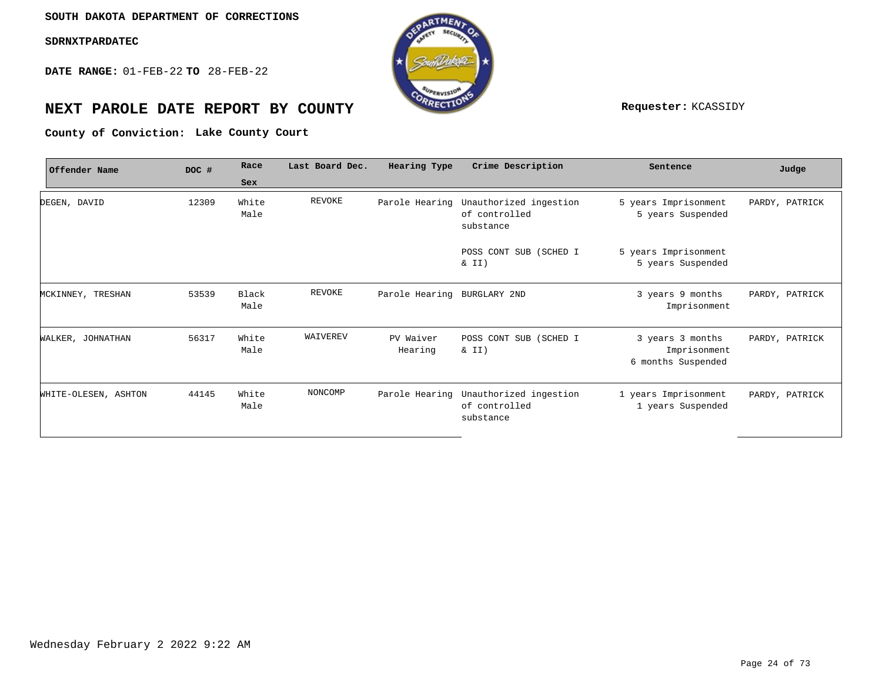SOUTH DAKOTA DEPARTMENT OF CORRECTIONS

SDRNXTPARDATEC

**DATE RANGE:** 01-FEB-22 **TO** 28-FEB-22

# NEXT PAROLE DATE REPORT BY COUNTY

**Requester:** KCASSIDY

**County of Conviction: Lake County Court**

| Offender Name | DOC # | Race Sex | Last Board Dec. | Hearing Type | Crime Description | Sentence | Judge |
|---|---|---|---|---|---|---|---|
| DEGEN, DAVID | 12309 | White Male | REVOKE | Parole Hearing | Unauthorized ingestion of controlled substance | 5 years Imprisonment 5 years Suspended | PARDY, PATRICK |
| | | | | | POSS CONT SUB (SCHED I & II) | 5 years Imprisonment 5 years Suspended | |
| MCKINNEY, TRESHAN | 53539 | Black Male | REVOKE | Parole Hearing | BURGLARY 2ND | 3 years 9 months Imprisonment | PARDY, PATRICK |
| WALKER, JOHNATHAN | 56317 | White Male | WAIVEREV | PV Waiver Hearing | POSS CONT SUB (SCHED I & II) | 3 years 3 months Imprisonment 6 months Suspended | PARDY, PATRICK |
| WHITE-OLESEN, ASHTON | 44145 | White Male | NONCOMP | Parole Hearing | Unauthorized ingestion of controlled substance | 1 years Imprisonment 1 years Suspended | PARDY, PATRICK |

Wednesday February 2 2022 9:22 AM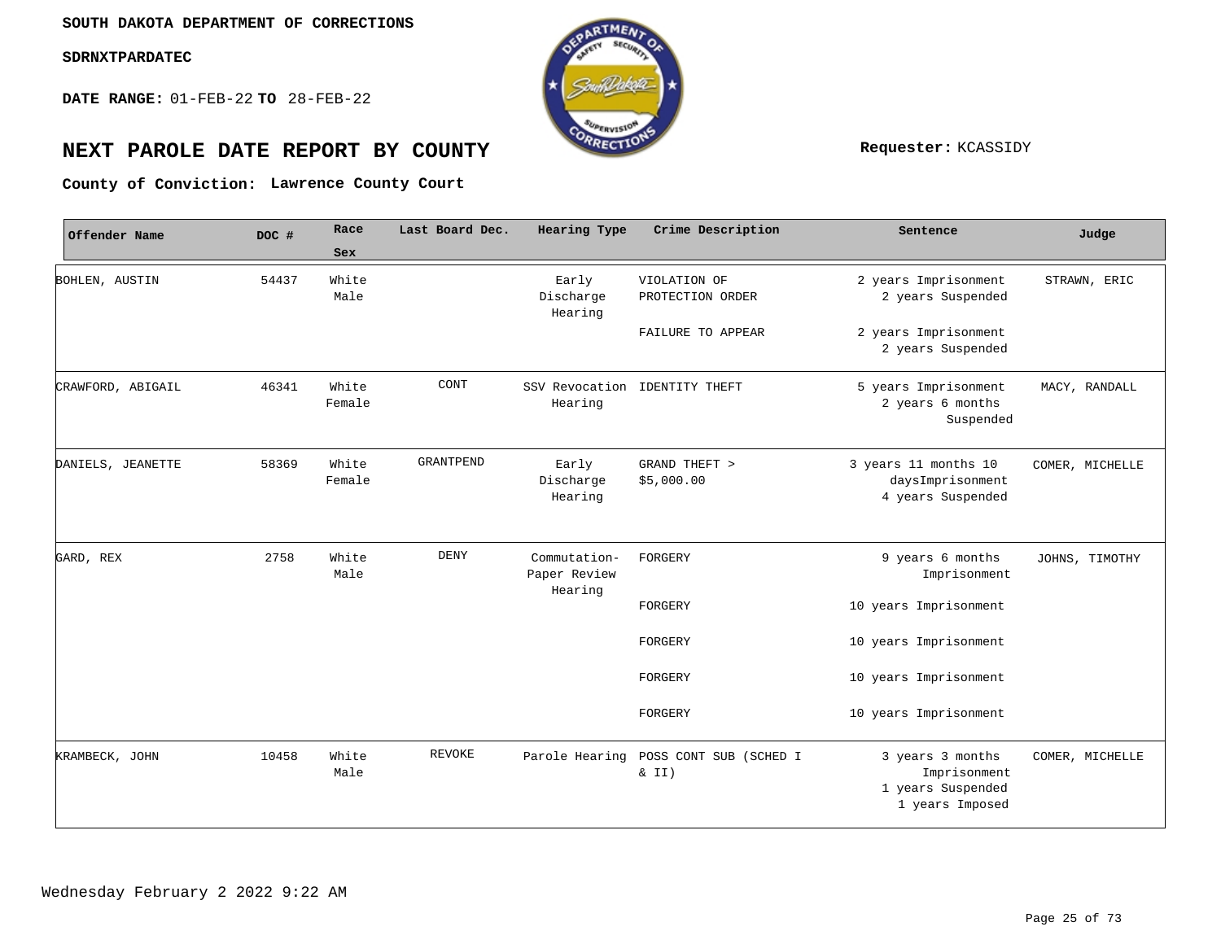**SOUTH DAKOTA DEPARTMENT OF CORRECTIONS**

**SDRNXTPARDATEC**

**DATE RANGE:** 01-FEB-22 **TO** 28-FEB-22

# NEXT PAROLE DATE REPORT BY COUNTY

**Requester:** KCASSIDY

**County of Conviction:** **Lawrence County Court**

| Offender Name | DOC # | Race Sex | Last Board Dec. | Hearing Type | Crime Description | Sentence | Judge |
|---|---|---|---|---|---|---|---|
| BOHLEN, AUSTIN | 54437 | White Male | | Early Discharge Hearing | VIOLATION OF PROTECTION ORDER | 2 years Imprisonment 2 years Suspended | STRAWN, ERIC |
| | | | | | FAILURE TO APPEAR | 2 years Imprisonment 2 years Suspended | |
| CRAWFORD, ABIGAIL | 46341 | White Female | CONT | SSV Revocation Hearing | IDENTITY THEFT | 5 years Imprisonment 2 years 6 months Suspended | MACY, RANDALL |
| DANIELS, JEANETTE | 58369 | White Female | GRANTPEND | Early Discharge Hearing | GRAND THEFT > $5,000.00 | 3 years 11 months 10 daysImprisonment 4 years Suspended | COMER, MICHELLE |
| GARD, REX | 2758 | White Male | DENY | Commutation-Paper Review Hearing | FORGERY | 9 years 6 months Imprisonment | JOHNS, TIMOTHY |
| | | | | | FORGERY | 10 years Imprisonment | |
| | | | | | FORGERY | 10 years Imprisonment | |
| | | | | | FORGERY | 10 years Imprisonment | |
| | | | | | FORGERY | 10 years Imprisonment | |
| KRAMBECK, JOHN | 10458 | White Male | REVOKE | Parole Hearing | POSS CONT SUB (SCHED I & II) | 3 years 3 months Imprisonment 1 years Suspended 1 years Imposed | COMER, MICHELLE |

Wednesday February 2 2022 9:22 AM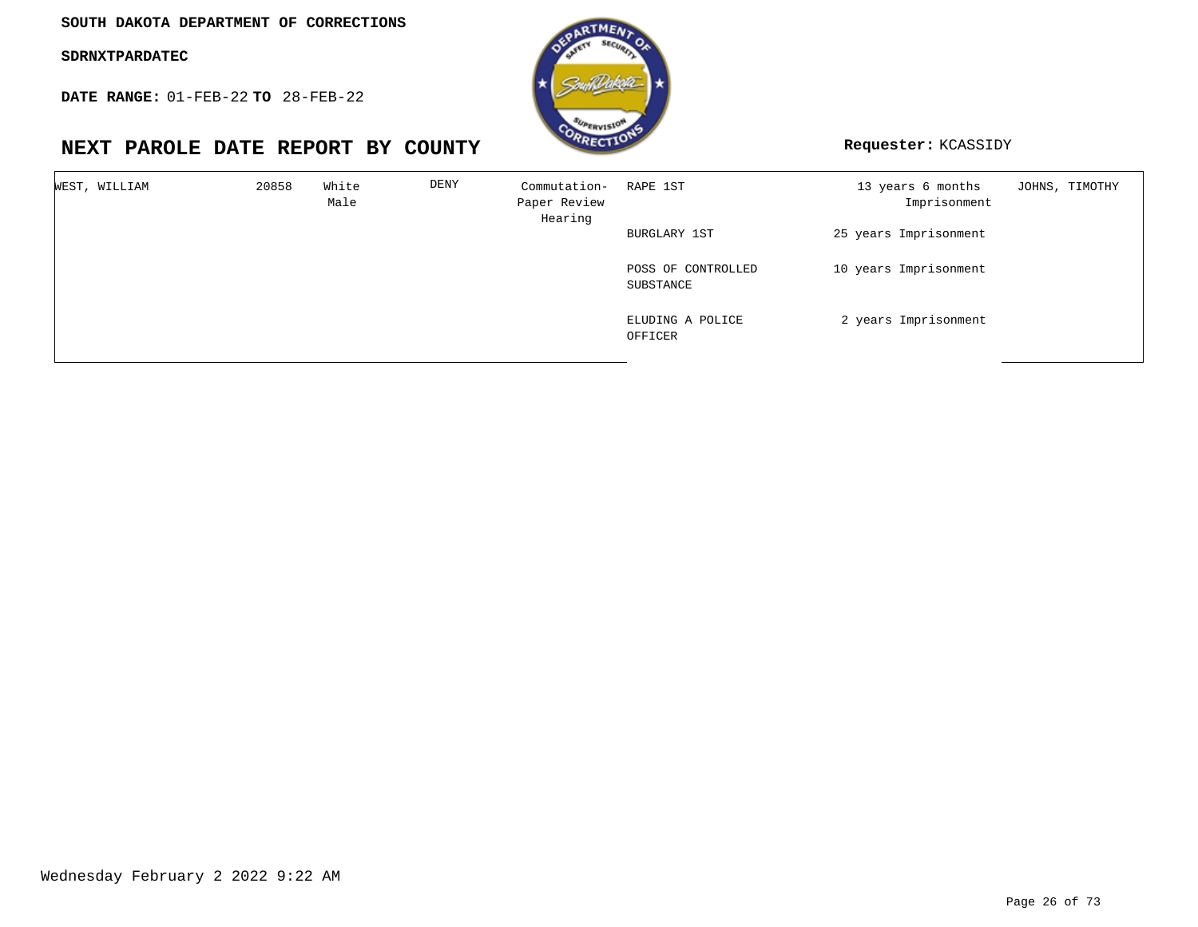**SOUTH DAKOTA DEPARTMENT OF CORRECTIONS**

**SDRNXTPARDATEC**

**DATE RANGE:** 01-FEB-22 **TO** 28-FEB-22

# NEXT PAROLE DATE REPORT BY COUNTY

**Requester:** KCASSIDY

| | | | | | | | |
|---|---|---|---|---|---|---|---|
| WEST, WILLIAM | 20858 | White Male | DENY | Commutation-Paper Review Hearing | RAPE 1ST | 13 years 6 months Imprisonment | JOHNS, TIMOTHY |
| | | | | | BURGLARY 1ST | 25 years Imprisonment | |
| | | | | | POSS OF CONTROLLED SUBSTANCE | 10 years Imprisonment | |
| | | | | | ELUDING A POLICE OFFICER | 2 years Imprisonment | |

Wednesday February 2 2022 9:22 AM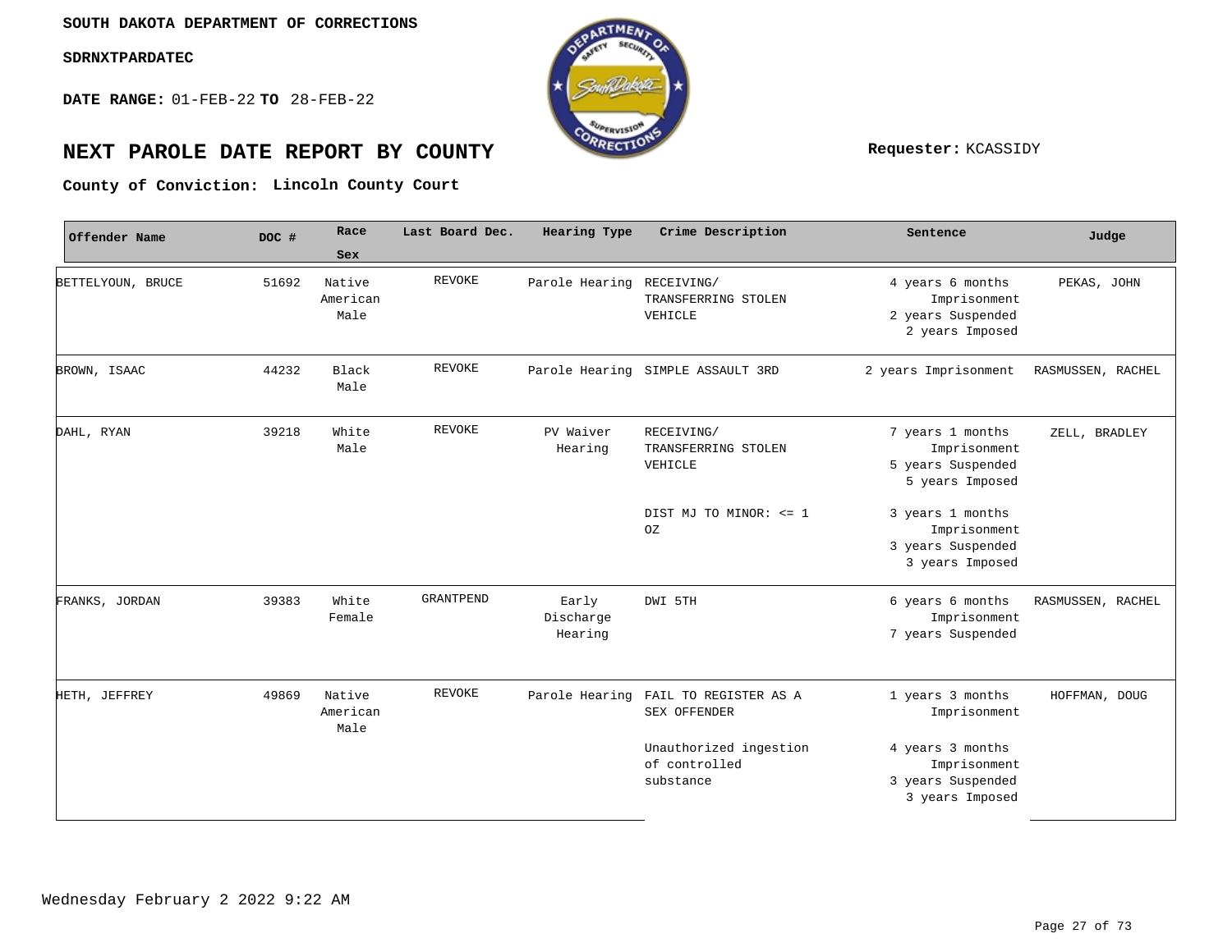**SOUTH DAKOTA DEPARTMENT OF CORRECTIONS**

**SDRNXTPARDATEC**

**DATE RANGE:** 01-FEB-22 **TO** 28-FEB-22

# NEXT PAROLE DATE REPORT BY COUNTY

**Requester:** KCASSIDY

**County of Conviction: Lincoln County Court**

| Offender Name | DOC # | Race Sex | Last Board Dec. | Hearing Type | Crime Description | Sentence | Judge |
|---|---|---|---|---|---|---|---|
| BETTELYOUN, BRUCE | 51692 | Native American Male | REVOKE | Parole Hearing | RECEIVING/ TRANSFERRING STOLEN VEHICLE | 4 years 6 months Imprisonment 2 years Suspended 2 years Imposed | PEKAS, JOHN |
| BROWN, ISAAC | 44232 | Black Male | REVOKE | Parole Hearing | SIMPLE ASSAULT 3RD | 2 years Imprisonment | RASMUSSEN, RACHEL |
| DAHL, RYAN | 39218 | White Male | REVOKE | PV Waiver Hearing | RECEIVING/ TRANSFERRING STOLEN VEHICLE | 7 years 1 months Imprisonment 5 years Suspended 5 years Imposed | ZELL, BRADLEY |
| | | | | | DIST MJ TO MINOR: <= 1 OZ | 3 years 1 months Imprisonment 3 years Suspended 3 years Imposed | |
| FRANKS, JORDAN | 39383 | White Female | GRANTPEND | Early Discharge Hearing | DWI 5TH | 6 years 6 months Imprisonment 7 years Suspended | RASMUSSEN, RACHEL |
| HETH, JEFFREY | 49869 | Native American Male | REVOKE | Parole Hearing | FAIL TO REGISTER AS A SEX OFFENDER | 1 years 3 months Imprisonment | HOFFMAN, DOUG |
| | | | | | Unauthorized ingestion of controlled substance | 4 years 3 months Imprisonment 3 years Suspended 3 years Imposed | |

Wednesday February 2 2022 9:22 AM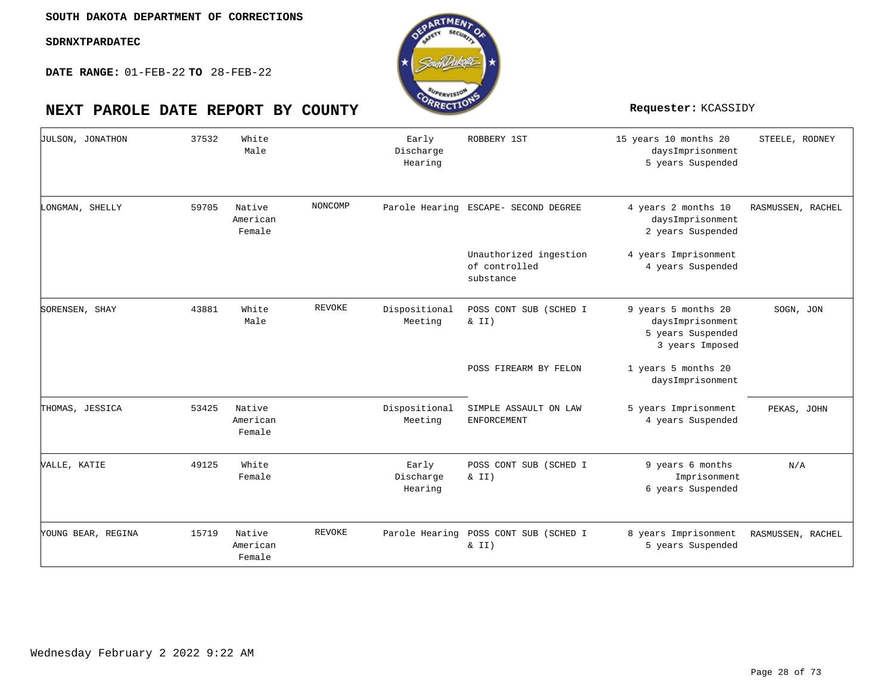**SOUTH DAKOTA DEPARTMENT OF CORRECTIONS**

**SDRNXTPARDATEC**

**DATE RANGE:** 01-FEB-22 **TO** 28-FEB-22

# NEXT PAROLE DATE REPORT BY COUNTY

**Requester:** KCASSIDY

| | | | | | | | |
|---|---|---|---|---|---|---|---|
| JULSON, JONATHON | 37532 | White Male | | Early Discharge Hearing | ROBBERY 1ST | 15 years 10 months 20 daysImprisonment 5 years Suspended | STEELE, RODNEY |
| LONGMAN, SHELLY | 59705 | Native American Female | NONCOMP | Parole Hearing | ESCAPE- SECOND DEGREE | 4 years 2 months 10 daysImprisonment 2 years Suspended | RASMUSSEN, RACHEL |
| | | | | | Unauthorized ingestion of controlled substance | 4 years Imprisonment 4 years Suspended | |
| SORENSEN, SHAY | 43881 | White Male | REVOKE | Dispositional Meeting | POSS CONT SUB (SCHED I & II) | 9 years 5 months 20 daysImprisonment 5 years Suspended 3 years Imposed | SOGN, JON |
| | | | | | POSS FIREARM BY FELON | 1 years 5 months 20 daysImprisonment | |
| THOMAS, JESSICA | 53425 | Native American Female | | Dispositional Meeting | SIMPLE ASSAULT ON LAW ENFORCEMENT | 5 years Imprisonment 4 years Suspended | PEKAS, JOHN |
| VALLE, KATIE | 49125 | White Female | | Early Discharge Hearing | POSS CONT SUB (SCHED I & II) | 9 years 6 months Imprisonment 6 years Suspended | N/A |
| YOUNG BEAR, REGINA | 15719 | Native American Female | REVOKE | Parole Hearing | POSS CONT SUB (SCHED I & II) | 8 years Imprisonment 5 years Suspended | RASMUSSEN, RACHEL |

Wednesday February 2 2022 9:22 AM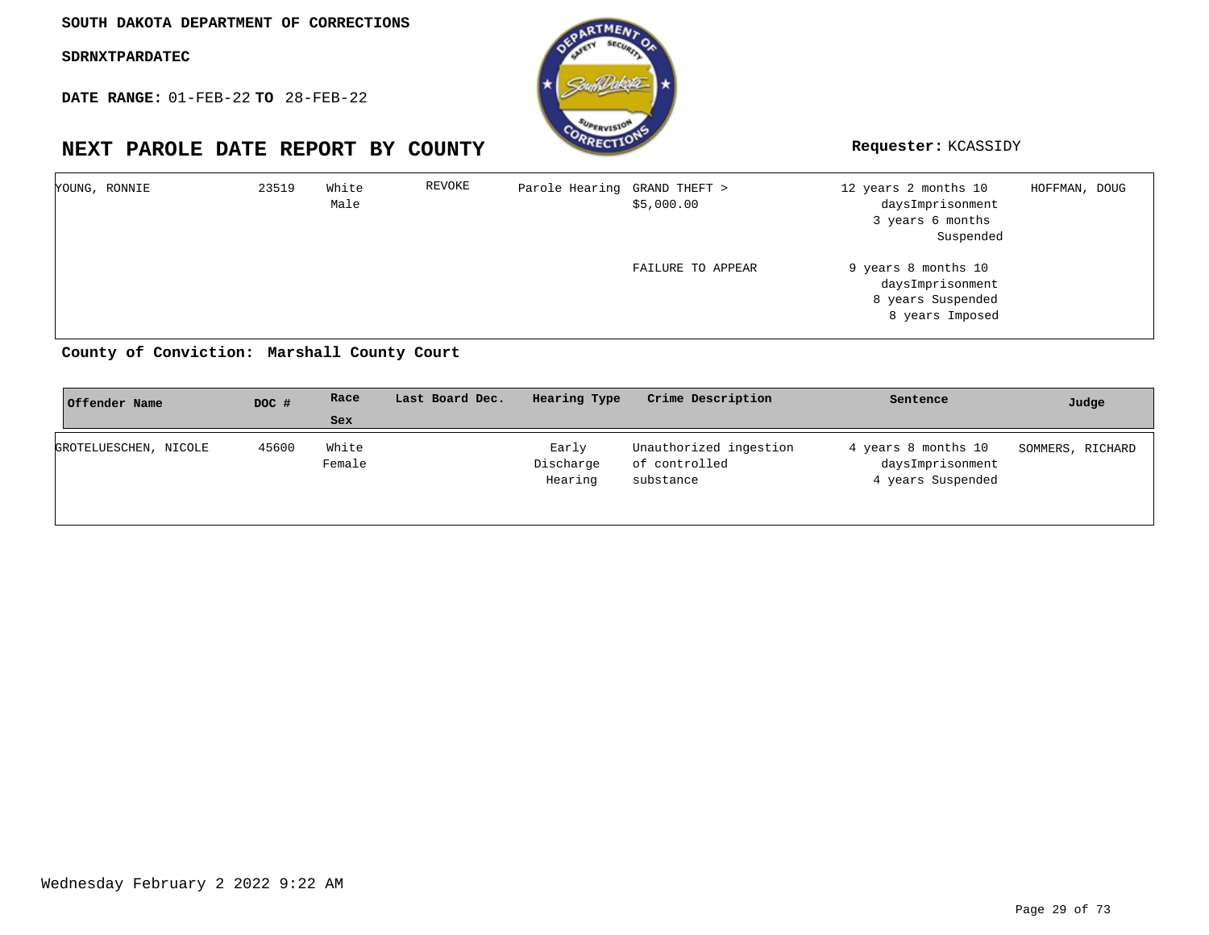**SOUTH DAKOTA DEPARTMENT OF CORRECTIONS**

**SDRNXTPARDATEC**

**DATE RANGE:** 01-FEB-22 **TO** 28-FEB-22

## NEXT PAROLE DATE REPORT BY COUNTY

**Requester:** KCASSIDY

| Offender Name | DOC # | Race Sex | Last Board Dec. | Hearing Type | Crime Description | Sentence | Judge |
|---|---|---|---|---|---|---|---|
| YOUNG, RONNIE | 23519 | White Male | REVOKE | Parole Hearing | GRAND THEFT > $5,000.00 | 12 years 2 months 10 daysImprisonment 3 years 6 months Suspended | HOFFMAN, DOUG |
| | | | | | FAILURE TO APPEAR | 9 years 8 months 10 daysImprisonment 8 years Suspended 8 years Imposed | |

**County of Conviction: Marshall County Court**

| Offender Name | DOC # | Race Sex | Last Board Dec. | Hearing Type | Crime Description | Sentence | Judge |
|---|---|---|---|---|---|---|---|
| GROTELUESCHEN, NICOLE | 45600 | White Female | | Early Discharge Hearing | Unauthorized ingestion of controlled substance | 4 years 8 months 10 daysImprisonment 4 years Suspended | SOMMERS, RICHARD |

Wednesday February 2 2022 9:22 AM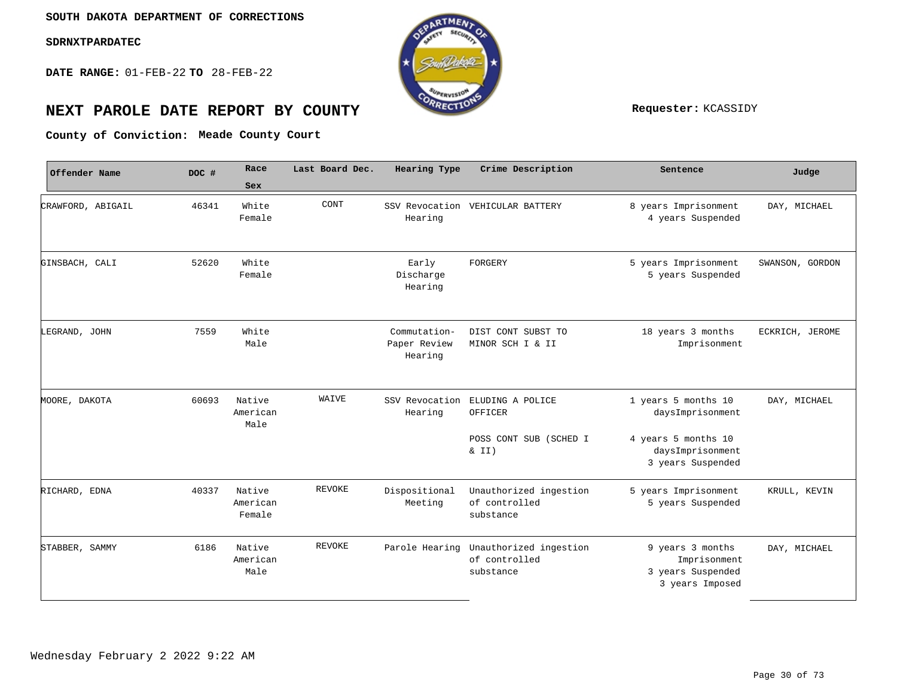**SOUTH DAKOTA DEPARTMENT OF CORRECTIONS**

**SDRNXTPARDATEC**

**DATE RANGE:** 01-FEB-22 **TO** 28-FEB-22

# NEXT PAROLE DATE REPORT BY COUNTY

**Requester:** KCASSIDY

**County of Conviction: Meade County Court**

| Offender Name | DOC # | Race Sex | Last Board Dec. | Hearing Type | Crime Description | Sentence | Judge |
|---|---|---|---|---|---|---|---|
| CRAWFORD, ABIGAIL | 46341 | White Female | CONT | SSV Revocation Hearing | VEHICULAR BATTERY | 8 years Imprisonment 4 years Suspended | DAY, MICHAEL |
| GINSBACH, CALI | 52620 | White Female | | Early Discharge Hearing | FORGERY | 5 years Imprisonment 5 years Suspended | SWANSON, GORDON |
| LEGRAND, JOHN | 7559 | White Male | | Commutation-Paper Review Hearing | DIST CONT SUBST TO MINOR SCH I & II | 18 years 3 months Imprisonment | ECKRICH, JEROME |
| MOORE, DAKOTA | 60693 | Native American Male | WAIVE | SSV Revocation Hearing | ELUDING A POLICE OFFICER | 1 years 5 months 10 daysImprisonment | DAY, MICHAEL |
| | | | | | POSS CONT SUB (SCHED I & II) | 4 years 5 months 10 daysImprisonment 3 years Suspended | |
| RICHARD, EDNA | 40337 | Native American Female | REVOKE | Dispositional Meeting | Unauthorized ingestion of controlled substance | 5 years Imprisonment 5 years Suspended | KRULL, KEVIN |
| STABBER, SAMMY | 6186 | Native American Male | REVOKE | Parole Hearing | Unauthorized ingestion of controlled substance | 9 years 3 months Imprisonment 3 years Suspended 3 years Imposed | DAY, MICHAEL |

Wednesday February 2 2022 9:22 AM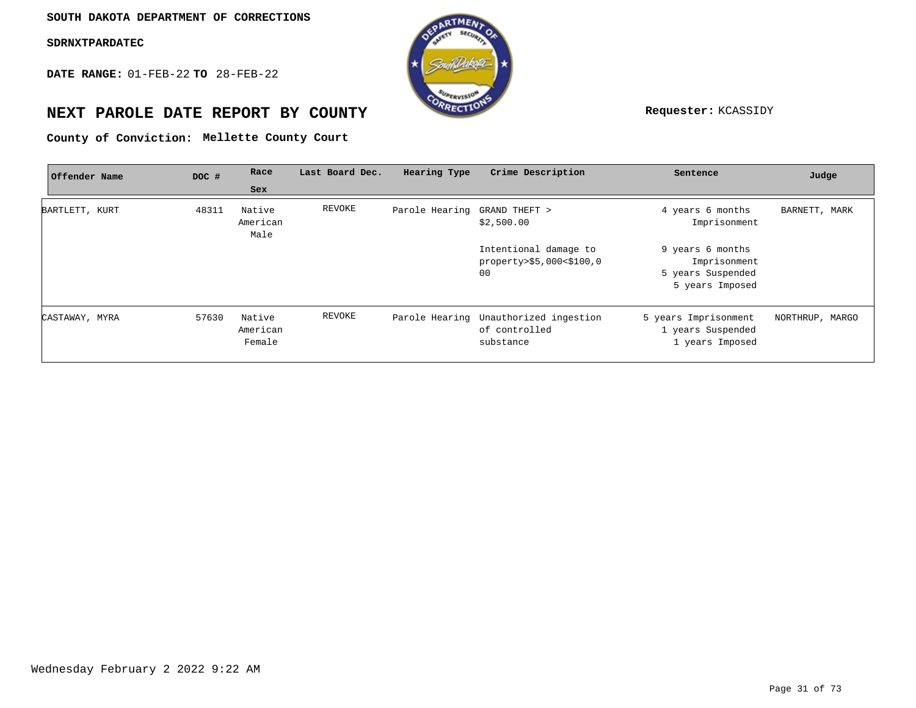SOUTH DAKOTA DEPARTMENT OF CORRECTIONS

SDRNXTPARDATEC

**DATE RANGE:** 01-FEB-22 **TO** 28-FEB-22

# NEXT PAROLE DATE REPORT BY COUNTY

**Requester:** KCASSIDY

**County of Conviction:** Mellette County Court

| Offender Name | DOC # | Race Sex | Last Board Dec. | Hearing Type | Crime Description | Sentence | Judge |
|---|---|---|---|---|---|---|---|
| BARTLETT, KURT | 48311 | Native American Male | REVOKE | Parole Hearing | GRAND THEFT > $2,500.00 | 4 years 6 months Imprisonment | BARNETT, MARK |
| | | | | | Intentional damage to property>$5,000<$100,000 | 9 years 6 months Imprisonment 5 years Suspended 5 years Imposed | |
| CASTAWAY, MYRA | 57630 | Native American Female | REVOKE | Parole Hearing | Unauthorized ingestion of controlled substance | 5 years Imprisonment 1 years Suspended 1 years Imposed | NORTHRUP, MARGO |

Wednesday February 2 2022 9:22 AM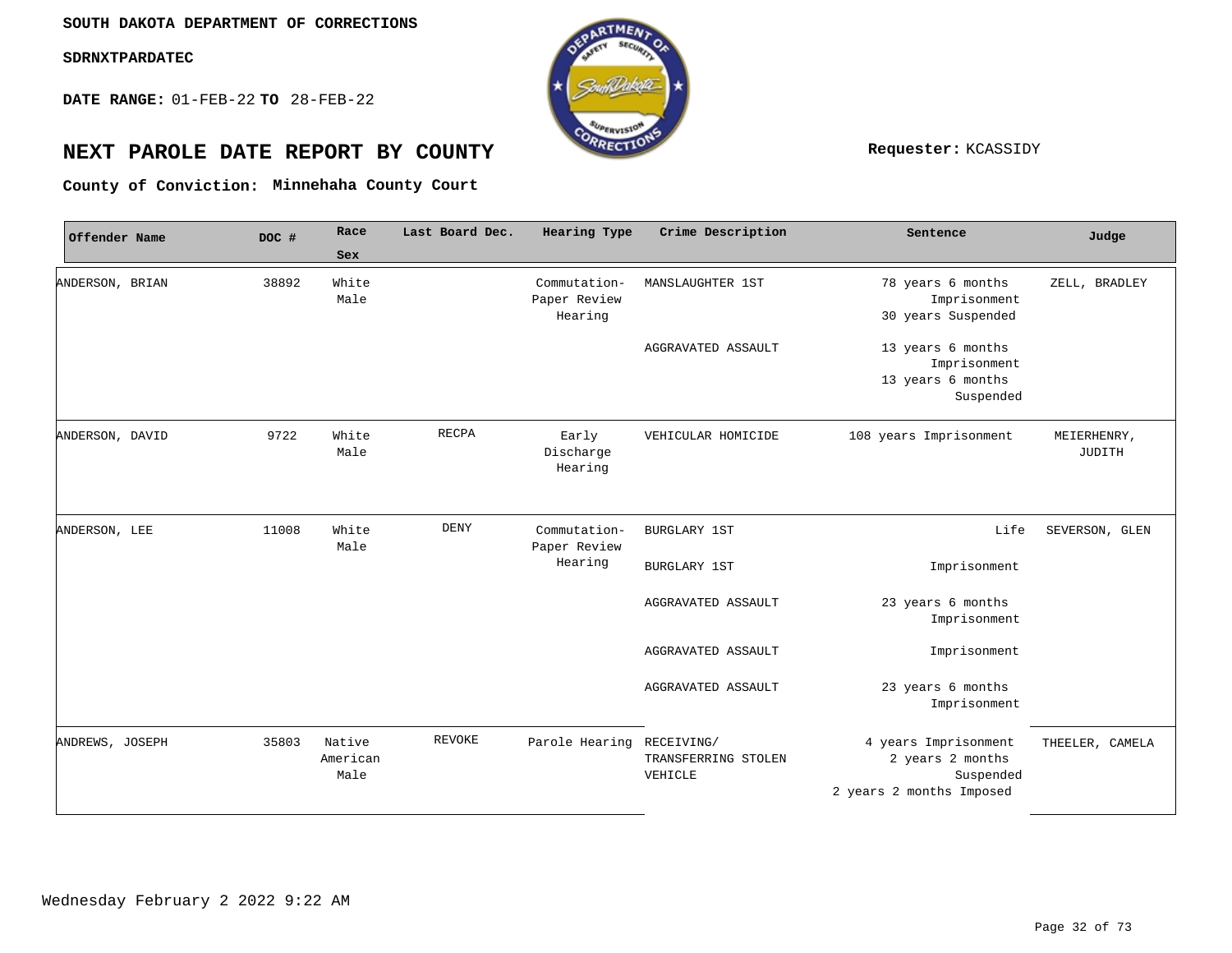SOUTH DAKOTA DEPARTMENT OF CORRECTIONS

SDRNXTPARDATEC

**DATE RANGE:** 01-FEB-22 **TO** 28-FEB-22

# NEXT PAROLE DATE REPORT BY COUNTY

**Requester:** KCASSIDY

**County of Conviction: Minnehaha County Court**

| Offender Name | DOC # | Race Sex | Last Board Dec. | Hearing Type | Crime Description | Sentence | Judge |
|---|---|---|---|---|---|---|---|
| ANDERSON, BRIAN | 38892 | White Male | | Commutation-Paper Review Hearing | MANSLAUGHTER 1ST | 78 years 6 months Imprisonment 30 years Suspended | ZELL, BRADLEY |
| | | | | | AGGRAVATED ASSAULT | 13 years 6 months Imprisonment 13 years 6 months Suspended | |
| ANDERSON, DAVID | 9722 | White Male | RECPA | Early Discharge Hearing | VEHICULAR HOMICIDE | 108 years Imprisonment | MEIERHENRY, JUDITH |
| ANDERSON, LEE | 11008 | White Male | DENY | Commutation-Paper Review Hearing | BURGLARY 1ST | Life | SEVERSON, GLEN |
| | | | | | BURGLARY 1ST | Imprisonment | |
| | | | | | AGGRAVATED ASSAULT | 23 years 6 months Imprisonment | |
| | | | | | AGGRAVATED ASSAULT | Imprisonment | |
| | | | | | AGGRAVATED ASSAULT | 23 years 6 months Imprisonment | |
| ANDREWS, JOSEPH | 35803 | Native American Male | REVOKE | Parole Hearing | RECEIVING/ TRANSFERRING STOLEN VEHICLE | 4 years Imprisonment 2 years 2 months Suspended 2 years 2 months Imposed | THEELER, CAMELA |

Wednesday February 2 2022 9:22 AM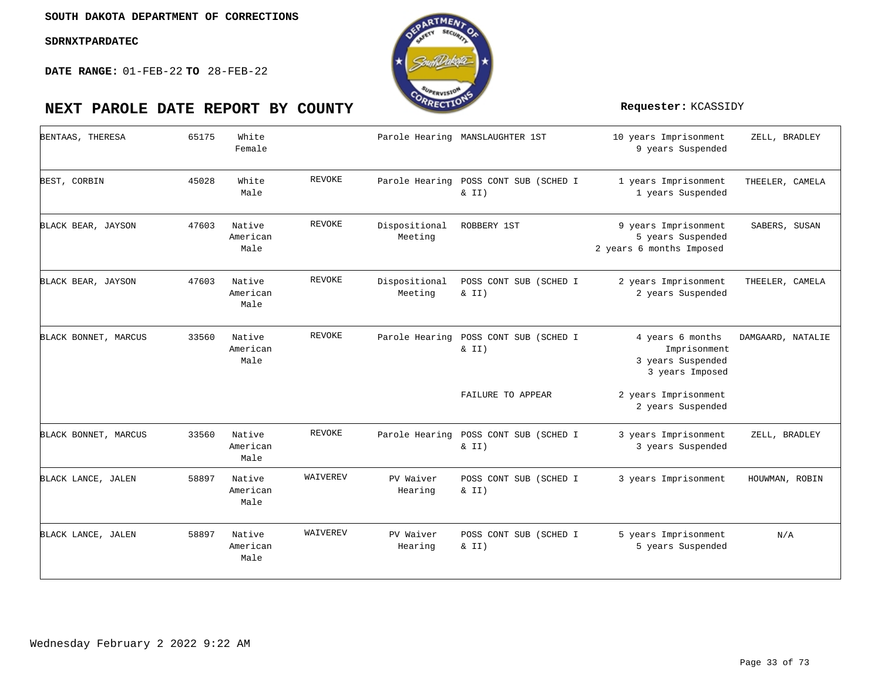SOUTH DAKOTA DEPARTMENT OF CORRECTIONS

SDRNXTPARDATEC

**DATE RANGE:** 01-FEB-22 **TO** 28-FEB-22

# NEXT PAROLE DATE REPORT BY COUNTY

**Requester:** KCASSIDY

| Name | Number | Race/Sex | Status | Hearing Type | Offense | Sentence | Agent |
|---|---|---|---|---|---|---|---|
| BENTAAS, THERESA | 65175 | White Female | | Parole Hearing | MANSLAUGHTER 1ST | 10 years Imprisonment 9 years Suspended | ZELL, BRADLEY |
| BEST, CORBIN | 45028 | White Male | REVOKE | Parole Hearing | POSS CONT SUB (SCHED I & II) | 1 years Imprisonment 1 years Suspended | THEELER, CAMELA |
| BLACK BEAR, JAYSON | 47603 | Native American Male | REVOKE | Dispositional Meeting | ROBBERY 1ST | 9 years Imprisonment 5 years Suspended 2 years 6 months Imposed | SABERS, SUSAN |
| BLACK BEAR, JAYSON | 47603 | Native American Male | REVOKE | Dispositional Meeting | POSS CONT SUB (SCHED I & II) | 2 years Imprisonment 2 years Suspended | THEELER, CAMELA |
| BLACK BONNET, MARCUS | 33560 | Native American Male | REVOKE | Parole Hearing | POSS CONT SUB (SCHED I & II) | 4 years 6 months Imprisonment 3 years Suspended 3 years Imposed | DAMGAARD, NATALIE |
| | | | | | FAILURE TO APPEAR | 2 years Imprisonment 2 years Suspended | |
| BLACK BONNET, MARCUS | 33560 | Native American Male | REVOKE | Parole Hearing | POSS CONT SUB (SCHED I & II) | 3 years Imprisonment 3 years Suspended | ZELL, BRADLEY |
| BLACK LANCE, JALEN | 58897 | Native American Male | WAIVEREV | PV Waiver Hearing | POSS CONT SUB (SCHED I & II) | 3 years Imprisonment | HOUWMAN, ROBIN |
| BLACK LANCE, JALEN | 58897 | Native American Male | WAIVEREV | PV Waiver Hearing | POSS CONT SUB (SCHED I & II) | 5 years Imprisonment 5 years Suspended | N/A |

Wednesday February 2 2022 9:22 AM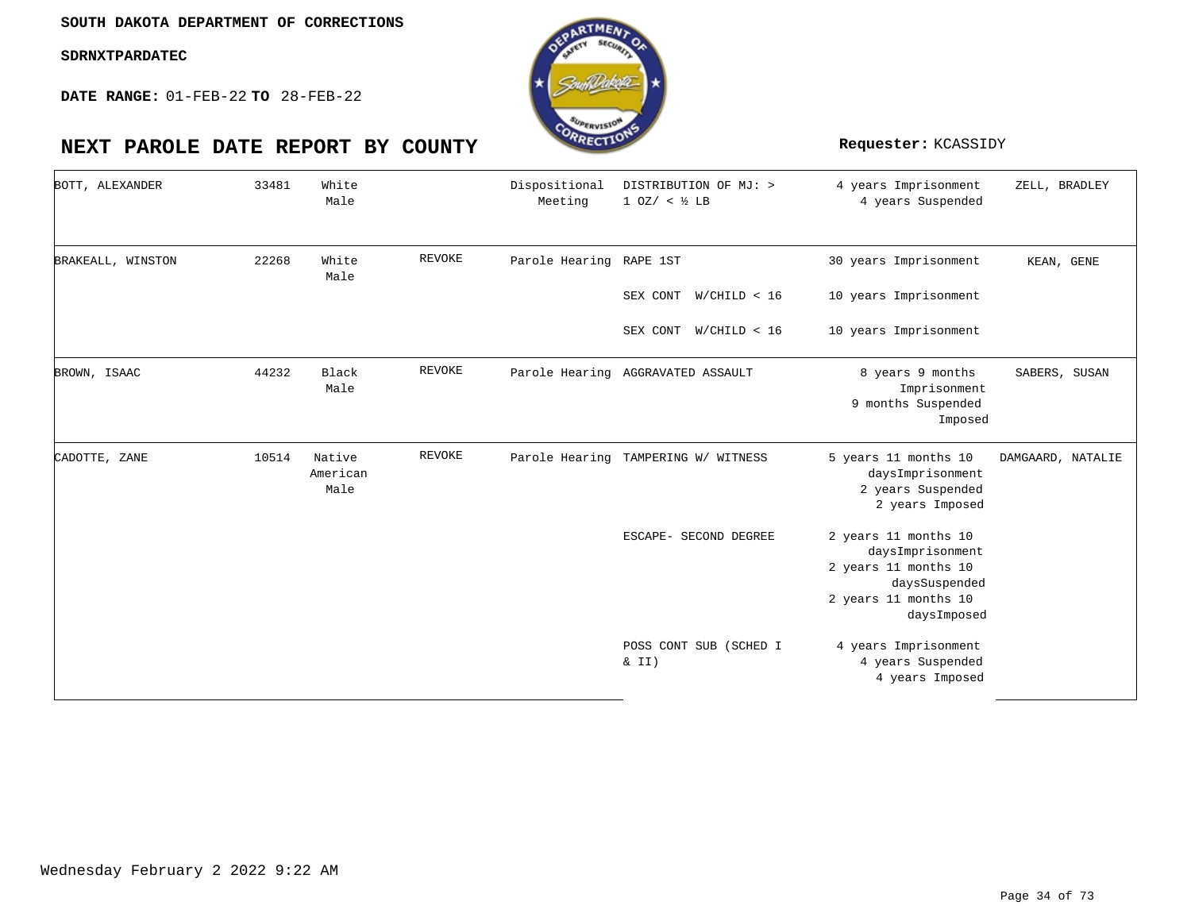SOUTH DAKOTA DEPARTMENT OF CORRECTIONS

SDRNXTPARDATEC

**DATE RANGE:** 01-FEB-22 **TO** 28-FEB-22

# NEXT PAROLE DATE REPORT BY COUNTY

**Requester:** KCASSIDY

| | | | | | | | |
|---|---|---|---|---|---|---|---|
| BOTT, ALEXANDER | 33481 | White Male | | Dispositional Meeting | DISTRIBUTION OF MJ: > 1 OZ/ < ½ LB | 4 years Imprisonment<br>4 years Suspended | ZELL, BRADLEY |
| BRAKEALL, WINSTON | 22268 | White Male | REVOKE | Parole Hearing | RAPE 1ST | 30 years Imprisonment | KEAN, GENE |
| | | | | | SEX CONT W/CHILD < 16 | 10 years Imprisonment | |
| | | | | | SEX CONT W/CHILD < 16 | 10 years Imprisonment | |
| BROWN, ISAAC | 44232 | Black Male | REVOKE | Parole Hearing | AGGRAVATED ASSAULT | 8 years 9 months Imprisonment<br>9 months Suspended Imposed | SABERS, SUSAN |
| CADOTTE, ZANE | 10514 | Native American Male | REVOKE | Parole Hearing | TAMPERING W/ WITNESS | 5 years 11 months 10 daysImprisonment<br>2 years Suspended<br>2 years Imposed | DAMGAARD, NATALIE |
| | | | | | ESCAPE- SECOND DEGREE | 2 years 11 months 10 daysImprisonment<br>2 years 11 months 10 daysSuspended<br>2 years 11 months 10 daysImposed | |
| | | | | | POSS CONT SUB (SCHED I & II) | 4 years Imprisonment<br>4 years Suspended<br>4 years Imposed | |

Wednesday February 2 2022 9:22 AM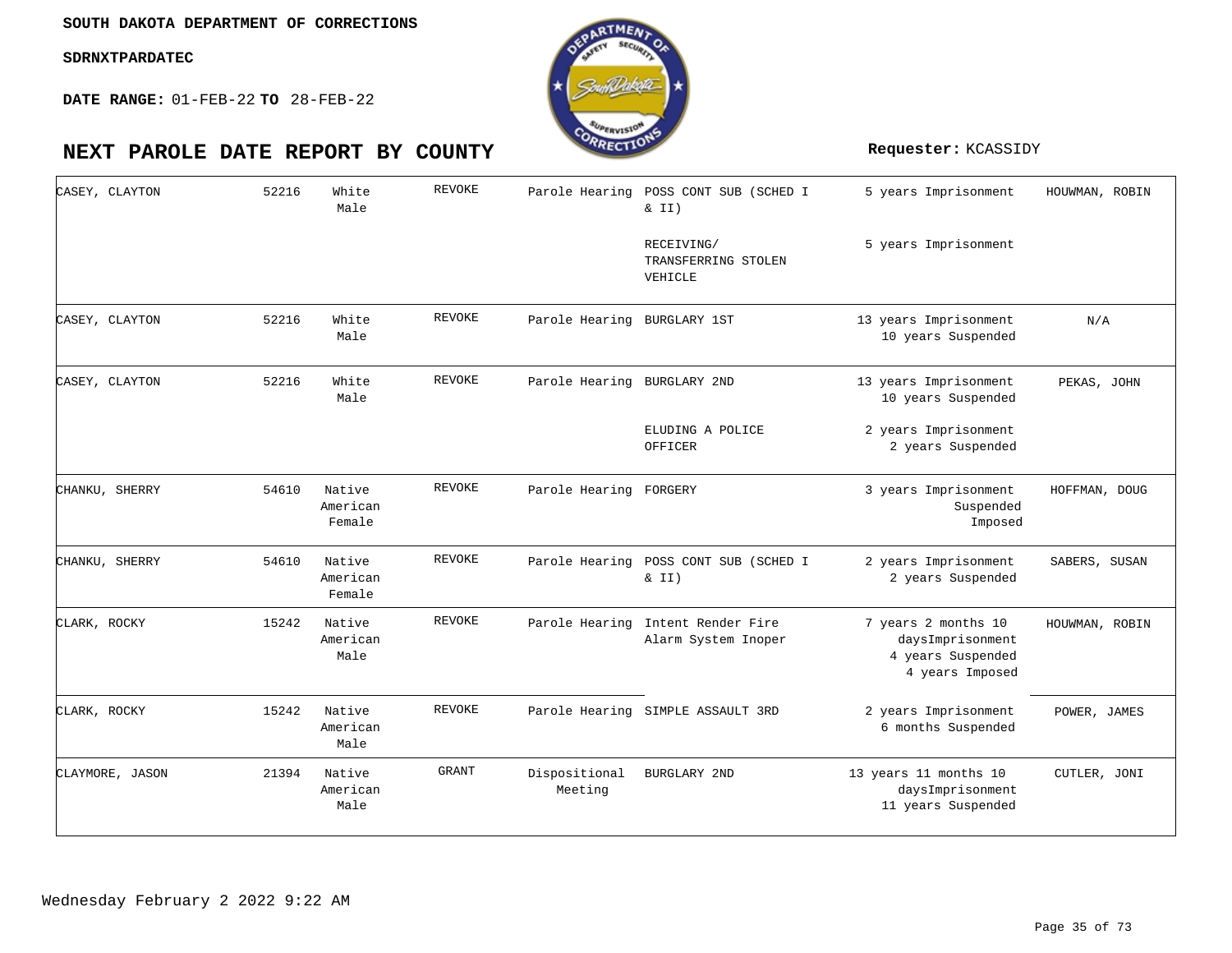**SOUTH DAKOTA DEPARTMENT OF CORRECTIONS**

**SDRNXTPARDATEC**

**DATE RANGE:** 01-FEB-22 **TO** 28-FEB-22

# NEXT PAROLE DATE REPORT BY COUNTY

**Requester:** KCASSIDY

| | | | | | | | |
|---|---|---|---|---|---|---|---|
| CASEY, CLAYTON | 52216 | White Male | REVOKE | Parole Hearing | POSS CONT SUB (SCHED I & II) | 5 years Imprisonment | HOUWMAN, ROBIN |
| | | | | | RECEIVING/ TRANSFERRING STOLEN VEHICLE | 5 years Imprisonment | |
| CASEY, CLAYTON | 52216 | White Male | REVOKE | Parole Hearing | BURGLARY 1ST | 13 years Imprisonment 10 years Suspended | N/A |
| CASEY, CLAYTON | 52216 | White Male | REVOKE | Parole Hearing | BURGLARY 2ND | 13 years Imprisonment 10 years Suspended | PEKAS, JOHN |
| | | | | | ELUDING A POLICE OFFICER | 2 years Imprisonment 2 years Suspended | |
| CHANKU, SHERRY | 54610 | Native American Female | REVOKE | Parole Hearing | FORGERY | 3 years Imprisonment Suspended Imposed | HOFFMAN, DOUG |
| CHANKU, SHERRY | 54610 | Native American Female | REVOKE | Parole Hearing | POSS CONT SUB (SCHED I & II) | 2 years Imprisonment 2 years Suspended | SABERS, SUSAN |
| CLARK, ROCKY | 15242 | Native American Male | REVOKE | Parole Hearing | Intent Render Fire Alarm System Inoper | 7 years 2 months 10 daysImprisonment 4 years Suspended 4 years Imposed | HOUWMAN, ROBIN |
| CLARK, ROCKY | 15242 | Native American Male | REVOKE | Parole Hearing | SIMPLE ASSAULT 3RD | 2 years Imprisonment 6 months Suspended | POWER, JAMES |
| CLAYMORE, JASON | 21394 | Native American Male | GRANT | Dispositional Meeting | BURGLARY 2ND | 13 years 11 months 10 daysImprisonment 11 years Suspended | CUTLER, JONI |

Wednesday February 2 2022 9:22 AM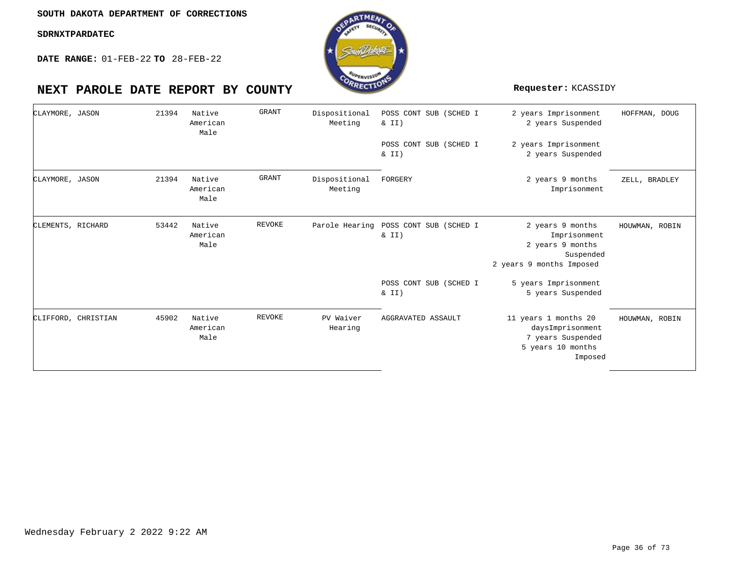**SOUTH DAKOTA DEPARTMENT OF CORRECTIONS**

**SDRNXTPARDATEC**

**DATE RANGE:** 01-FEB-22 **TO** 28-FEB-22

# NEXT PAROLE DATE REPORT BY COUNTY

**Requester:** KCASSIDY

| Name | ID | Race/Sex | County | Hearing Type | Offense | Sentence | Officer |
|---|---|---|---|---|---|---|---|
| CLAYMORE, JASON | 21394 | Native American Male | GRANT | Dispositional Meeting | POSS CONT SUB (SCHED I & II) | 2 years Imprisonment<br>2 years Suspended | HOFFMAN, DOUG |
| | | | | | POSS CONT SUB (SCHED I & II) | 2 years Imprisonment<br>2 years Suspended | |
| CLAYMORE, JASON | 21394 | Native American Male | GRANT | Dispositional Meeting | FORGERY | 2 years 9 months Imprisonment | ZELL, BRADLEY |
| CLEMENTS, RICHARD | 53442 | Native American Male | REVOKE | Parole Hearing | POSS CONT SUB (SCHED I & II) | 2 years 9 months Imprisonment<br>2 years 9 months Suspended<br>2 years 9 months Imposed | HOUWMAN, ROBIN |
| | | | | | POSS CONT SUB (SCHED I & II) | 5 years Imprisonment<br>5 years Suspended | |
| CLIFFORD, CHRISTIAN | 45902 | Native American Male | REVOKE | PV Waiver Hearing | AGGRAVATED ASSAULT | 11 years 1 months 20 daysImprisonment<br>7 years Suspended<br>5 years 10 months Imposed | HOUWMAN, ROBIN |

Wednesday February 2 2022 9:22 AM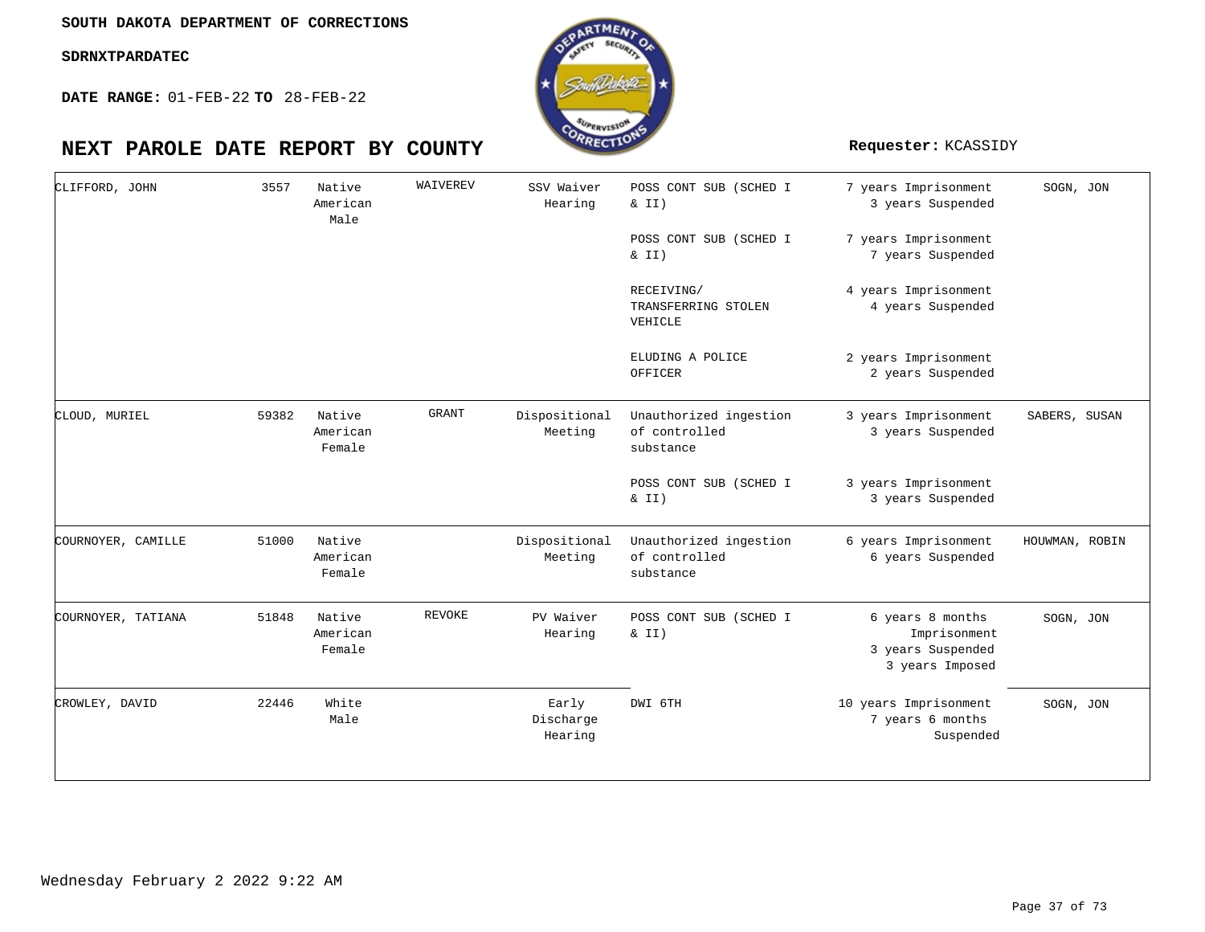**SOUTH DAKOTA DEPARTMENT OF CORRECTIONS**

**SDRNXTPARDATEC**

**DATE RANGE:** 01-FEB-22 **TO** 28-FEB-22

# NEXT PAROLE DATE REPORT BY COUNTY

**Requester:** KCASSIDY

| | | | | | | | |
|---|---|---|---|---|---|---|---|
| CLIFFORD, JOHN | 3557 | Native American Male | WAIVEREV | SSV Waiver Hearing | POSS CONT SUB (SCHED I & II) | 7 years Imprisonment 3 years Suspended | SOGN, JON |
| | | | | | POSS CONT SUB (SCHED I & II) | 7 years Imprisonment 7 years Suspended | |
| | | | | | RECEIVING/ TRANSFERRING STOLEN VEHICLE | 4 years Imprisonment 4 years Suspended | |
| | | | | | ELUDING A POLICE OFFICER | 2 years Imprisonment 2 years Suspended | |
| CLOUD, MURIEL | 59382 | Native American Female | GRANT | Dispositional Meeting | Unauthorized ingestion of controlled substance | 3 years Imprisonment 3 years Suspended | SABERS, SUSAN |
| | | | | | POSS CONT SUB (SCHED I & II) | 3 years Imprisonment 3 years Suspended | |
| COURNOYER, CAMILLE | 51000 | Native American Female | | Dispositional Meeting | Unauthorized ingestion of controlled substance | 6 years Imprisonment 6 years Suspended | HOUWMAN, ROBIN |
| COURNOYER, TATIANA | 51848 | Native American Female | REVOKE | PV Waiver Hearing | POSS CONT SUB (SCHED I & II) | 6 years 8 months Imprisonment 3 years Suspended 3 years Imposed | SOGN, JON |
| CROWLEY, DAVID | 22446 | White Male | | Early Discharge Hearing | DWI 6TH | 10 years Imprisonment 7 years 6 months Suspended | SOGN, JON |

Wednesday February 2 2022 9:22 AM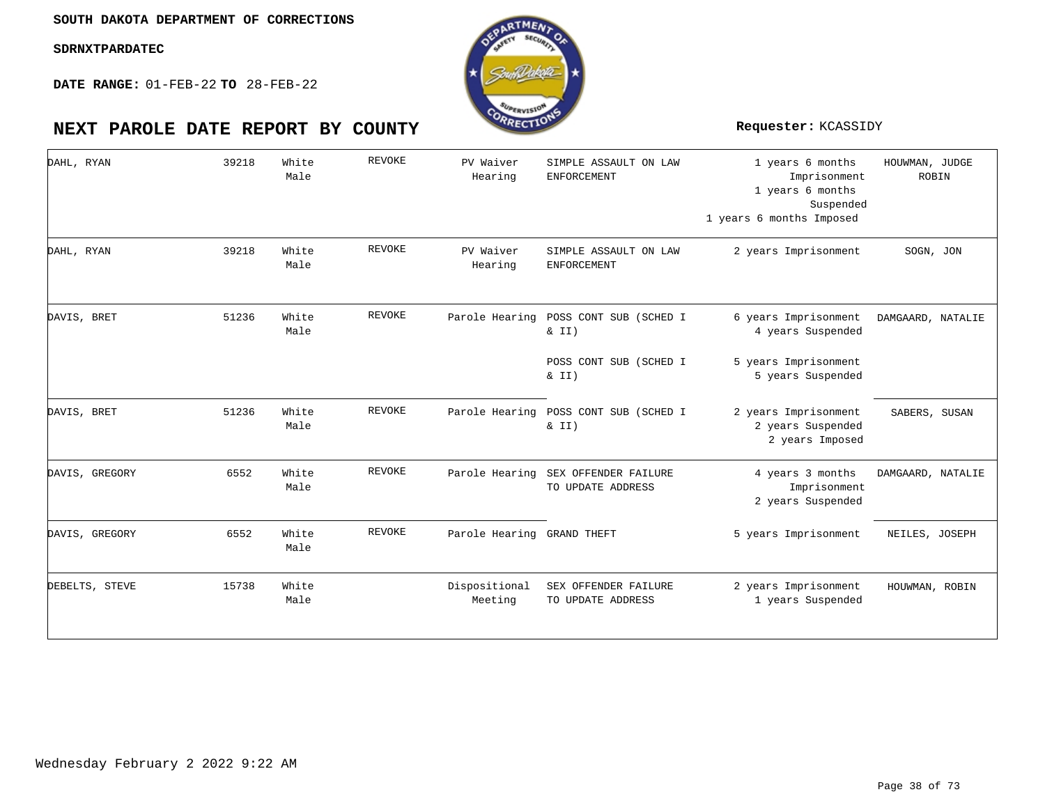**SOUTH DAKOTA DEPARTMENT OF CORRECTIONS**

**SDRNXTPARDATEC**

**DATE RANGE:** 01-FEB-22 **TO** 28-FEB-22

## NEXT PAROLE DATE REPORT BY COUNTY

**Requester:** KCASSIDY

| | | | | | | | |
|---|---|---|---|---|---|---|---|
| DAHL, RYAN | 39218 | White Male | REVOKE | PV Waiver Hearing | SIMPLE ASSAULT ON LAW ENFORCEMENT | 1 years 6 months Imprisonment 1 years 6 months Suspended 1 years 6 months Imposed | HOUWMAN, JUDGE ROBIN |
| DAHL, RYAN | 39218 | White Male | REVOKE | PV Waiver Hearing | SIMPLE ASSAULT ON LAW ENFORCEMENT | 2 years Imprisonment | SOGN, JON |
| DAVIS, BRET | 51236 | White Male | REVOKE | Parole Hearing | POSS CONT SUB (SCHED I & II) | 6 years Imprisonment 4 years Suspended | DAMGAARD, NATALIE |
| | | | | | POSS CONT SUB (SCHED I & II) | 5 years Imprisonment 5 years Suspended | |
| DAVIS, BRET | 51236 | White Male | REVOKE | Parole Hearing | POSS CONT SUB (SCHED I & II) | 2 years Imprisonment 2 years Suspended 2 years Imposed | SABERS, SUSAN |
| DAVIS, GREGORY | 6552 | White Male | REVOKE | Parole Hearing | SEX OFFENDER FAILURE TO UPDATE ADDRESS | 4 years 3 months Imprisonment 2 years Suspended | DAMGAARD, NATALIE |
| DAVIS, GREGORY | 6552 | White Male | REVOKE | Parole Hearing | GRAND THEFT | 5 years Imprisonment | NEILES, JOSEPH |
| DEBELTS, STEVE | 15738 | White Male | | Dispositional Meeting | SEX OFFENDER FAILURE TO UPDATE ADDRESS | 2 years Imprisonment 1 years Suspended | HOUWMAN, ROBIN |

Wednesday February 2 2022 9:22 AM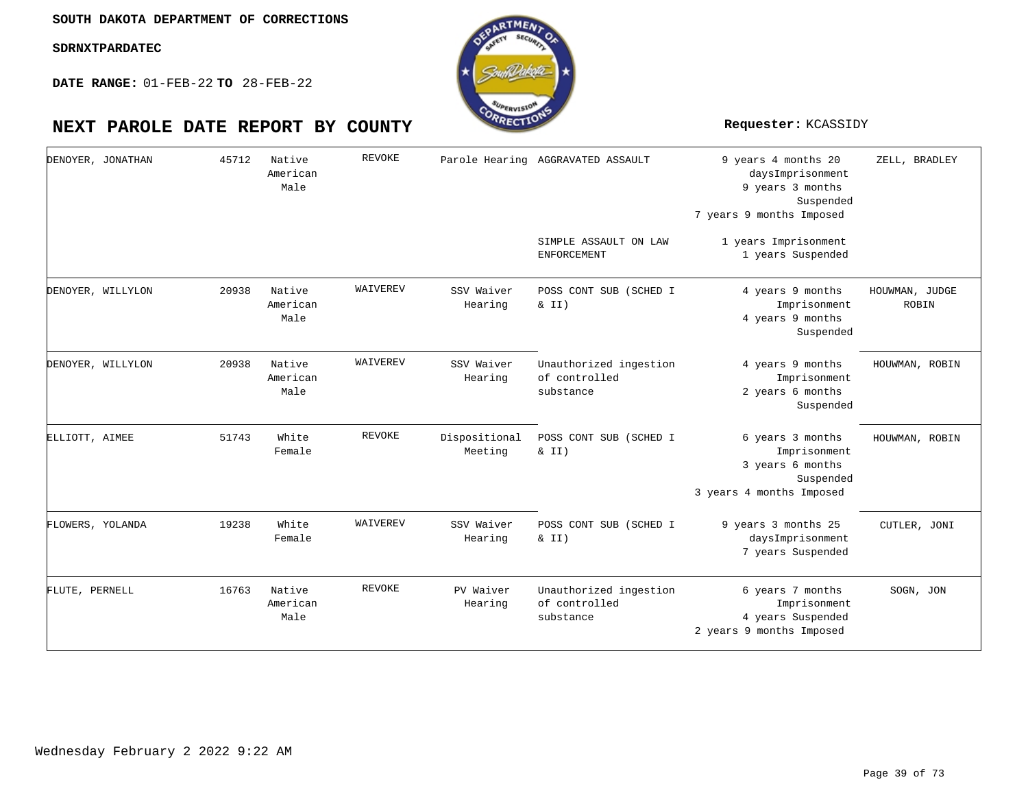**SOUTH DAKOTA DEPARTMENT OF CORRECTIONS**

**SDRNXTPARDATEC**

**DATE RANGE:** 01-FEB-22 **TO** 28-FEB-22

# NEXT PAROLE DATE REPORT BY COUNTY

**Requester:** KCASSIDY

| | | | | | | | |
|---|---|---|---|---|---|---|---|
| DENOYER, JONATHAN | 45712 | Native American Male | REVOKE | Parole Hearing | AGGRAVATED ASSAULT | 9 years 4 months 20 daysImprisonment<br>9 years 3 months Suspended<br>7 years 9 months Imposed | ZELL, BRADLEY |
| | | | | | SIMPLE ASSAULT ON LAW ENFORCEMENT | 1 years Imprisonment<br>1 years Suspended | |
| DENOYER, WILLYLON | 20938 | Native American Male | WAIVEREV | SSV Waiver Hearing | POSS CONT SUB (SCHED I & II) | 4 years 9 months Imprisonment<br>4 years 9 months Suspended | HOUWMAN, JUDGE ROBIN |
| DENOYER, WILLYLON | 20938 | Native American Male | WAIVEREV | SSV Waiver Hearing | Unauthorized ingestion of controlled substance | 4 years 9 months Imprisonment<br>2 years 6 months Suspended | HOUWMAN, ROBIN |
| ELLIOTT, AIMEE | 51743 | White Female | REVOKE | Dispositional Meeting | POSS CONT SUB (SCHED I & II) | 6 years 3 months Imprisonment<br>3 years 6 months Suspended<br>3 years 4 months Imposed | HOUWMAN, ROBIN |
| FLOWERS, YOLANDA | 19238 | White Female | WAIVEREV | SSV Waiver Hearing | POSS CONT SUB (SCHED I & II) | 9 years 3 months 25 daysImprisonment<br>7 years Suspended | CUTLER, JONI |
| FLUTE, PERNELL | 16763 | Native American Male | REVOKE | PV Waiver Hearing | Unauthorized ingestion of controlled substance | 6 years 7 months Imprisonment<br>4 years Suspended<br>2 years 9 months Imposed | SOGN, JON |

Wednesday February 2 2022 9:22 AM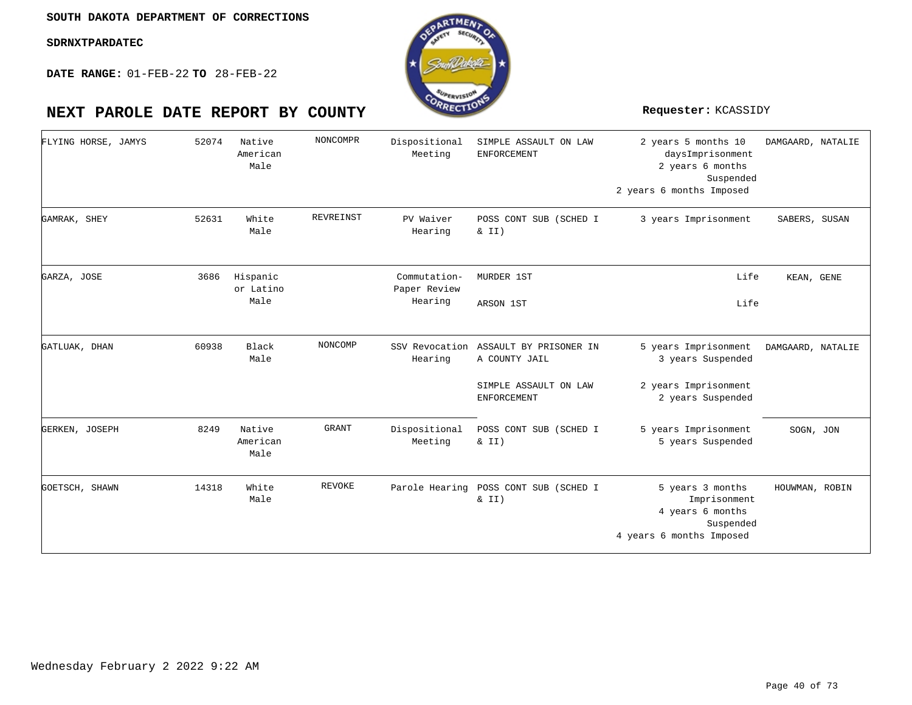SOUTH DAKOTA DEPARTMENT OF CORRECTIONS

SDRNXTPARDATEC

**DATE RANGE:** 01-FEB-22 **TO** 28-FEB-22

# NEXT PAROLE DATE REPORT BY COUNTY

**Requester:** KCASSIDY

| Name | ID | Race/Gender | Status | Hearing Type | Offense | Sentence | Agent |
|---|---|---|---|---|---|---|---|
| FLYING HORSE, JAMYS | 52074 | Native American Male | NONCOMPR | Dispositional Meeting | SIMPLE ASSAULT ON LAW ENFORCEMENT | 2 years 5 months 10 daysImprisonment<br>2 years 6 months Suspended<br>2 years 6 months Imposed | DAMGAARD, NATALIE |
| GAMRAK, SHEY | 52631 | White Male | REVREINST | PV Waiver Hearing | POSS CONT SUB (SCHED I & II) | 3 years Imprisonment | SABERS, SUSAN |
| GARZA, JOSE | 3686 | Hispanic or Latino Male | | Commutation-Paper Review Hearing | MURDER 1ST<br>ARSON 1ST | Life<br>Life | KEAN, GENE |
| GATLUAK, DHAN | 60938 | Black Male | NONCOMP | SSV Revocation Hearing | ASSAULT BY PRISONER IN A COUNTY JAIL<br>SIMPLE ASSAULT ON LAW ENFORCEMENT | 5 years Imprisonment<br>3 years Suspended<br>2 years Imprisonment<br>2 years Suspended | DAMGAARD, NATALIE |
| GERKEN, JOSEPH | 8249 | Native American Male | GRANT | Dispositional Meeting | POSS CONT SUB (SCHED I & II) | 5 years Imprisonment<br>5 years Suspended | SOGN, JON |
| GOETSCH, SHAWN | 14318 | White Male | REVOKE | Parole Hearing | POSS CONT SUB (SCHED I & II) | 5 years 3 months Imprisonment<br>4 years 6 months Suspended<br>4 years 6 months Imposed | HOUWMAN, ROBIN |

Wednesday February 2 2022 9:22 AM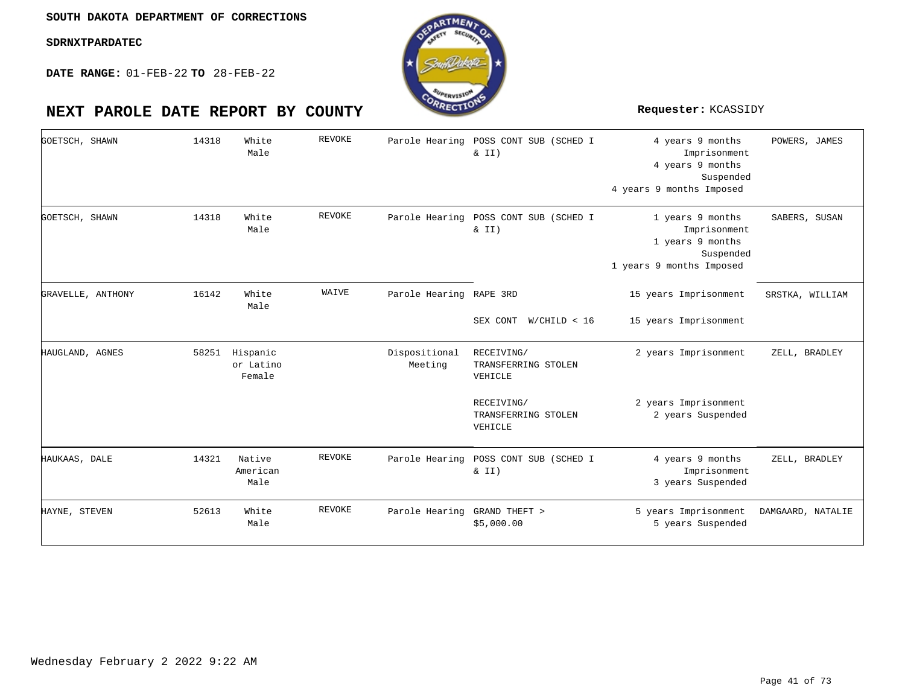**SOUTH DAKOTA DEPARTMENT OF CORRECTIONS**

**SDRNXTPARDATEC**

**DATE RANGE:** 01-FEB-22 **TO** 28-FEB-22

# NEXT PAROLE DATE REPORT BY COUNTY

**Requester:** KCASSIDY

| Name | Number | Race/Gender | Status | Hearing Type | Offense | Sentence | Judge |
|---|---|---|---|---|---|---|---|
| GOETSCH, SHAWN | 14318 | White Male | REVOKE | Parole Hearing | POSS CONT SUB (SCHED I & II) | 4 years 9 months Imprisonment<br>4 years 9 months Suspended<br>4 years 9 months Imposed | POWERS, JAMES |
| GOETSCH, SHAWN | 14318 | White Male | REVOKE | Parole Hearing | POSS CONT SUB (SCHED I & II) | 1 years 9 months Imprisonment<br>1 years 9 months Suspended<br>1 years 9 months Imposed | SABERS, SUSAN |
| GRAVELLE, ANTHONY | 16142 | White Male | WAIVE | Parole Hearing | RAPE 3RD | 15 years Imprisonment | SRSTKA, WILLIAM |
| | | | | | SEX CONT W/CHILD < 16 | 15 years Imprisonment | |
| HAUGLAND, AGNES | 58251 | Hispanic or Latino Female | | Dispositional Meeting | RECEIVING/ TRANSFERRING STOLEN VEHICLE | 2 years Imprisonment | ZELL, BRADLEY |
| | | | | | RECEIVING/ TRANSFERRING STOLEN VEHICLE | 2 years Imprisonment<br>2 years Suspended | |
| HAUKAAS, DALE | 14321 | Native American Male | REVOKE | Parole Hearing | POSS CONT SUB (SCHED I & II) | 4 years 9 months Imprisonment<br>3 years Suspended | ZELL, BRADLEY |
| HAYNE, STEVEN | 52613 | White Male | REVOKE | Parole Hearing | GRAND THEFT > $5,000.00 | 5 years Imprisonment<br>5 years Suspended | DAMGAARD, NATALIE |

Wednesday February 2 2022 9:22 AM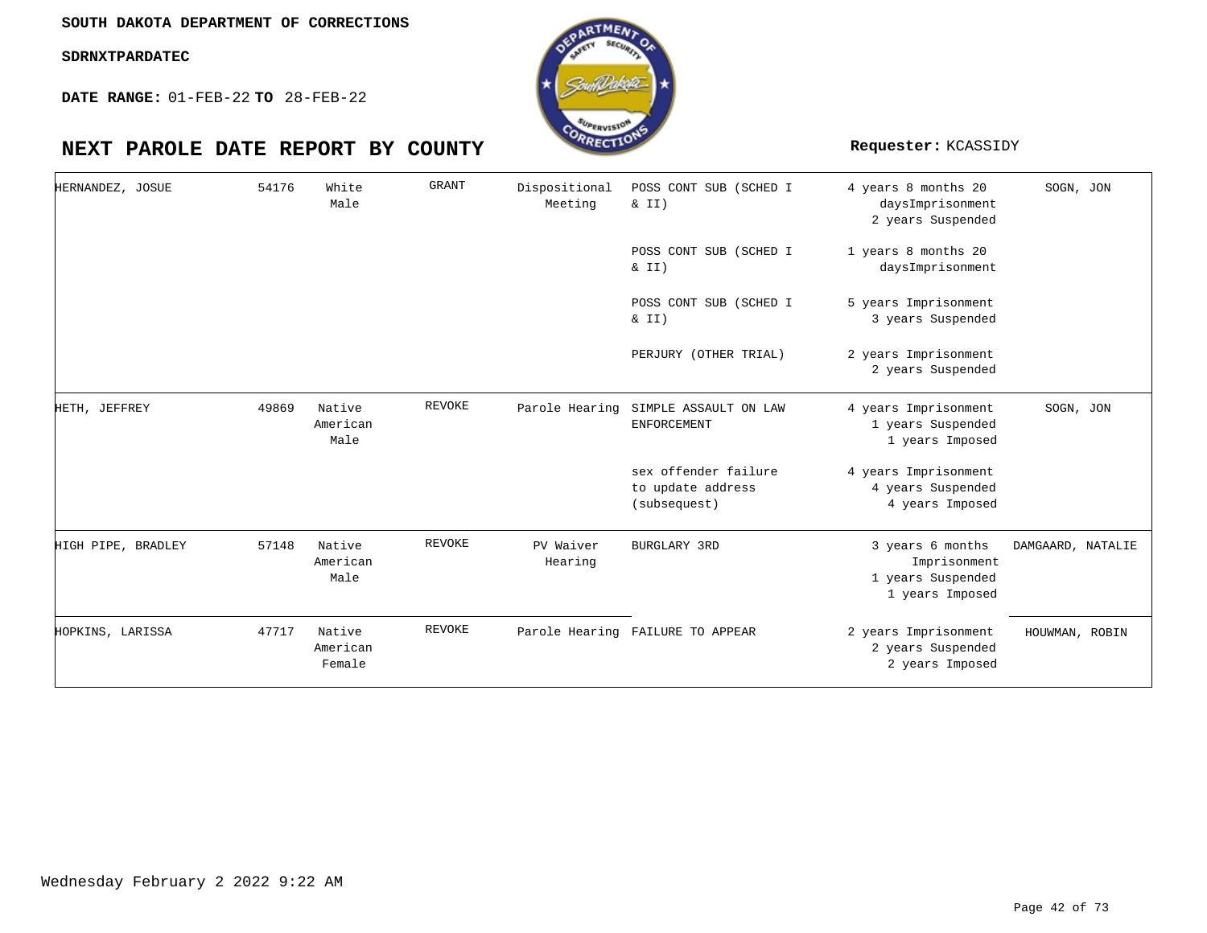**SOUTH DAKOTA DEPARTMENT OF CORRECTIONS**

**SDRNXTPARDATEC**

**DATE RANGE:** 01-FEB-22 **TO** 28-FEB-22

# NEXT PAROLE DATE REPORT BY COUNTY

**Requester:** KCASSIDY

| Name | ID | Race/Sex | Decision | Hearing Type | Offense | Sentence | Agent |
|---|---|---|---|---|---|---|---|
| HERNANDEZ, JOSUE | 54176 | White Male | GRANT | Dispositional Meeting | POSS CONT SUB (SCHED I & II) | 4 years 8 months 20 daysImprisonment 2 years Suspended | SOGN, JON |
| | | | | | POSS CONT SUB (SCHED I & II) | 1 years 8 months 20 daysImprisonment | |
| | | | | | POSS CONT SUB (SCHED I & II) | 5 years Imprisonment 3 years Suspended | |
| | | | | | PERJURY (OTHER TRIAL) | 2 years Imprisonment 2 years Suspended | |
| HETH, JEFFREY | 49869 | Native American Male | REVOKE | Parole Hearing | SIMPLE ASSAULT ON LAW ENFORCEMENT | 4 years Imprisonment 1 years Suspended 1 years Imposed | SOGN, JON |
| | | | | | sex offender failure to update address (subsequest) | 4 years Imprisonment 4 years Suspended 4 years Imposed | |
| HIGH PIPE, BRADLEY | 57148 | Native American Male | REVOKE | PV Waiver Hearing | BURGLARY 3RD | 3 years 6 months Imprisonment 1 years Suspended 1 years Imposed | DAMGAARD, NATALIE |
| HOPKINS, LARISSA | 47717 | Native American Female | REVOKE | Parole Hearing | FAILURE TO APPEAR | 2 years Imprisonment 2 years Suspended 2 years Imposed | HOUWMAN, ROBIN |

Wednesday February 2 2022 9:22 AM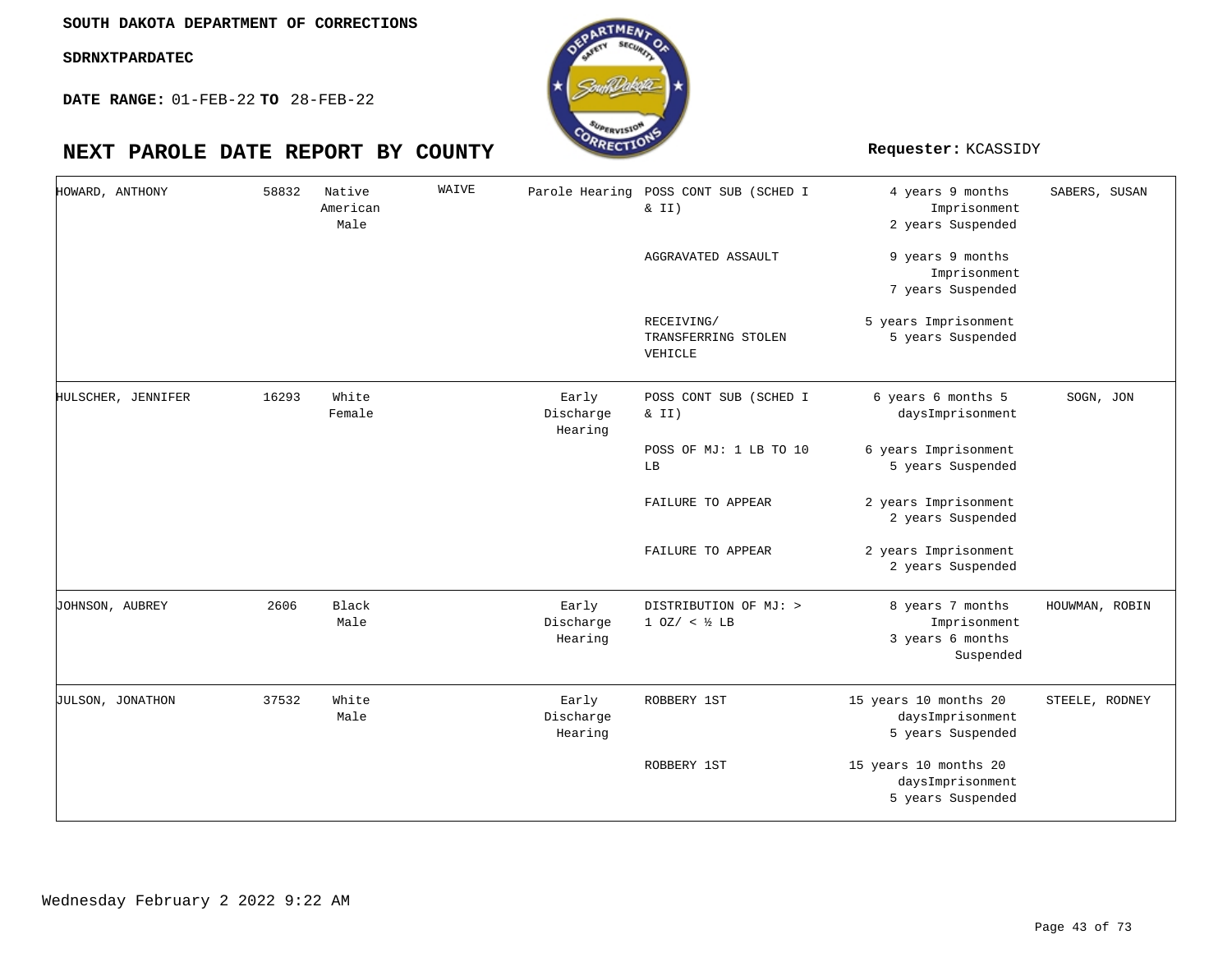SOUTH DAKOTA DEPARTMENT OF CORRECTIONS

SDRNXTPARDATEC

**DATE RANGE:** 01-FEB-22 **TO** 28-FEB-22

## NEXT PAROLE DATE REPORT BY COUNTY

**Requester:** KCASSIDY

| | | | | | | | |
|---|---|---|---|---|---|---|---|
| HOWARD, ANTHONY | 58832 | Native American Male | WAIVE | Parole Hearing | POSS CONT SUB (SCHED I & II) | 4 years 9 months Imprisonment 2 years Suspended | SABERS, SUSAN |
| | | | | | AGGRAVATED ASSAULT | 9 years 9 months Imprisonment 7 years Suspended | |
| | | | | | RECEIVING/ TRANSFERRING STOLEN VEHICLE | 5 years Imprisonment 5 years Suspended | |
| HULSCHER, JENNIFER | 16293 | White Female | | Early Discharge Hearing | POSS CONT SUB (SCHED I & II) | 6 years 6 months 5 daysImprisonment | SOGN, JON |
| | | | | | POSS OF MJ: 1 LB TO 10 LB | 6 years Imprisonment 5 years Suspended | |
| | | | | | FAILURE TO APPEAR | 2 years Imprisonment 2 years Suspended | |
| | | | | | FAILURE TO APPEAR | 2 years Imprisonment 2 years Suspended | |
| JOHNSON, AUBREY | 2606 | Black Male | | Early Discharge Hearing | DISTRIBUTION OF MJ: > 1 OZ/ < ½ LB | 8 years 7 months Imprisonment 3 years 6 months Suspended | HOUWMAN, ROBIN |
| JULSON, JONATHON | 37532 | White Male | | Early Discharge Hearing | ROBBERY 1ST | 15 years 10 months 20 daysImprisonment 5 years Suspended | STEELE, RODNEY |
| | | | | | ROBBERY 1ST | 15 years 10 months 20 daysImprisonment 5 years Suspended | |

Wednesday February 2 2022 9:22 AM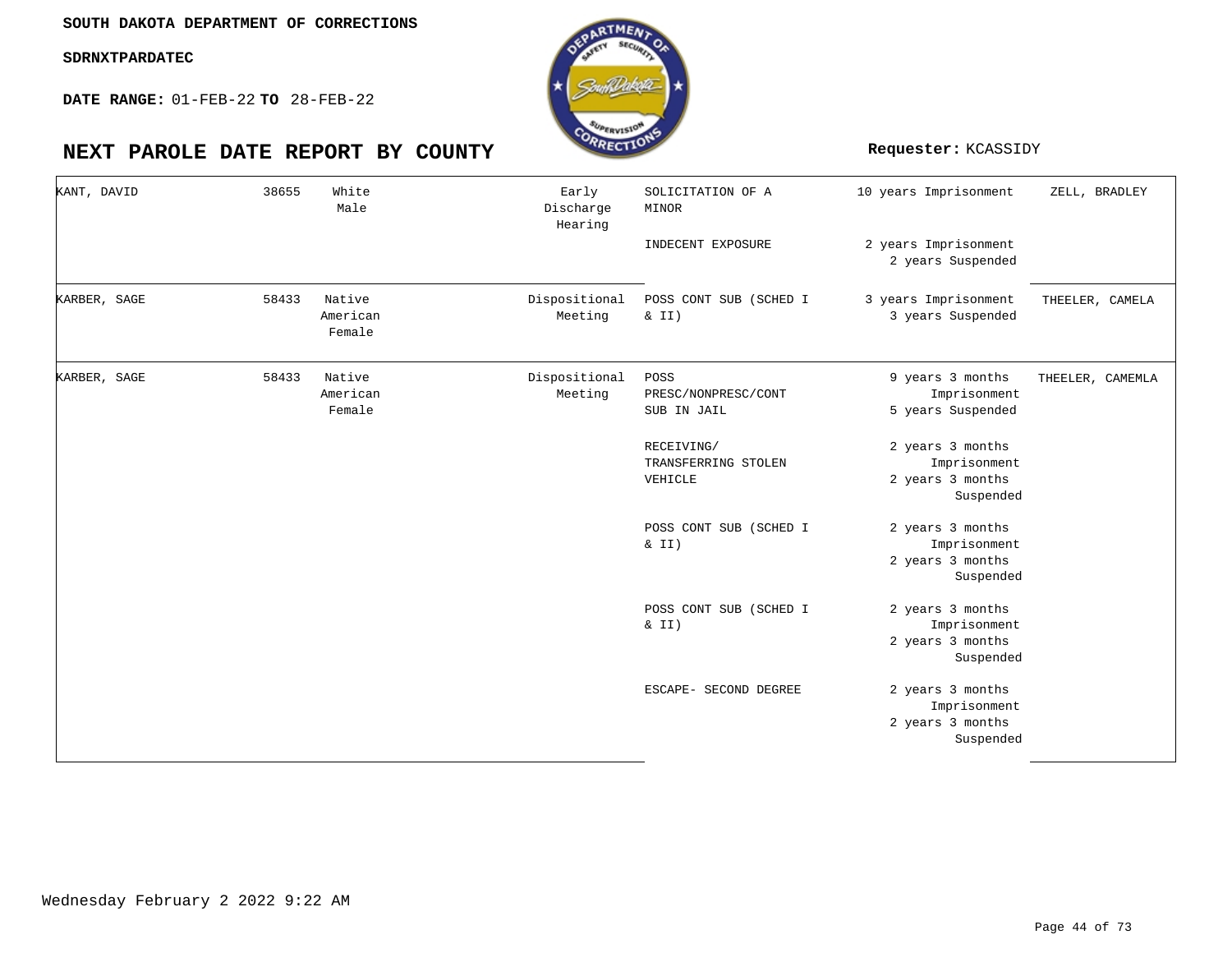SOUTH DAKOTA DEPARTMENT OF CORRECTIONS

SDRNXTPARDATEC

**DATE RANGE:** 01-FEB-22 **TO** 28-FEB-22

# NEXT PAROLE DATE REPORT BY COUNTY

**Requester:** KCASSIDY

| Name | Number | Race/Gender | Hearing Type | Offense | Sentence | Agent |
|---|---|---|---|---|---|---|
| KANT, DAVID | 38655 | White Male | Early Discharge Hearing | SOLICITATION OF A MINOR | 10 years Imprisonment | ZELL, BRADLEY |
| | | | | INDECENT EXPOSURE | 2 years Imprisonment 2 years Suspended | |
| KARBER, SAGE | 58433 | Native American Female | Dispositional Meeting | POSS CONT SUB (SCHED I & II) | 3 years Imprisonment 3 years Suspended | THEELER, CAMELA |
| KARBER, SAGE | 58433 | Native American Female | Dispositional Meeting | POSS PRESC/NONPRESC/CONT SUB IN JAIL | 9 years 3 months Imprisonment 5 years Suspended | THEELER, CAMEMLA |
| | | | | RECEIVING/ TRANSFERRING STOLEN VEHICLE | 2 years 3 months Imprisonment 2 years 3 months Suspended | |
| | | | | POSS CONT SUB (SCHED I & II) | 2 years 3 months Imprisonment 2 years 3 months Suspended | |
| | | | | POSS CONT SUB (SCHED I & II) | 2 years 3 months Imprisonment 2 years 3 months Suspended | |
| | | | | ESCAPE- SECOND DEGREE | 2 years 3 months Imprisonment 2 years 3 months Suspended | |

Wednesday February 2 2022 9:22 AM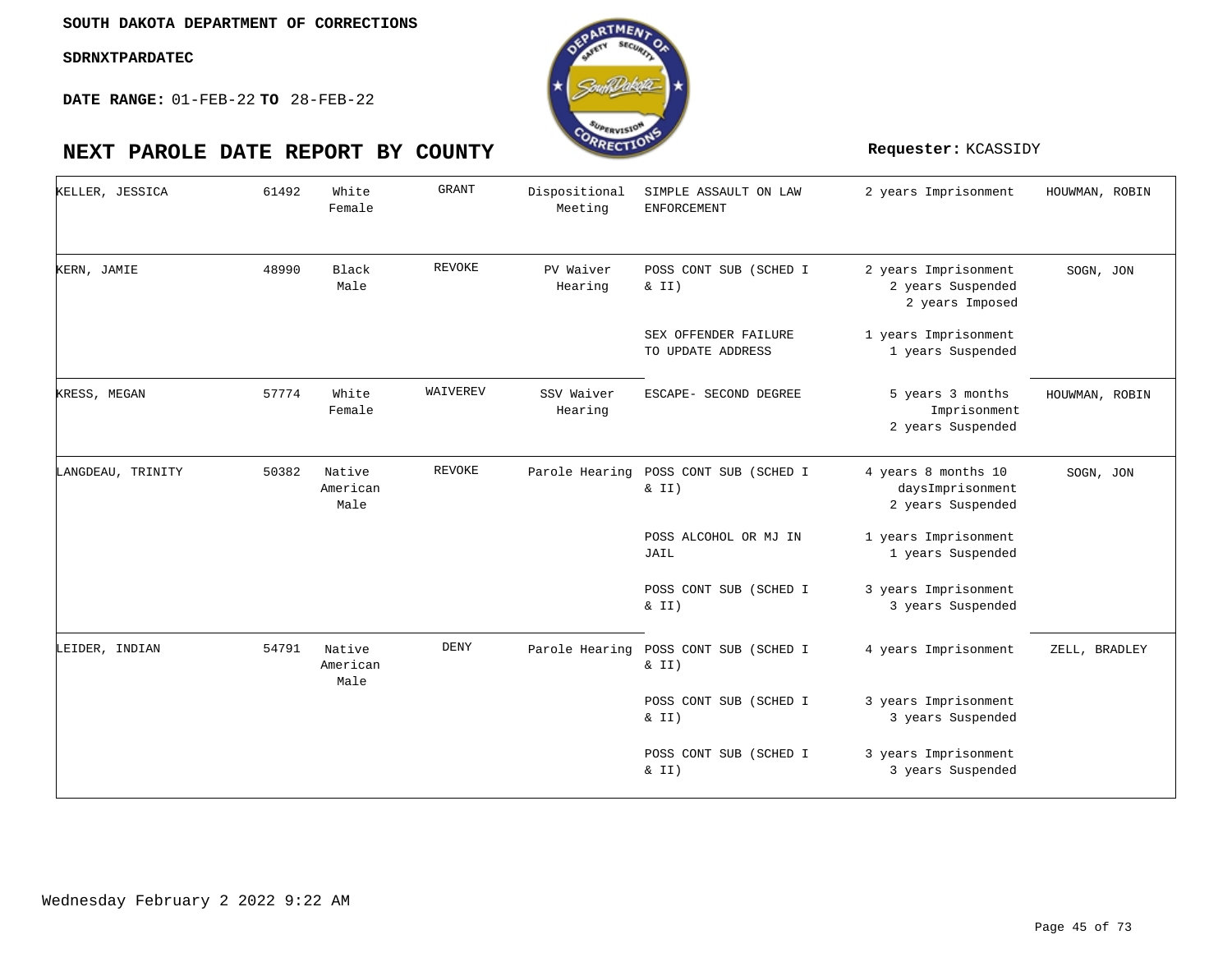SOUTH DAKOTA DEPARTMENT OF CORRECTIONS

SDRNXTPARDATEC

**DATE RANGE:** 01-FEB-22 **TO** 28-FEB-22

# NEXT PAROLE DATE REPORT BY COUNTY

**Requester:** KCASSIDY

| | | | | | | | |
|---|---|---|---|---|---|---|---|
| KELLER, JESSICA | 61492 | White Female | GRANT | Dispositional Meeting | SIMPLE ASSAULT ON LAW ENFORCEMENT | 2 years Imprisonment | HOUWMAN, ROBIN |
| KERN, JAMIE | 48990 | Black Male | REVOKE | PV Waiver Hearing | POSS CONT SUB (SCHED I & II) | 2 years Imprisonment 2 years Suspended 2 years Imposed | SOGN, JON |
| | | | | | SEX OFFENDER FAILURE TO UPDATE ADDRESS | 1 years Imprisonment 1 years Suspended | |
| KRESS, MEGAN | 57774 | White Female | WAIVEREV | SSV Waiver Hearing | ESCAPE- SECOND DEGREE | 5 years 3 months Imprisonment 2 years Suspended | HOUWMAN, ROBIN |
| LANGDEAU, TRINITY | 50382 | Native American Male | REVOKE | Parole Hearing | POSS CONT SUB (SCHED I & II) | 4 years 8 months 10 daysImprisonment 2 years Suspended | SOGN, JON |
| | | | | | POSS ALCOHOL OR MJ IN JAIL | 1 years Imprisonment 1 years Suspended | |
| | | | | | POSS CONT SUB (SCHED I & II) | 3 years Imprisonment 3 years Suspended | |
| LEIDER, INDIAN | 54791 | Native American Male | DENY | Parole Hearing | POSS CONT SUB (SCHED I & II) | 4 years Imprisonment | ZELL, BRADLEY |
| | | | | | POSS CONT SUB (SCHED I & II) | 3 years Imprisonment 3 years Suspended | |
| | | | | | POSS CONT SUB (SCHED I & II) | 3 years Imprisonment 3 years Suspended | |

Wednesday February 2 2022 9:22 AM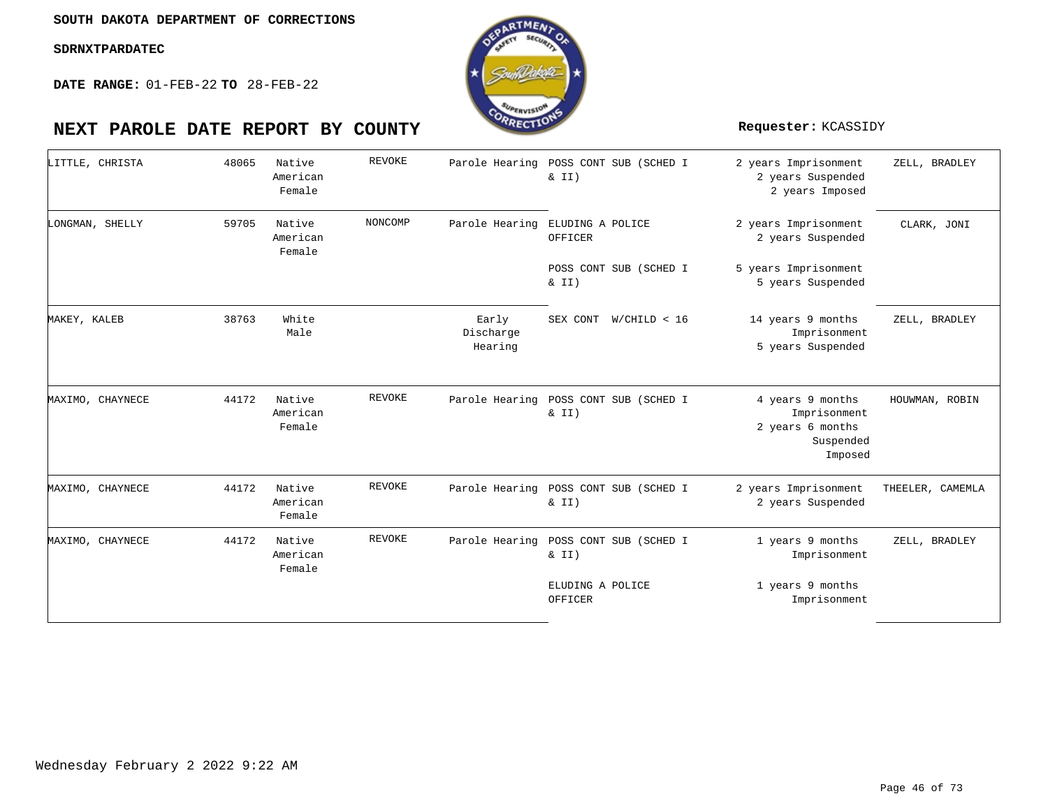SOUTH DAKOTA DEPARTMENT OF CORRECTIONS

SDRNXTPARDATEC

**DATE RANGE:** 01-FEB-22 **TO** 28-FEB-22

# NEXT PAROLE DATE REPORT BY COUNTY

**Requester:** KCASSIDY

| Name | Number | Race/Gender | Status | Hearing Type | Offense | Sentence | Agent |
|---|---|---|---|---|---|---|---|
| LITTLE, CHRISTA | 48065 | Native American Female | REVOKE | Parole Hearing | POSS CONT SUB (SCHED I & II) | 2 years Imprisonment 2 years Suspended 2 years Imposed | ZELL, BRADLEY |
| LONGMAN, SHELLY | 59705 | Native American Female | NONCOMP | Parole Hearing | ELUDING A POLICE OFFICER | 2 years Imprisonment 2 years Suspended | CLARK, JONI |
| | | | | | POSS CONT SUB (SCHED I & II) | 5 years Imprisonment 5 years Suspended | |
| MAKEY, KALEB | 38763 | White Male | | Early Discharge Hearing | SEX CONT W/CHILD < 16 | 14 years 9 months Imprisonment 5 years Suspended | ZELL, BRADLEY |
| MAXIMO, CHAYNECE | 44172 | Native American Female | REVOKE | Parole Hearing | POSS CONT SUB (SCHED I & II) | 4 years 9 months Imprisonment 2 years 6 months Suspended Imposed | HOUWMAN, ROBIN |
| MAXIMO, CHAYNECE | 44172 | Native American Female | REVOKE | Parole Hearing | POSS CONT SUB (SCHED I & II) | 2 years Imprisonment 2 years Suspended | THEELER, CAMEMLA |
| MAXIMO, CHAYNECE | 44172 | Native American Female | REVOKE | Parole Hearing | POSS CONT SUB (SCHED I & II) | 1 years 9 months Imprisonment | ZELL, BRADLEY |
| | | | | | ELUDING A POLICE OFFICER | 1 years 9 months Imprisonment | |

Wednesday February 2 2022 9:22 AM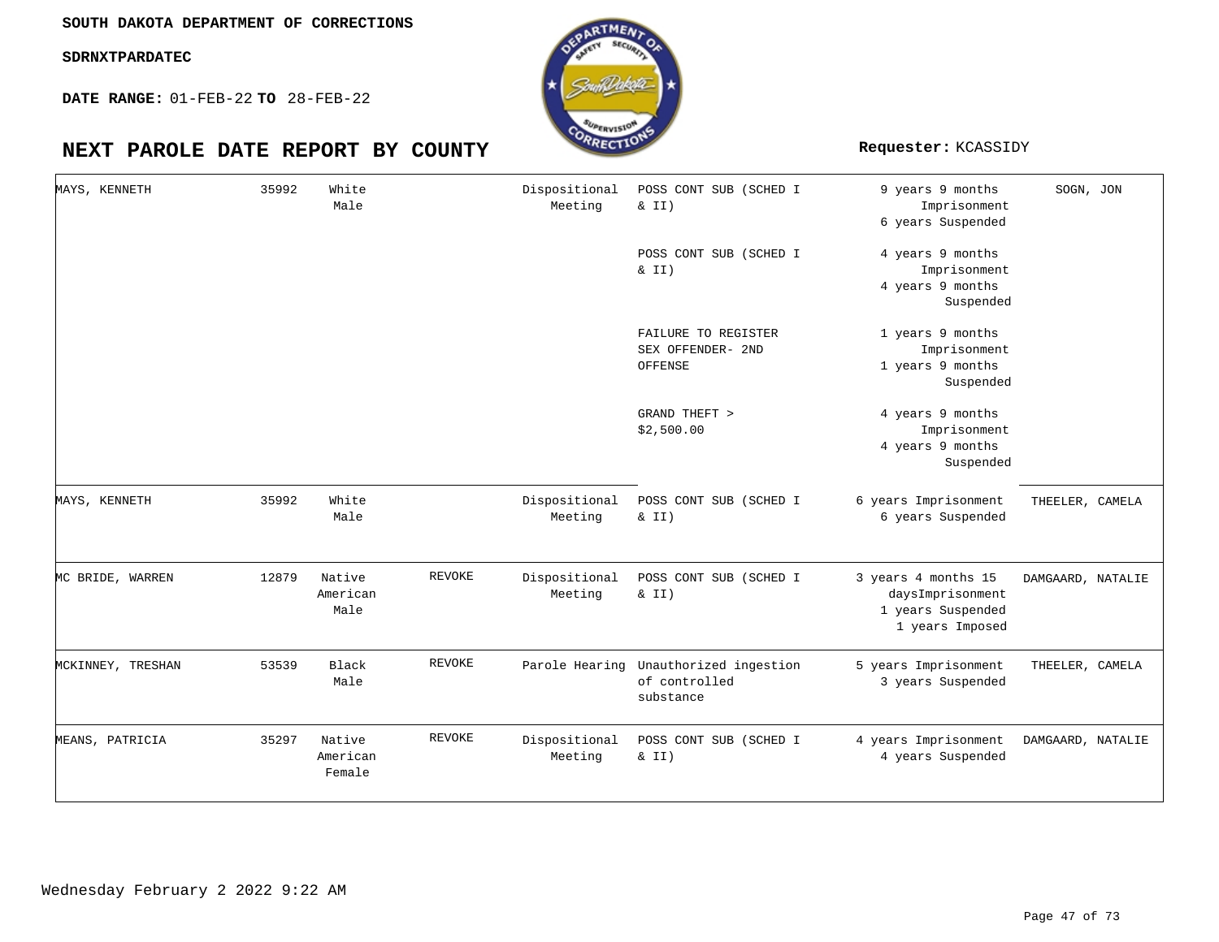SOUTH DAKOTA DEPARTMENT OF CORRECTIONS

SDRNXTPARDATEC

**DATE RANGE:** 01-FEB-22 **TO** 28-FEB-22

# NEXT PAROLE DATE REPORT BY COUNTY

**Requester:** KCASSIDY

| Name | Number | Race/Sex | Action | Hearing Type | Offense | Sentence | Officer |
|---|---|---|---|---|---|---|---|
| MAYS, KENNETH | 35992 | White Male | | Dispositional Meeting | POSS CONT SUB (SCHED I & II) | 9 years 9 months Imprisonment 6 years Suspended | SOGN, JON |
| | | | | | POSS CONT SUB (SCHED I & II) | 4 years 9 months Imprisonment 4 years 9 months Suspended | |
| | | | | | FAILURE TO REGISTER SEX OFFENDER- 2ND OFFENSE | 1 years 9 months Imprisonment 1 years 9 months Suspended | |
| | | | | | GRAND THEFT > $2,500.00 | 4 years 9 months Imprisonment 4 years 9 months Suspended | |
| MAYS, KENNETH | 35992 | White Male | | Dispositional Meeting | POSS CONT SUB (SCHED I & II) | 6 years Imprisonment 6 years Suspended | THEELER, CAMELA |
| MC BRIDE, WARREN | 12879 | Native American Male | REVOKE | Dispositional Meeting | POSS CONT SUB (SCHED I & II) | 3 years 4 months 15 daysImprisonment 1 years Suspended 1 years Imposed | DAMGAARD, NATALIE |
| MCKINNEY, TRESHAN | 53539 | Black Male | REVOKE | Parole Hearing | Unauthorized ingestion of controlled substance | 5 years Imprisonment 3 years Suspended | THEELER, CAMELA |
| MEANS, PATRICIA | 35297 | Native American Female | REVOKE | Dispositional Meeting | POSS CONT SUB (SCHED I & II) | 4 years Imprisonment 4 years Suspended | DAMGAARD, NATALIE |

Wednesday February 2 2022 9:22 AM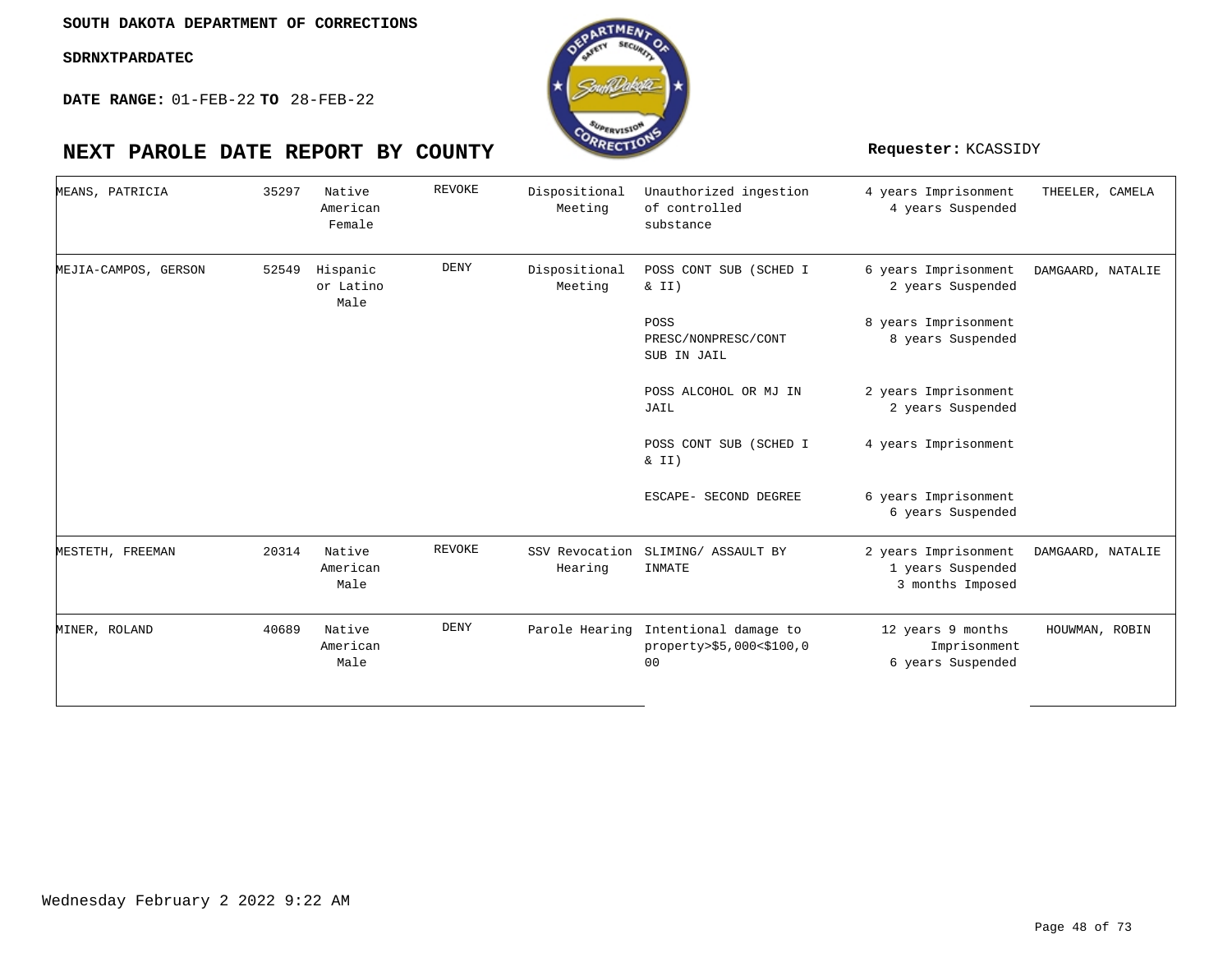SOUTH DAKOTA DEPARTMENT OF CORRECTIONS

SDRNXTPARDATEC

**DATE RANGE:** 01-FEB-22 **TO** 28-FEB-22

# NEXT PAROLE DATE REPORT BY COUNTY

**Requester:** KCASSIDY

| Name | ID | Race/Gender | Decision | Hearing Type | Offense | Sentence | Agent |
|---|---|---|---|---|---|---|---|
| MEANS, PATRICIA | 35297 | Native American Female | REVOKE | Dispositional Meeting | Unauthorized ingestion of controlled substance | 4 years Imprisonment 4 years Suspended | THEELER, CAMELA |
| MEJIA-CAMPOS, GERSON | 52549 | Hispanic or Latino Male | DENY | Dispositional Meeting | POSS CONT SUB (SCHED I & II) | 6 years Imprisonment 2 years Suspended | DAMGAARD, NATALIE |
| | | | | | POSS PRESC/NONPRESC/CONT SUB IN JAIL | 8 years Imprisonment 8 years Suspended | |
| | | | | | POSS ALCOHOL OR MJ IN JAIL | 2 years Imprisonment 2 years Suspended | |
| | | | | | POSS CONT SUB (SCHED I & II) | 4 years Imprisonment | |
| | | | | | ESCAPE- SECOND DEGREE | 6 years Imprisonment 6 years Suspended | |
| MESTETH, FREEMAN | 20314 | Native American Male | REVOKE | SSV Revocation Hearing | SLIMING/ ASSAULT BY INMATE | 2 years Imprisonment 1 years Suspended 3 months Imposed | DAMGAARD, NATALIE |
| MINER, ROLAND | 40689 | Native American Male | DENY | Parole Hearing | Intentional damage to property>$5,000<$100,000 | 12 years 9 months Imprisonment 6 years Suspended | HOUWMAN, ROBIN |

Wednesday February 2 2022 9:22 AM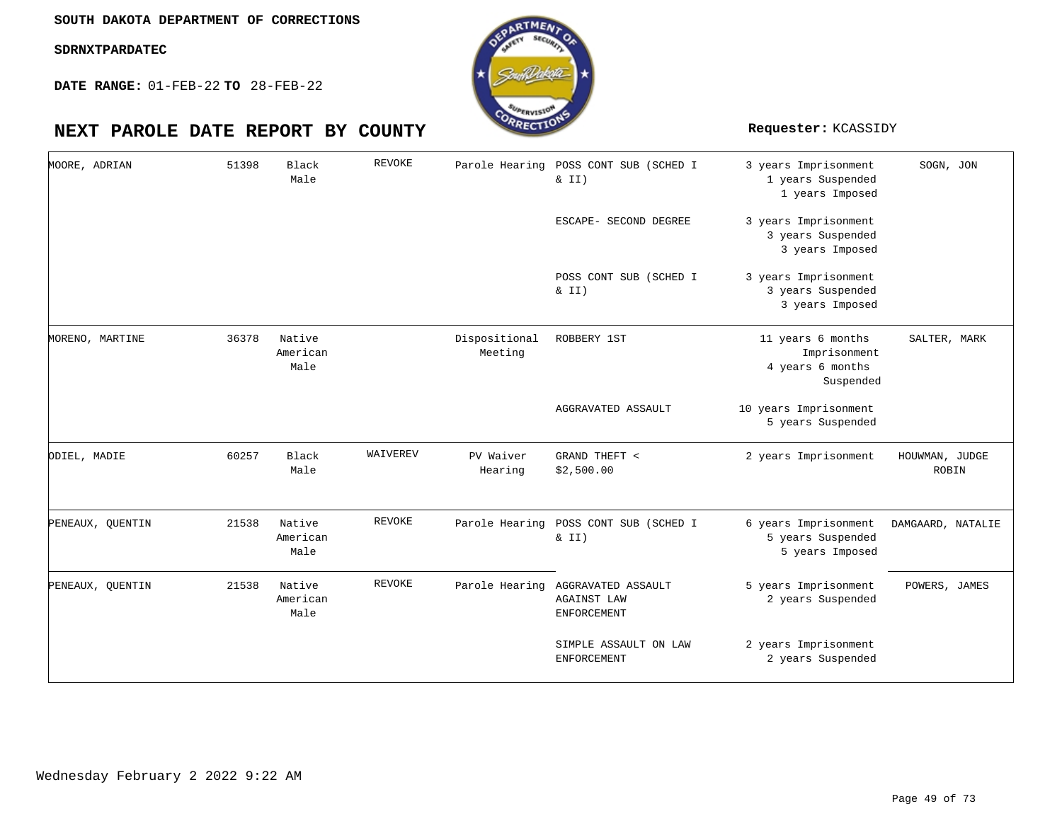**SOUTH DAKOTA DEPARTMENT OF CORRECTIONS**

**SDRNXTPARDATEC**

**DATE RANGE:** 01-FEB-22 **TO** 28-FEB-22

# NEXT PAROLE DATE REPORT BY COUNTY

**Requester:** KCASSIDY

| Name | Number | Race/Sex | Status | Hearing Type | Offense | Sentence | Judge |
|---|---|---|---|---|---|---|---|
| MOORE, ADRIAN | 51398 | Black Male | REVOKE | Parole Hearing | POSS CONT SUB (SCHED I & II) | 3 years Imprisonment 1 years Suspended 1 years Imposed | SOGN, JON |
| | | | | | ESCAPE- SECOND DEGREE | 3 years Imprisonment 3 years Suspended 3 years Imposed | |
| | | | | | POSS CONT SUB (SCHED I & II) | 3 years Imprisonment 3 years Suspended 3 years Imposed | |
| MORENO, MARTINE | 36378 | Native American Male | | Dispositional Meeting | ROBBERY 1ST | 11 years 6 months Imprisonment 4 years 6 months Suspended | SALTER, MARK |
| | | | | | AGGRAVATED ASSAULT | 10 years Imprisonment 5 years Suspended | |
| ODIEL, MADIE | 60257 | Black Male | WAIVEREV | PV Waiver Hearing | GRAND THEFT < $2,500.00 | 2 years Imprisonment | HOUWMAN, JUDGE ROBIN |
| PENEAUX, QUENTIN | 21538 | Native American Male | REVOKE | Parole Hearing | POSS CONT SUB (SCHED I & II) | 6 years Imprisonment 5 years Suspended 5 years Imposed | DAMGAARD, NATALIE |
| PENEAUX, QUENTIN | 21538 | Native American Male | REVOKE | Parole Hearing | AGGRAVATED ASSAULT AGAINST LAW ENFORCEMENT | 5 years Imprisonment 2 years Suspended | POWERS, JAMES |
| | | | | | SIMPLE ASSAULT ON LAW ENFORCEMENT | 2 years Imprisonment 2 years Suspended | |

Wednesday February 2 2022 9:22 AM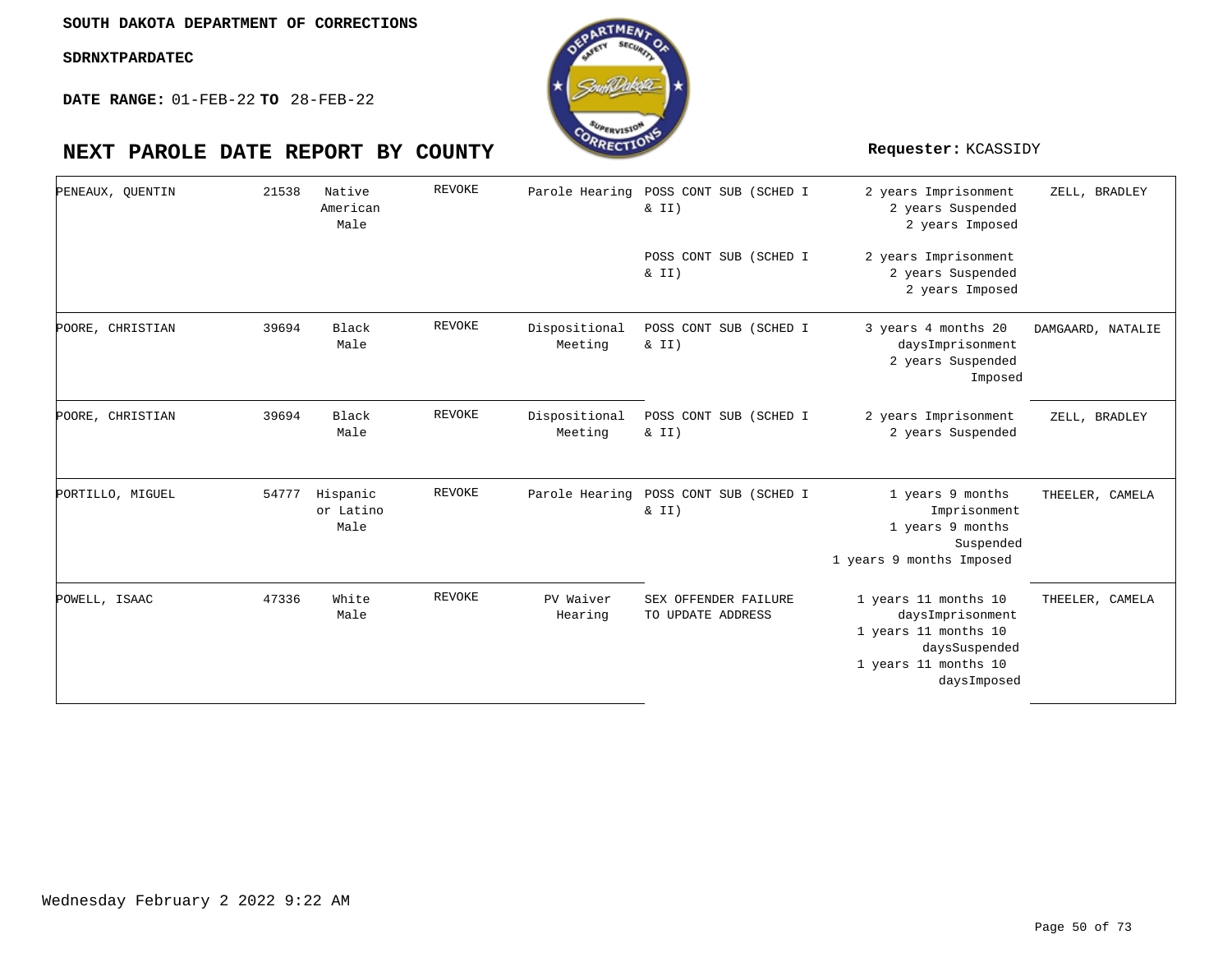SOUTH DAKOTA DEPARTMENT OF CORRECTIONS

SDRNXTPARDATEC

**DATE RANGE:** 01-FEB-22 **TO** 28-FEB-22

# NEXT PAROLE DATE REPORT BY COUNTY

**Requester:** KCASSIDY

| | | | | | | | |
|---|---|---|---|---|---|---|---|
| PENEAUX, QUENTIN | 21538 | Native American Male | REVOKE | Parole Hearing | POSS CONT SUB (SCHED I & II) | 2 years Imprisonment 2 years Suspended 2 years Imposed | ZELL, BRADLEY |
| | | | | | POSS CONT SUB (SCHED I & II) | 2 years Imprisonment 2 years Suspended 2 years Imposed | |
| POORE, CHRISTIAN | 39694 | Black Male | REVOKE | Dispositional Meeting | POSS CONT SUB (SCHED I & II) | 3 years 4 months 20 daysImprisonment 2 years Suspended Imposed | DAMGAARD, NATALIE |
| POORE, CHRISTIAN | 39694 | Black Male | REVOKE | Dispositional Meeting | POSS CONT SUB (SCHED I & II) | 2 years Imprisonment 2 years Suspended | ZELL, BRADLEY |
| PORTILLO, MIGUEL | 54777 | Hispanic or Latino Male | REVOKE | Parole Hearing | POSS CONT SUB (SCHED I & II) | 1 years 9 months Imprisonment 1 years 9 months Suspended 1 years 9 months Imposed | THEELER, CAMELA |
| POWELL, ISAAC | 47336 | White Male | REVOKE | PV Waiver Hearing | SEX OFFENDER FAILURE TO UPDATE ADDRESS | 1 years 11 months 10 daysImprisonment 1 years 11 months 10 daysSuspended 1 years 11 months 10 daysImposed | THEELER, CAMELA |

Wednesday February 2 2022 9:22 AM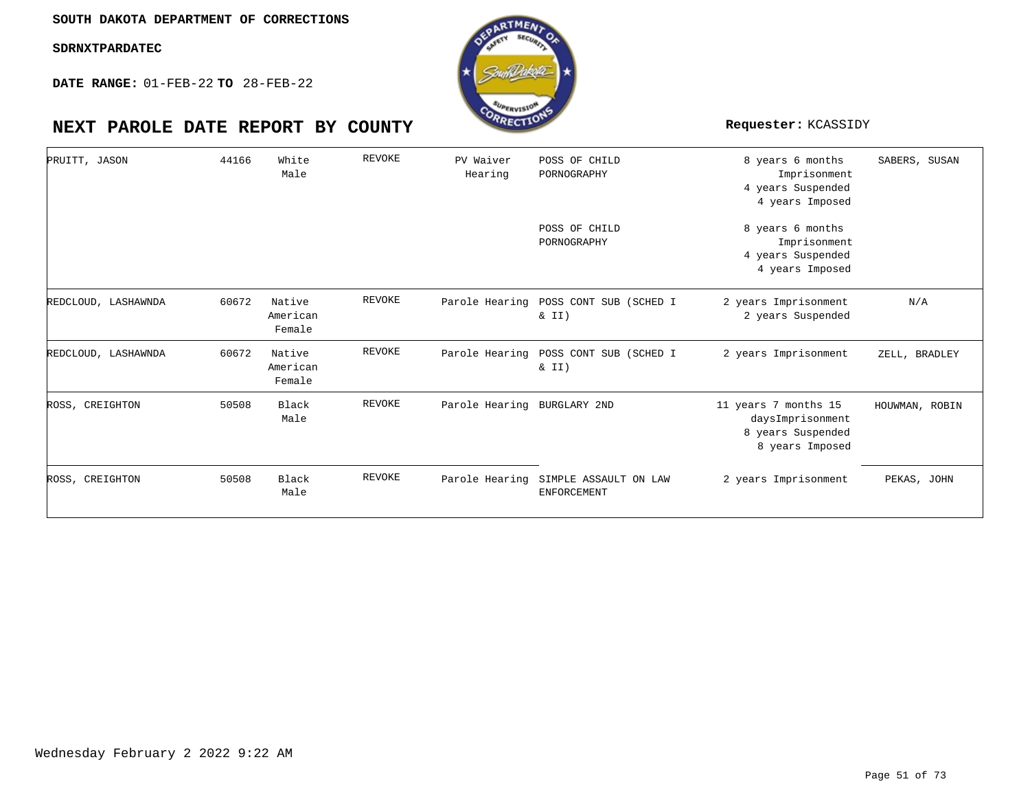SOUTH DAKOTA DEPARTMENT OF CORRECTIONS

SDRNXTPARDATEC

**DATE RANGE:** 01-FEB-22 **TO** 28-FEB-22

# NEXT PAROLE DATE REPORT BY COUNTY

**Requester:** KCASSIDY

| | | | | | | | |
|---|---|---|---|---|---|---|---|
| PRUITT, JASON | 44166 | White Male | REVOKE | PV Waiver Hearing | POSS OF CHILD PORNOGRAPHY | 8 years 6 months Imprisonment 4 years Suspended 4 years Imposed | SABERS, SUSAN |
| | | | | | POSS OF CHILD PORNOGRAPHY | 8 years 6 months Imprisonment 4 years Suspended 4 years Imposed | |
| REDCLOUD, LASHAWNDA | 60672 | Native American Female | REVOKE | Parole Hearing | POSS CONT SUB (SCHED I & II) | 2 years Imprisonment 2 years Suspended | N/A |
| REDCLOUD, LASHAWNDA | 60672 | Native American Female | REVOKE | Parole Hearing | POSS CONT SUB (SCHED I & II) | 2 years Imprisonment | ZELL, BRADLEY |
| ROSS, CREIGHTON | 50508 | Black Male | REVOKE | Parole Hearing | BURGLARY 2ND | 11 years 7 months 15 daysImprisonment 8 years Suspended 8 years Imposed | HOUWMAN, ROBIN |
| ROSS, CREIGHTON | 50508 | Black Male | REVOKE | Parole Hearing | SIMPLE ASSAULT ON LAW ENFORCEMENT | 2 years Imprisonment | PEKAS, JOHN |

Wednesday February 2 2022 9:22 AM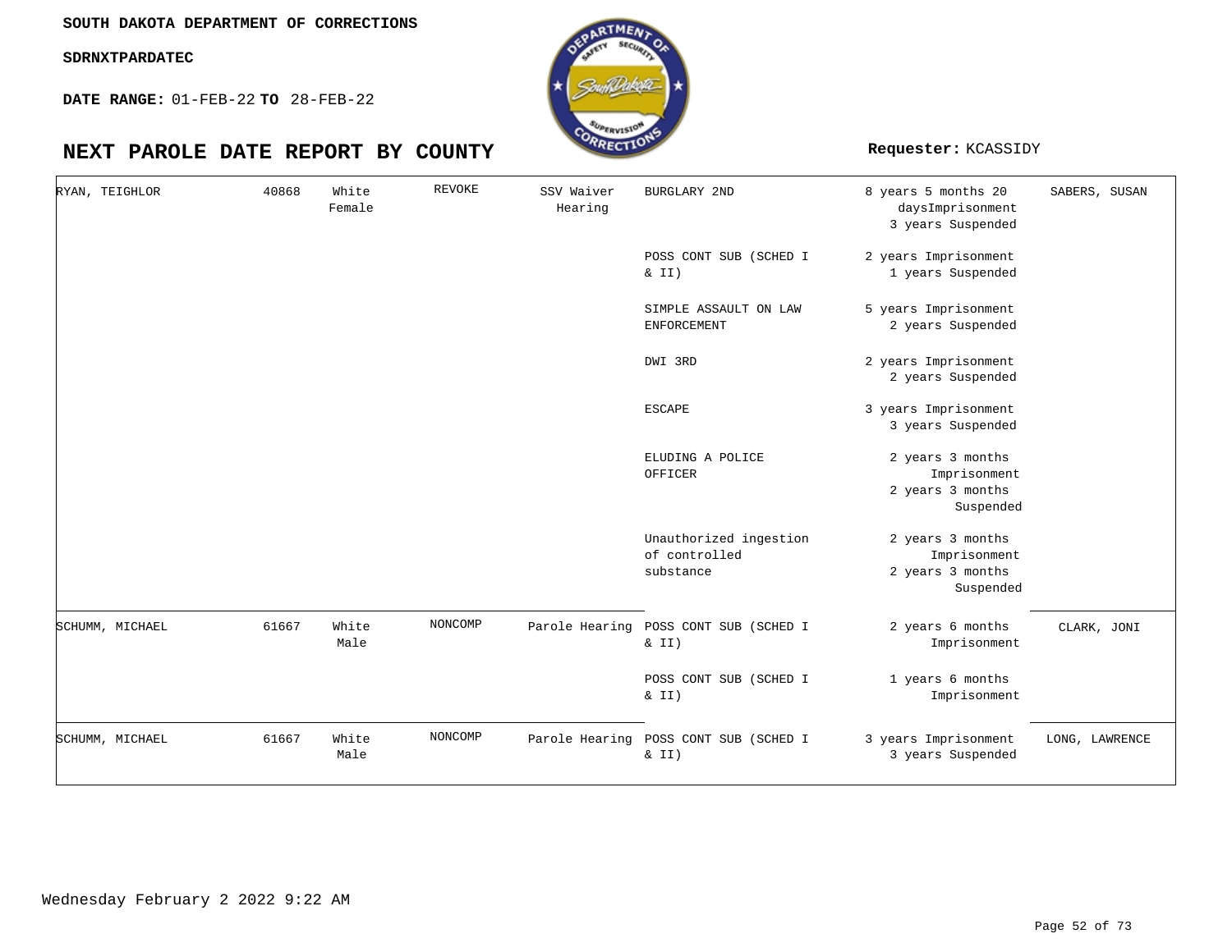**SOUTH DAKOTA DEPARTMENT OF CORRECTIONS**

**SDRNXTPARDATEC**

**DATE RANGE:** 01-FEB-22 **TO** 28-FEB-22

# NEXT PAROLE DATE REPORT BY COUNTY

**Requester:** KCASSIDY

| | | | | | | | |
|---|---|---|---|---|---|---|---|
| RYAN, TEIGHLOR | 40868 | White Female | REVOKE | SSV Waiver Hearing | BURGLARY 2ND | 8 years 5 months 20 daysImprisonment 3 years Suspended | SABERS, SUSAN |
| | | | | | POSS CONT SUB (SCHED I & II) | 2 years Imprisonment 1 years Suspended | |
| | | | | | SIMPLE ASSAULT ON LAW ENFORCEMENT | 5 years Imprisonment 2 years Suspended | |
| | | | | | DWI 3RD | 2 years Imprisonment 2 years Suspended | |
| | | | | | ESCAPE | 3 years Imprisonment 3 years Suspended | |
| | | | | | ELUDING A POLICE OFFICER | 2 years 3 months Imprisonment 2 years 3 months Suspended | |
| | | | | | Unauthorized ingestion of controlled substance | 2 years 3 months Imprisonment 2 years 3 months Suspended | |
| SCHUMM, MICHAEL | 61667 | White Male | NONCOMP | Parole Hearing | POSS CONT SUB (SCHED I & II) | 2 years 6 months Imprisonment | CLARK, JONI |
| | | | | | POSS CONT SUB (SCHED I & II) | 1 years 6 months Imprisonment | |
| SCHUMM, MICHAEL | 61667 | White Male | NONCOMP | Parole Hearing | POSS CONT SUB (SCHED I & II) | 3 years Imprisonment 3 years Suspended | LONG, LAWRENCE |

Wednesday February 2 2022 9:22 AM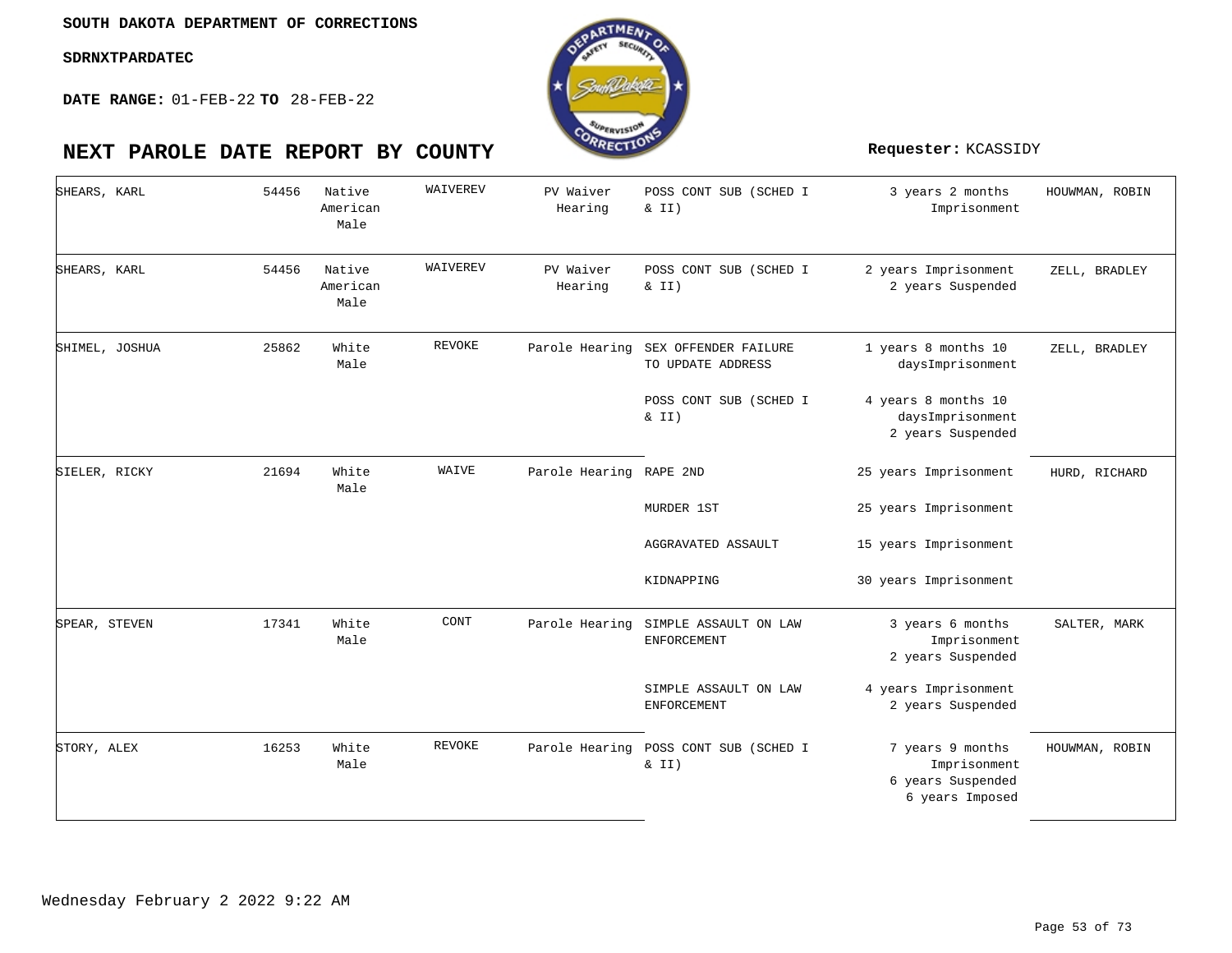SOUTH DAKOTA DEPARTMENT OF CORRECTIONS

SDRNXTPARDATEC

**DATE RANGE:** 01-FEB-22 **TO** 28-FEB-22

# NEXT PAROLE DATE REPORT BY COUNTY

**Requester:** KCASSIDY

| Name | Number | Race/Sex | Action | Hearing Type | Offense | Sentence | Judge |
|---|---|---|---|---|---|---|---|
| SHEARS, KARL | 54456 | Native American Male | WAIVEREV | PV Waiver Hearing | POSS CONT SUB (SCHED I & II) | 3 years 2 months Imprisonment | HOUWMAN, ROBIN |
| SHEARS, KARL | 54456 | Native American Male | WAIVEREV | PV Waiver Hearing | POSS CONT SUB (SCHED I & II) | 2 years Imprisonment 2 years Suspended | ZELL, BRADLEY |
| SHIMEL, JOSHUA | 25862 | White Male | REVOKE | Parole Hearing | SEX OFFENDER FAILURE TO UPDATE ADDRESS | 1 years 8 months 10 daysImprisonment | ZELL, BRADLEY |
| | | | | | POSS CONT SUB (SCHED I & II) | 4 years 8 months 10 daysImprisonment 2 years Suspended | |
| SIELER, RICKY | 21694 | White Male | WAIVE | Parole Hearing | RAPE 2ND | 25 years Imprisonment | HURD, RICHARD |
| | | | | | MURDER 1ST | 25 years Imprisonment | |
| | | | | | AGGRAVATED ASSAULT | 15 years Imprisonment | |
| | | | | | KIDNAPPING | 30 years Imprisonment | |
| SPEAR, STEVEN | 17341 | White Male | CONT | Parole Hearing | SIMPLE ASSAULT ON LAW ENFORCEMENT | 3 years 6 months Imprisonment 2 years Suspended | SALTER, MARK |
| | | | | | SIMPLE ASSAULT ON LAW ENFORCEMENT | 4 years Imprisonment 2 years Suspended | |
| STORY, ALEX | 16253 | White Male | REVOKE | Parole Hearing | POSS CONT SUB (SCHED I & II) | 7 years 9 months Imprisonment 6 years Suspended 6 years Imposed | HOUWMAN, ROBIN |

Wednesday February 2 2022 9:22 AM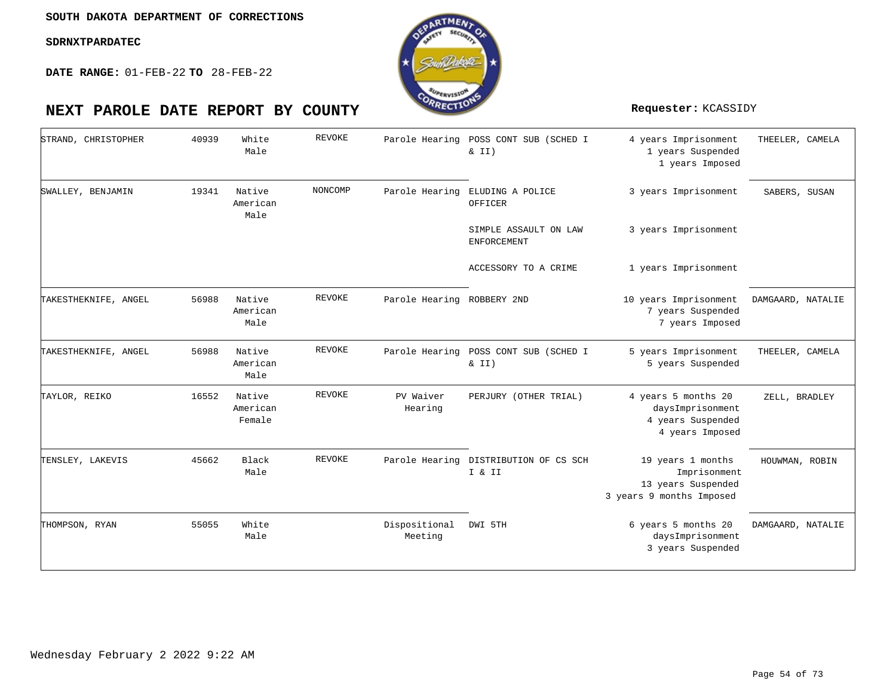**SOUTH DAKOTA DEPARTMENT OF CORRECTIONS**

**SDRNXTPARDATEC**

**DATE RANGE:** 01-FEB-22 **TO** 28-FEB-22

# NEXT PAROLE DATE REPORT BY COUNTY

**Requester:** KCASSIDY

| Name | Number | Race/Gender | Status | Hearing Type | Offense | Sentence | Judge |
|---|---|---|---|---|---|---|---|
| STRAND, CHRISTOPHER | 40939 | White Male | REVOKE | Parole Hearing | POSS CONT SUB (SCHED I & II) | 4 years Imprisonment<br>1 years Suspended<br>1 years Imposed | THEELER, CAMELA |
| SWALLEY, BENJAMIN | 19341 | Native American Male | NONCOMP | Parole Hearing | ELUDING A POLICE OFFICER | 3 years Imprisonment | SABERS, SUSAN |
| | | | | | SIMPLE ASSAULT ON LAW ENFORCEMENT | 3 years Imprisonment | |
| | | | | | ACCESSORY TO A CRIME | 1 years Imprisonment | |
| TAKESTHEKNIFE, ANGEL | 56988 | Native American Male | REVOKE | Parole Hearing | ROBBERY 2ND | 10 years Imprisonment<br>7 years Suspended<br>7 years Imposed | DAMGAARD, NATALIE |
| TAKESTHEKNIFE, ANGEL | 56988 | Native American Male | REVOKE | Parole Hearing | POSS CONT SUB (SCHED I & II) | 5 years Imprisonment<br>5 years Suspended | THEELER, CAMELA |
| TAYLOR, REIKO | 16552 | Native American Female | REVOKE | PV Waiver Hearing | PERJURY (OTHER TRIAL) | 4 years 5 months 20 daysImprisonment<br>4 years Suspended<br>4 years Imposed | ZELL, BRADLEY |
| TENSLEY, LAKEVIS | 45662 | Black Male | REVOKE | Parole Hearing | DISTRIBUTION OF CS SCH I & II | 19 years 1 months Imprisonment<br>13 years Suspended<br>3 years 9 months Imposed | HOUWMAN, ROBIN |
| THOMPSON, RYAN | 55055 | White Male | | Dispositional Meeting | DWI 5TH | 6 years 5 months 20 daysImprisonment<br>3 years Suspended | DAMGAARD, NATALIE |

Wednesday February 2 2022 9:22 AM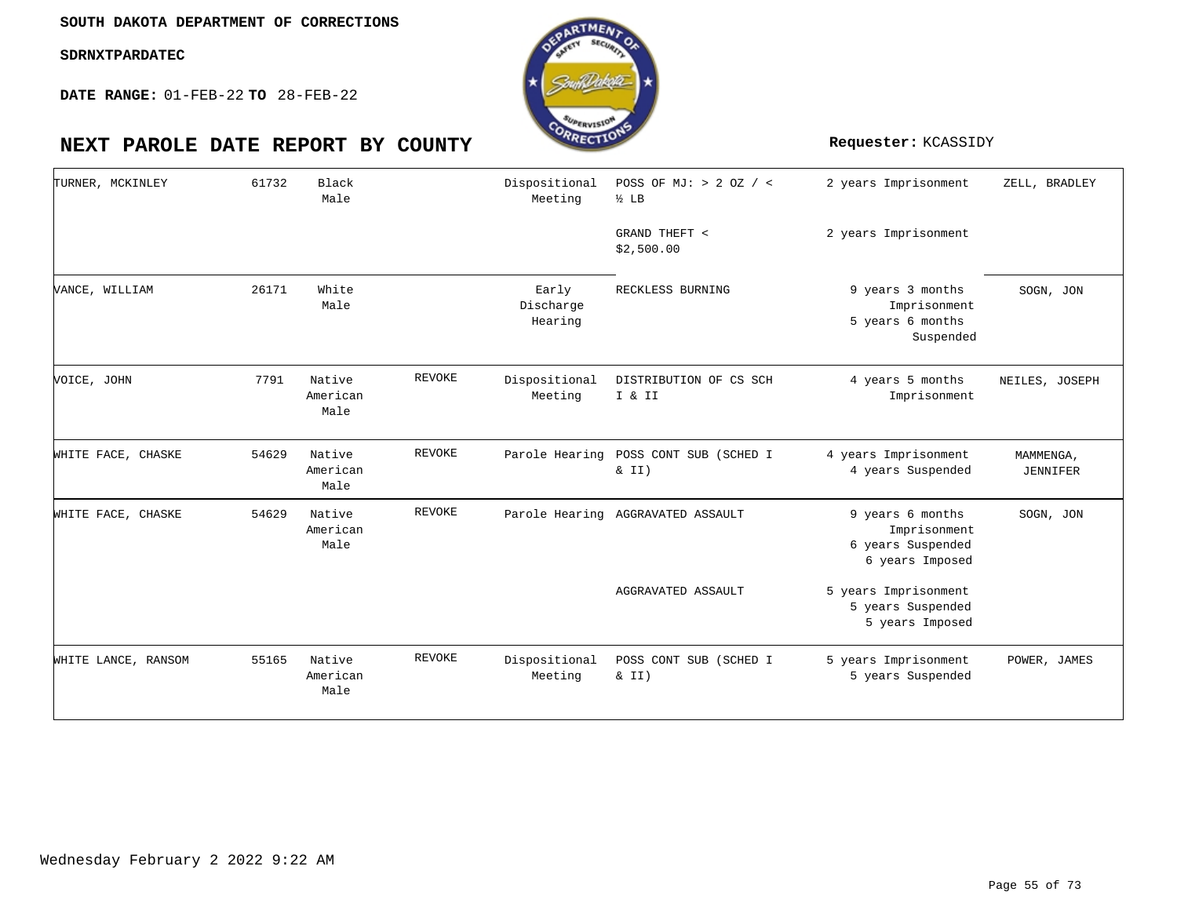**SOUTH DAKOTA DEPARTMENT OF CORRECTIONS**

**SDRNXTPARDATEC**

**DATE RANGE:** 01-FEB-22 **TO** 28-FEB-22

# NEXT PAROLE DATE REPORT BY COUNTY

**Requester:** KCASSIDY

| Name | ID | Race/Sex | Status | Hearing Type | Offense | Sentence | Agent |
|---|---|---|---|---|---|---|---|
| TURNER, MCKINLEY | 61732 | Black Male | | Dispositional Meeting | POSS OF MJ: > 2 OZ / < ½ LB | 2 years Imprisonment | ZELL, BRADLEY |
| | | | | | GRAND THEFT < $2,500.00 | 2 years Imprisonment | |
| VANCE, WILLIAM | 26171 | White Male | | Early Discharge Hearing | RECKLESS BURNING | 9 years 3 months Imprisonment 5 years 6 months Suspended | SOGN, JON |
| VOICE, JOHN | 7791 | Native American Male | REVOKE | Dispositional Meeting | DISTRIBUTION OF CS SCH I & II | 4 years 5 months Imprisonment | NEILES, JOSEPH |
| WHITE FACE, CHASKE | 54629 | Native American Male | REVOKE | Parole Hearing | POSS CONT SUB (SCHED I & II) | 4 years Imprisonment 4 years Suspended | MAMMENGA, JENNIFER |
| WHITE FACE, CHASKE | 54629 | Native American Male | REVOKE | Parole Hearing | AGGRAVATED ASSAULT | 9 years 6 months Imprisonment 6 years Suspended 6 years Imposed | SOGN, JON |
| | | | | | AGGRAVATED ASSAULT | 5 years Imprisonment 5 years Suspended 5 years Imposed | |
| WHITE LANCE, RANSOM | 55165 | Native American Male | REVOKE | Dispositional Meeting | POSS CONT SUB (SCHED I & II) | 5 years Imprisonment 5 years Suspended | POWER, JAMES |

Wednesday February 2 2022 9:22 AM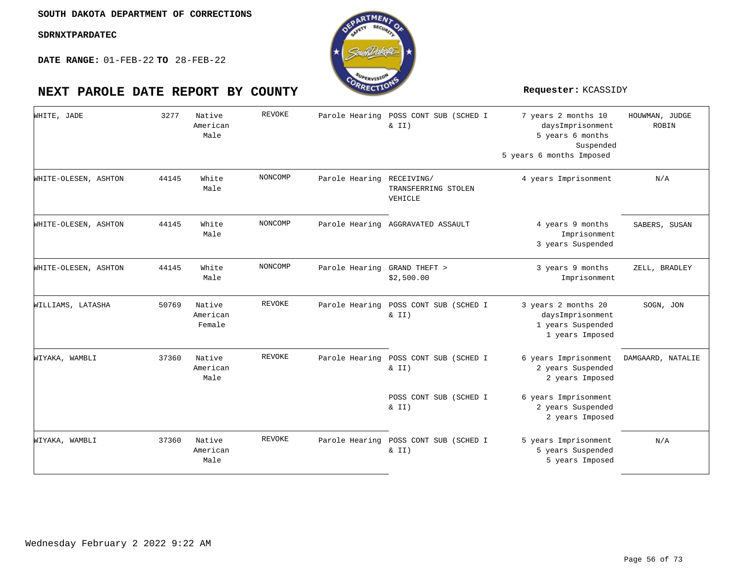**SOUTH DAKOTA DEPARTMENT OF CORRECTIONS**

**SDRNXTPARDATEC**

**DATE RANGE:** 01-FEB-22 **TO** 28-FEB-22

# NEXT PAROLE DATE REPORT BY COUNTY

**Requester:** KCASSIDY

| Name | ID | Race/Gender | Status | Hearing Type | Offense | Sentence | Judge |
|---|---|---|---|---|---|---|---|
| WHITE, JADE | 3277 | Native American Male | REVOKE | Parole Hearing | POSS CONT SUB (SCHED I & II) | 7 years 2 months 10 daysImprisonment 5 years 6 months Suspended 5 years 6 months Imposed | HOUWMAN, JUDGE ROBIN |
| WHITE-OLESEN, ASHTON | 44145 | White Male | NONCOMP | Parole Hearing | RECEIVING/ TRANSFERRING STOLEN VEHICLE | 4 years Imprisonment | N/A |
| WHITE-OLESEN, ASHTON | 44145 | White Male | NONCOMP | Parole Hearing | AGGRAVATED ASSAULT | 4 years 9 months Imprisonment 3 years Suspended | SABERS, SUSAN |
| WHITE-OLESEN, ASHTON | 44145 | White Male | NONCOMP | Parole Hearing | GRAND THEFT > $2,500.00 | 3 years 9 months Imprisonment | ZELL, BRADLEY |
| WILLIAMS, LATASHA | 50769 | Native American Female | REVOKE | Parole Hearing | POSS CONT SUB (SCHED I & II) | 3 years 2 months 20 daysImprisonment 1 years Suspended 1 years Imposed | SOGN, JON |
| WIYAKA, WAMBLI | 37360 | Native American Male | REVOKE | Parole Hearing | POSS CONT SUB (SCHED I & II) | 6 years Imprisonment 2 years Suspended 2 years Imposed | DAMGAARD, NATALIE |
| | | | | | POSS CONT SUB (SCHED I & II) | 6 years Imprisonment 2 years Suspended 2 years Imposed | |
| WIYAKA, WAMBLI | 37360 | Native American Male | REVOKE | Parole Hearing | POSS CONT SUB (SCHED I & II) | 5 years Imprisonment 5 years Suspended 5 years Imposed | N/A |

Wednesday February 2 2022 9:22 AM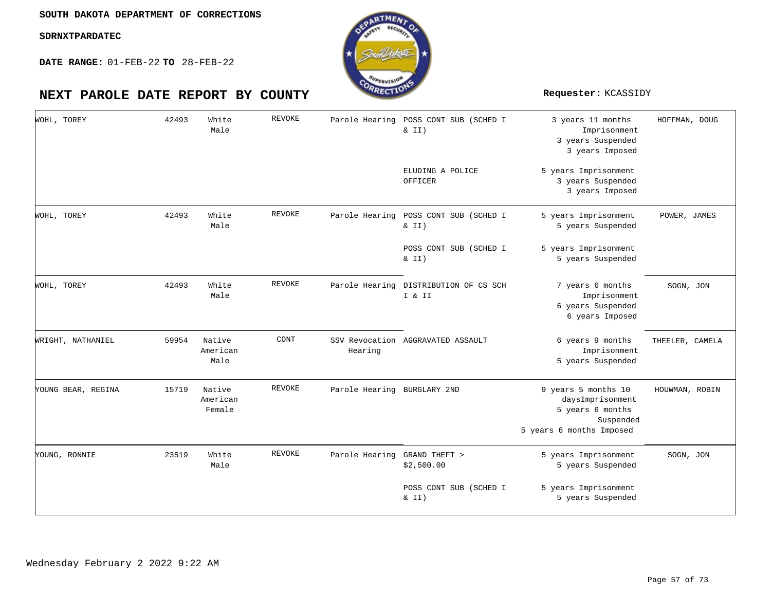**SOUTH DAKOTA DEPARTMENT OF CORRECTIONS**

**SDRNXTPARDATEC**

**DATE RANGE:** 01-FEB-22 **TO** 28-FEB-22

# NEXT PAROLE DATE REPORT BY COUNTY

**Requester:** KCASSIDY

| Name | Number | Race/Sex | Status | Hearing | Offense | Sentence | Judge |
|---|---|---|---|---|---|---|---|
| WOHL, TOREY | 42493 | White Male | REVOKE | Parole Hearing | POSS CONT SUB (SCHED I & II) | 3 years 11 months Imprisonment 3 years Suspended 3 years Imposed | HOFFMAN, DOUG |
| | | | | | ELUDING A POLICE OFFICER | 5 years Imprisonment 3 years Suspended 3 years Imposed | |
| WOHL, TOREY | 42493 | White Male | REVOKE | Parole Hearing | POSS CONT SUB (SCHED I & II) | 5 years Imprisonment 5 years Suspended | POWER, JAMES |
| | | | | | POSS CONT SUB (SCHED I & II) | 5 years Imprisonment 5 years Suspended | |
| WOHL, TOREY | 42493 | White Male | REVOKE | Parole Hearing | DISTRIBUTION OF CS SCH I & II | 7 years 6 months Imprisonment 6 years Suspended 6 years Imposed | SOGN, JON |
| WRIGHT, NATHANIEL | 59954 | Native American Male | CONT | SSV Revocation Hearing | AGGRAVATED ASSAULT | 6 years 9 months Imprisonment 5 years Suspended | THEELER, CAMELA |
| YOUNG BEAR, REGINA | 15719 | Native American Female | REVOKE | Parole Hearing | BURGLARY 2ND | 9 years 5 months 10 daysImprisonment 5 years 6 months Suspended 5 years 6 months Imposed | HOUWMAN, ROBIN |
| YOUNG, RONNIE | 23519 | White Male | REVOKE | Parole Hearing | GRAND THEFT > $2,500.00 | 5 years Imprisonment 5 years Suspended | SOGN, JON |
| | | | | | POSS CONT SUB (SCHED I & II) | 5 years Imprisonment 5 years Suspended | |

Wednesday February 2 2022 9:22 AM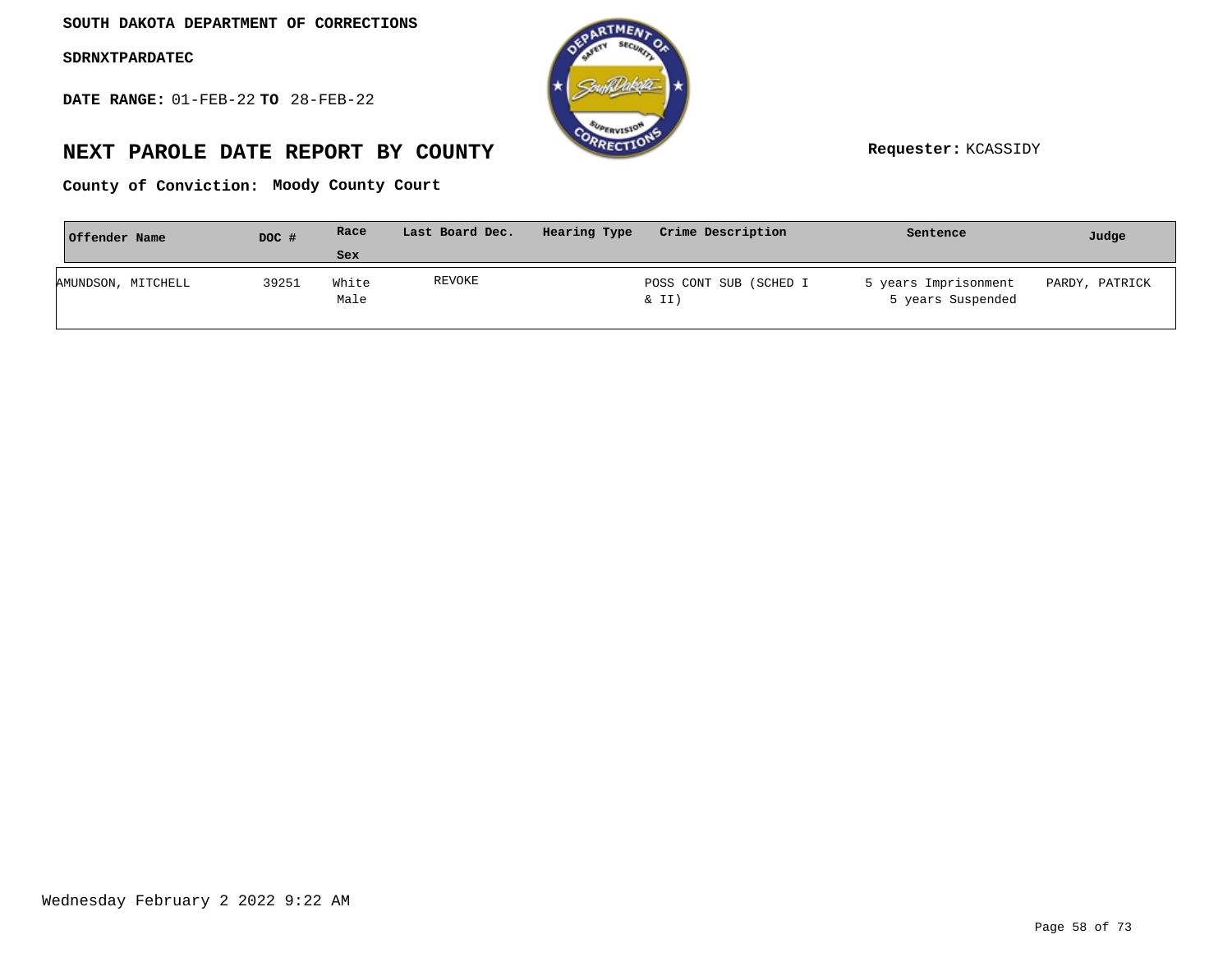SOUTH DAKOTA DEPARTMENT OF CORRECTIONS

SDRNXTPARDATEC

**DATE RANGE:** 01-FEB-22 **TO** 28-FEB-22

# NEXT PAROLE DATE REPORT BY COUNTY

**Requester:** KCASSIDY

**County of Conviction: Moody County Court**

| Offender Name | DOC # | Race / Sex | Last Board Dec. | Hearing Type | Crime Description | Sentence | Judge |
|---|---|---|---|---|---|---|---|
| AMUNDSON, MITCHELL | 39251 | White Male | REVOKE | | POSS CONT SUB (SCHED I & II) | 5 years Imprisonment 5 years Suspended | PARDY, PATRICK |

Wednesday February 2 2022 9:22 AM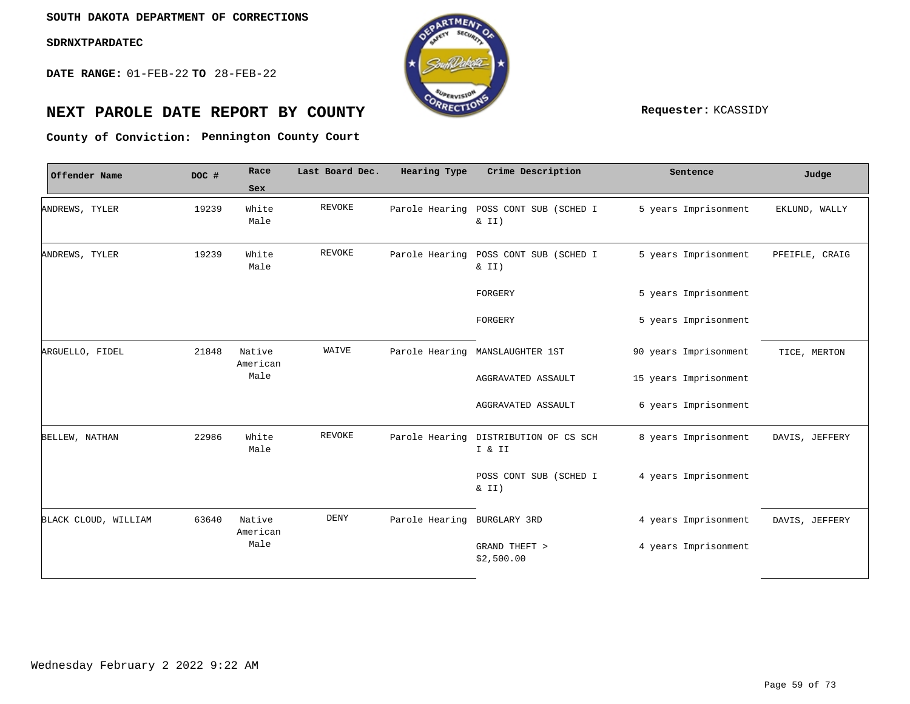SOUTH DAKOTA DEPARTMENT OF CORRECTIONS

SDRNXTPARDATEC

**DATE RANGE:** 01-FEB-22 **TO** 28-FEB-22

# NEXT PAROLE DATE REPORT BY COUNTY

**Requester:** KCASSIDY

**County of Conviction: Pennington County Court**

| Offender Name | DOC # | Race Sex | Last Board Dec. | Hearing Type | Crime Description | Sentence | Judge |
|---|---|---|---|---|---|---|---|
| ANDREWS, TYLER | 19239 | White Male | REVOKE | Parole Hearing | POSS CONT SUB (SCHED I & II) | 5 years Imprisonment | EKLUND, WALLY |
| ANDREWS, TYLER | 19239 | White Male | REVOKE | Parole Hearing | POSS CONT SUB (SCHED I & II) | 5 years Imprisonment | PFEIFLE, CRAIG |
| | | | | | FORGERY | 5 years Imprisonment | |
| | | | | | FORGERY | 5 years Imprisonment | |
| ARGUELLO, FIDEL | 21848 | Native American Male | WAIVE | Parole Hearing | MANSLAUGHTER 1ST | 90 years Imprisonment | TICE, MERTON |
| | | | | | AGGRAVATED ASSAULT | 15 years Imprisonment | |
| | | | | | AGGRAVATED ASSAULT | 6 years Imprisonment | |
| BELLEW, NATHAN | 22986 | White Male | REVOKE | Parole Hearing | DISTRIBUTION OF CS SCH I & II | 8 years Imprisonment | DAVIS, JEFFERY |
| | | | | | POSS CONT SUB (SCHED I & II) | 4 years Imprisonment | |
| BLACK CLOUD, WILLIAM | 63640 | Native American Male | DENY | Parole Hearing | BURGLARY 3RD | 4 years Imprisonment | DAVIS, JEFFERY |
| | | | | | GRAND THEFT > $2,500.00 | 4 years Imprisonment | |

Wednesday February 2 2022 9:22 AM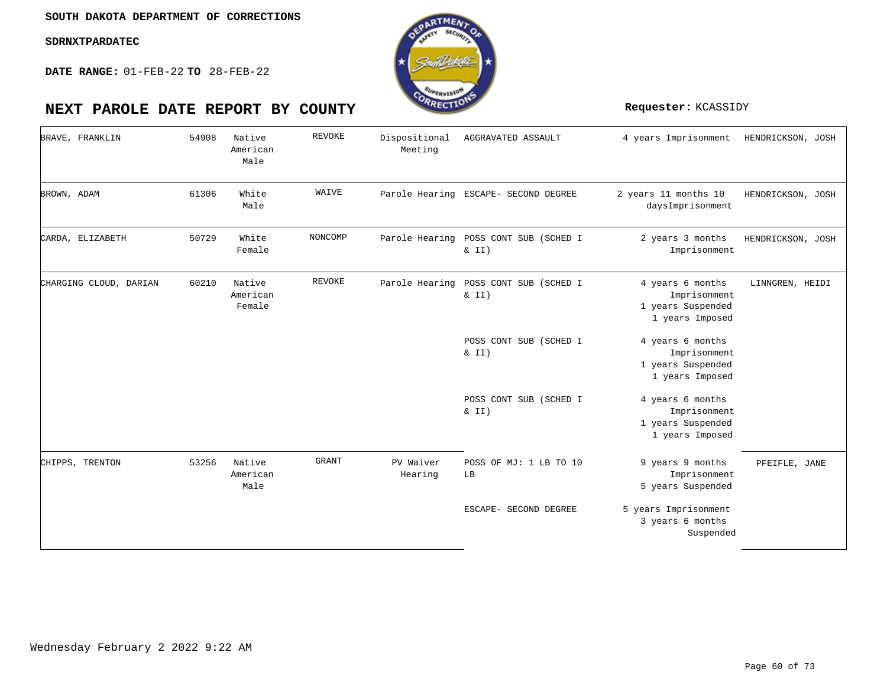SOUTH DAKOTA DEPARTMENT OF CORRECTIONS

SDRNXTPARDATEC

**DATE RANGE:** 01-FEB-22 **TO** 28-FEB-22

# NEXT PAROLE DATE REPORT BY COUNTY

**Requester:** KCASSIDY

| Name | ID | Race/Gender | Status | Hearing Type | Offense | Sentence | Agent |
|---|---|---|---|---|---|---|---|
| BRAVE, FRANKLIN | 54908 | Native American Male | REVOKE | Dispositional Meeting | AGGRAVATED ASSAULT | 4 years Imprisonment | HENDRICKSON, JOSH |
| BROWN, ADAM | 61306 | White Male | WAIVE | Parole Hearing | ESCAPE- SECOND DEGREE | 2 years 11 months 10 daysImprisonment | HENDRICKSON, JOSH |
| CARDA, ELIZABETH | 50729 | White Female | NONCOMP | Parole Hearing | POSS CONT SUB (SCHED I & II) | 2 years 3 months Imprisonment | HENDRICKSON, JOSH |
| CHARGING CLOUD, DARIAN | 60210 | Native American Female | REVOKE | Parole Hearing | POSS CONT SUB (SCHED I & II) | 4 years 6 months Imprisonment 1 years Suspended 1 years Imposed | LINNGREN, HEIDI |
| | | | | | POSS CONT SUB (SCHED I & II) | 4 years 6 months Imprisonment 1 years Suspended 1 years Imposed | |
| | | | | | POSS CONT SUB (SCHED I & II) | 4 years 6 months Imprisonment 1 years Suspended 1 years Imposed | |
| CHIPPS, TRENTON | 53256 | Native American Male | GRANT | PV Waiver Hearing | POSS OF MJ: 1 LB TO 10 LB | 9 years 9 months Imprisonment 5 years Suspended | PFEIFLE, JANE |
| | | | | | ESCAPE- SECOND DEGREE | 5 years Imprisonment 3 years 6 months Suspended | |

Wednesday February 2 2022 9:22 AM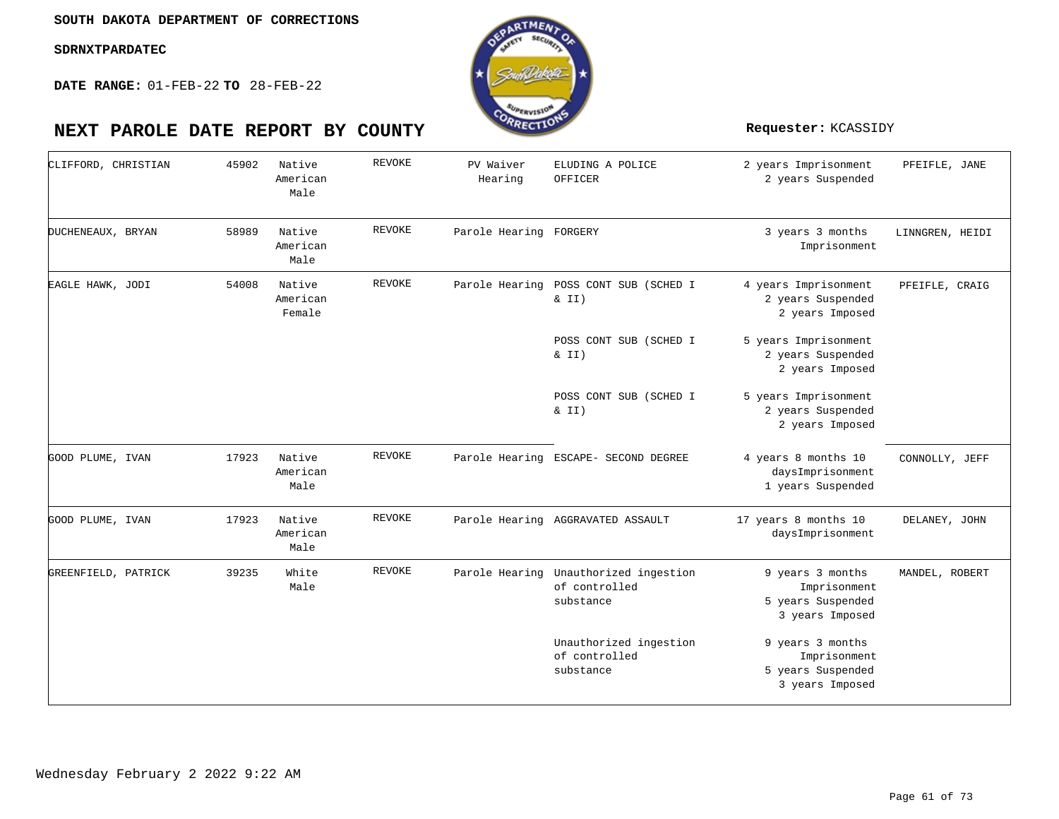SOUTH DAKOTA DEPARTMENT OF CORRECTIONS

SDRNXTPARDATEC

**DATE RANGE:** 01-FEB-22 **TO** 28-FEB-22

# NEXT PAROLE DATE REPORT BY COUNTY

**Requester:** KCASSIDY

| | | | | | | | |
|---|---|---|---|---|---|---|---|
| CLIFFORD, CHRISTIAN | 45902 | Native American Male | REVOKE | PV Waiver Hearing | ELUDING A POLICE OFFICER | 2 years Imprisonment 2 years Suspended | PFEIFLE, JANE |
| DUCHENEAUX, BRYAN | 58989 | Native American Male | REVOKE | Parole Hearing | FORGERY | 3 years 3 months Imprisonment | LINNGREN, HEIDI |
| EAGLE HAWK, JODI | 54008 | Native American Female | REVOKE | Parole Hearing | POSS CONT SUB (SCHED I & II) | 4 years Imprisonment 2 years Suspended 2 years Imposed | PFEIFLE, CRAIG |
| | | | | | POSS CONT SUB (SCHED I & II) | 5 years Imprisonment 2 years Suspended 2 years Imposed | |
| | | | | | POSS CONT SUB (SCHED I & II) | 5 years Imprisonment 2 years Suspended 2 years Imposed | |
| GOOD PLUME, IVAN | 17923 | Native American Male | REVOKE | Parole Hearing | ESCAPE- SECOND DEGREE | 4 years 8 months 10 daysImprisonment 1 years Suspended | CONNOLLY, JEFF |
| GOOD PLUME, IVAN | 17923 | Native American Male | REVOKE | Parole Hearing | AGGRAVATED ASSAULT | 17 years 8 months 10 daysImprisonment | DELANEY, JOHN |
| GREENFIELD, PATRICK | 39235 | White Male | REVOKE | Parole Hearing | Unauthorized ingestion of controlled substance | 9 years 3 months Imprisonment 5 years Suspended 3 years Imposed | MANDEL, ROBERT |
| | | | | | Unauthorized ingestion of controlled substance | 9 years 3 months Imprisonment 5 years Suspended 3 years Imposed | |

Wednesday February 2 2022 9:22 AM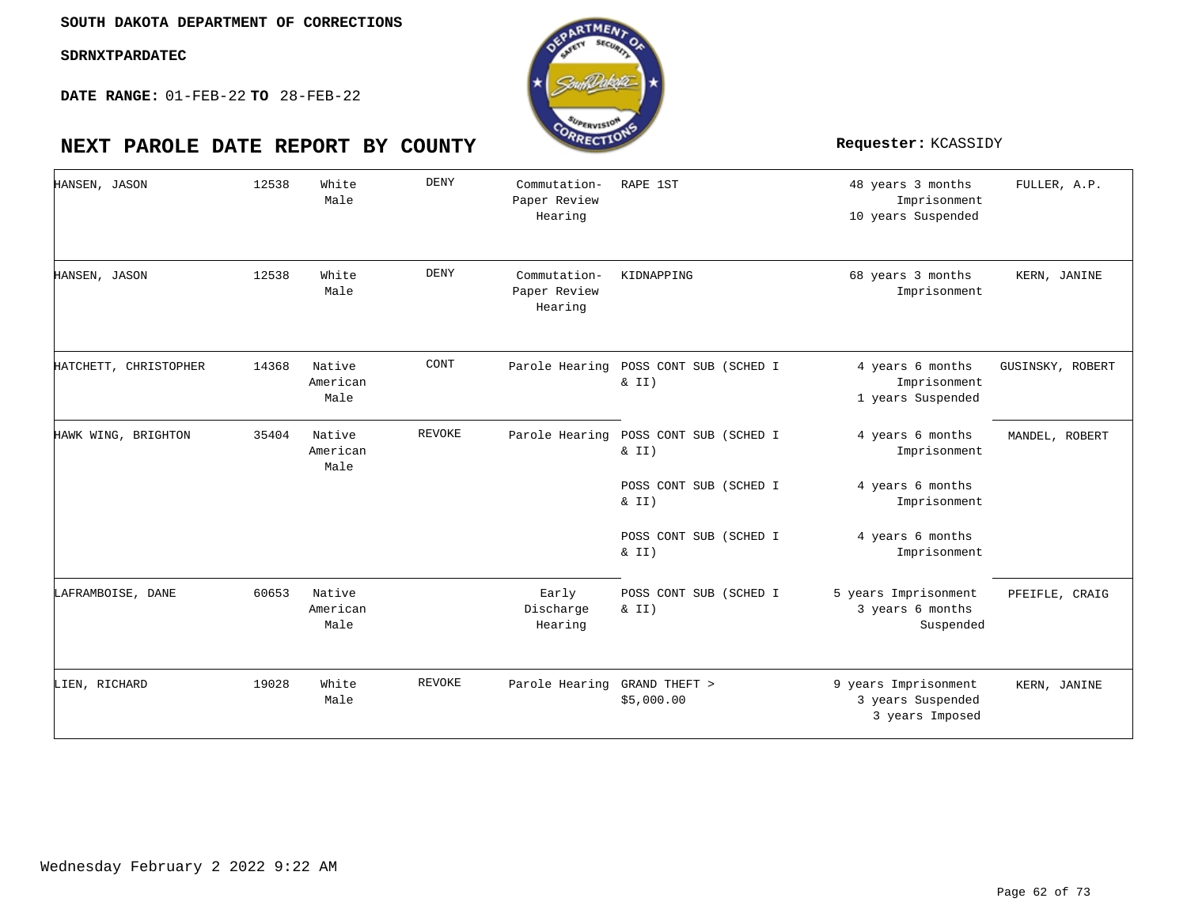**SOUTH DAKOTA DEPARTMENT OF CORRECTIONS**

**SDRNXTPARDATEC**

**DATE RANGE:** 01-FEB-22 **TO** 28-FEB-22

# NEXT PAROLE DATE REPORT BY COUNTY

**Requester:** KCASSIDY

| Name | ID | Race/Sex | Decision | Hearing Type | Offense | Sentence | Judge |
|---|---|---|---|---|---|---|---|
| HANSEN, JASON | 12538 | White Male | DENY | Commutation-Paper Review Hearing | RAPE 1ST | 48 years 3 months Imprisonment 10 years Suspended | FULLER, A.P. |
| HANSEN, JASON | 12538 | White Male | DENY | Commutation-Paper Review Hearing | KIDNAPPING | 68 years 3 months Imprisonment | KERN, JANINE |
| HATCHETT, CHRISTOPHER | 14368 | Native American Male | CONT | Parole Hearing | POSS CONT SUB (SCHED I & II) | 4 years 6 months Imprisonment 1 years Suspended | GUSINSKY, ROBERT |
| HAWK WING, BRIGHTON | 35404 | Native American Male | REVOKE | Parole Hearing | POSS CONT SUB (SCHED I & II) | 4 years 6 months Imprisonment | MANDEL, ROBERT |
| | | | | | POSS CONT SUB (SCHED I & II) | 4 years 6 months Imprisonment | |
| | | | | | POSS CONT SUB (SCHED I & II) | 4 years 6 months Imprisonment | |
| LAFRAMBOISE, DANE | 60653 | Native American Male | | Early Discharge Hearing | POSS CONT SUB (SCHED I & II) | 5 years Imprisonment 3 years 6 months Suspended | PFEIFLE, CRAIG |
| LIEN, RICHARD | 19028 | White Male | REVOKE | Parole Hearing | GRAND THEFT > $5,000.00 | 9 years Imprisonment 3 years Suspended 3 years Imposed | KERN, JANINE |

Wednesday February 2 2022 9:22 AM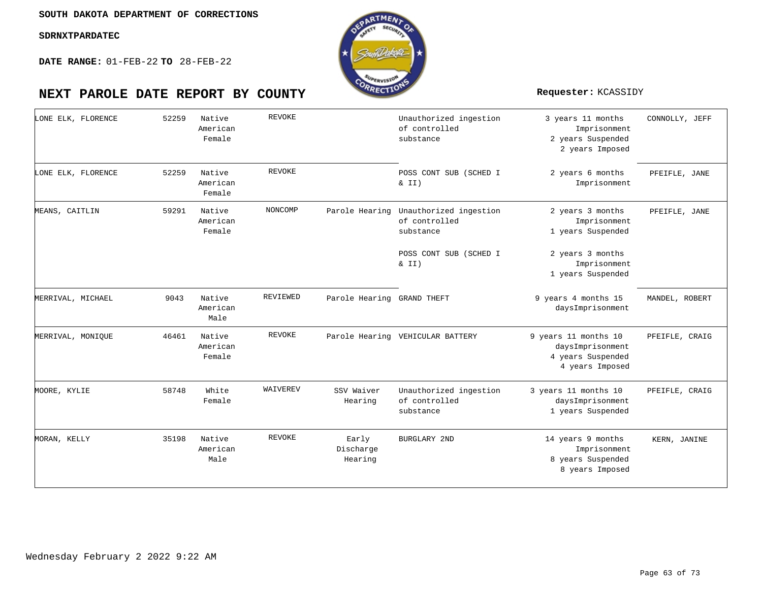SOUTH DAKOTA DEPARTMENT OF CORRECTIONS

SDRNXTPARDATEC

**DATE RANGE:** 01-FEB-22 **TO** 28-FEB-22

# NEXT PAROLE DATE REPORT BY COUNTY

**Requester:** KCASSIDY

| | | | | | | | |
|---|---|---|---|---|---|---|---|
| LONE ELK, FLORENCE | 52259 | Native American Female | REVOKE | | Unauthorized ingestion of controlled substance | 3 years 11 months Imprisonment 2 years Suspended 2 years Imposed | CONNOLLY, JEFF |
| LONE ELK, FLORENCE | 52259 | Native American Female | REVOKE | | POSS CONT SUB (SCHED I & II) | 2 years 6 months Imprisonment | PFEIFLE, JANE |
| MEANS, CAITLIN | 59291 | Native American Female | NONCOMP | Parole Hearing | Unauthorized ingestion of controlled substance | 2 years 3 months Imprisonment 1 years Suspended | PFEIFLE, JANE |
| | | | | | POSS CONT SUB (SCHED I & II) | 2 years 3 months Imprisonment 1 years Suspended | |
| MERRIVAL, MICHAEL | 9043 | Native American Male | REVIEWED | Parole Hearing | GRAND THEFT | 9 years 4 months 15 daysImprisonment | MANDEL, ROBERT |
| MERRIVAL, MONIQUE | 46461 | Native American Female | REVOKE | Parole Hearing | VEHICULAR BATTERY | 9 years 11 months 10 daysImprisonment 4 years Suspended 4 years Imposed | PFEIFLE, CRAIG |
| MOORE, KYLIE | 58748 | White Female | WAIVEREV | SSV Waiver Hearing | Unauthorized ingestion of controlled substance | 3 years 11 months 10 daysImprisonment 1 years Suspended | PFEIFLE, CRAIG |
| MORAN, KELLY | 35198 | Native American Male | REVOKE | Early Discharge Hearing | BURGLARY 2ND | 14 years 9 months Imprisonment 8 years Suspended 8 years Imposed | KERN, JANINE |

Wednesday February 2 2022 9:22 AM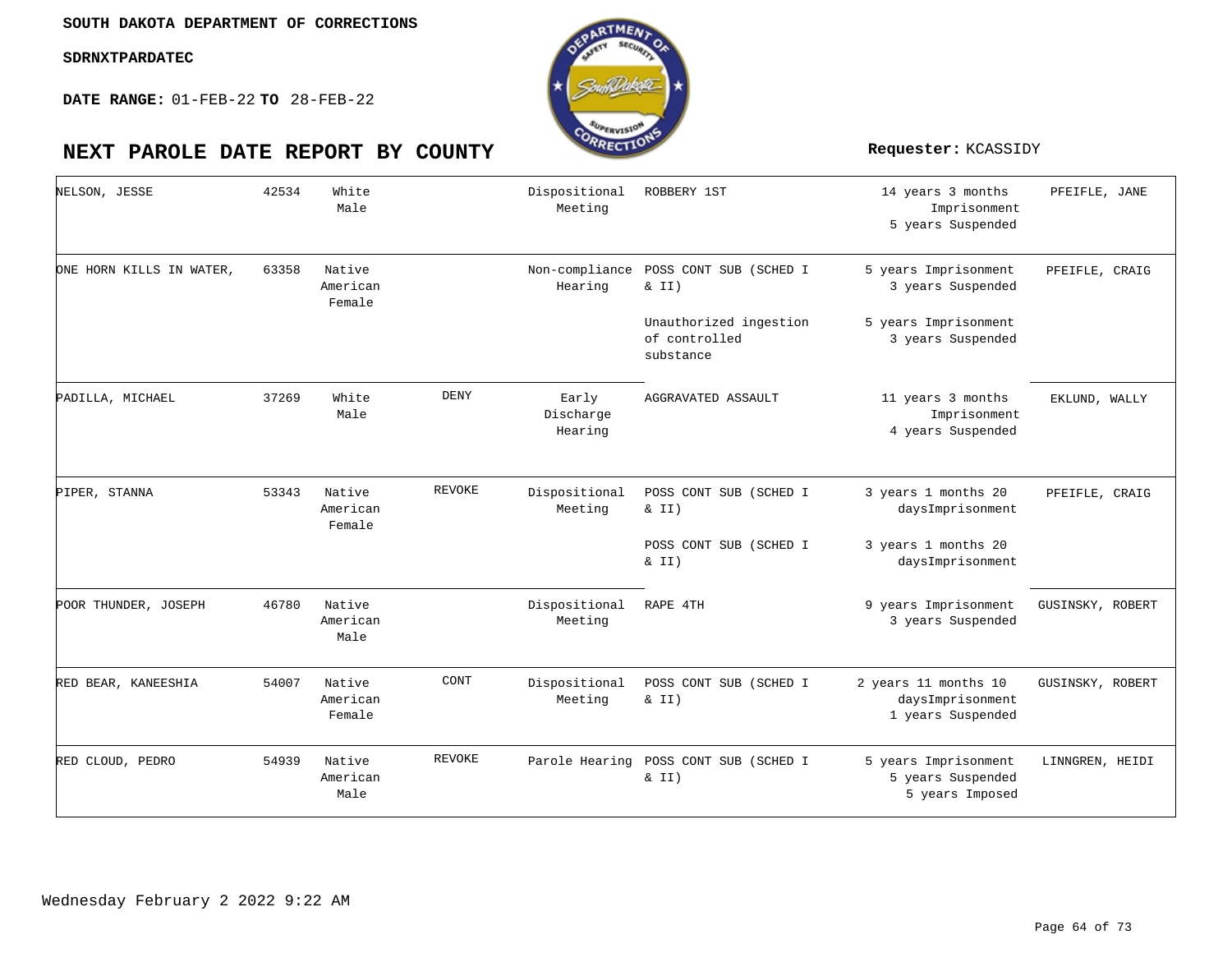SOUTH DAKOTA DEPARTMENT OF CORRECTIONS

SDRNXTPARDATEC

**DATE RANGE:** 01-FEB-22 **TO** 28-FEB-22

# NEXT PAROLE DATE REPORT BY COUNTY

**Requester:** KCASSIDY

| Name | Number | Race/Sex | Action | Hearing Type | Offense | Sentence | Agent |
|---|---|---|---|---|---|---|---|
| NELSON, JESSE | 42534 | White Male | | Dispositional Meeting | ROBBERY 1ST | 14 years 3 months Imprisonment 5 years Suspended | PFEIFLE, JANE |
| ONE HORN KILLS IN WATER, | 63358 | Native American Female | | Non-compliance Hearing | POSS CONT SUB (SCHED I & II) | 5 years Imprisonment 3 years Suspended | PFEIFLE, CRAIG |
| | | | | | Unauthorized ingestion of controlled substance | 5 years Imprisonment 3 years Suspended | |
| PADILLA, MICHAEL | 37269 | White Male | DENY | Early Discharge Hearing | AGGRAVATED ASSAULT | 11 years 3 months Imprisonment 4 years Suspended | EKLUND, WALLY |
| PIPER, STANNA | 53343 | Native American Female | REVOKE | Dispositional Meeting | POSS CONT SUB (SCHED I & II) | 3 years 1 months 20 daysImprisonment | PFEIFLE, CRAIG |
| | | | | | POSS CONT SUB (SCHED I & II) | 3 years 1 months 20 daysImprisonment | |
| POOR THUNDER, JOSEPH | 46780 | Native American Male | | Dispositional Meeting | RAPE 4TH | 9 years Imprisonment 3 years Suspended | GUSINSKY, ROBERT |
| RED BEAR, KANEESHIA | 54007 | Native American Female | CONT | Dispositional Meeting | POSS CONT SUB (SCHED I & II) | 2 years 11 months 10 daysImprisonment 1 years Suspended | GUSINSKY, ROBERT |
| RED CLOUD, PEDRO | 54939 | Native American Male | REVOKE | Parole Hearing | POSS CONT SUB (SCHED I & II) | 5 years Imprisonment 5 years Suspended 5 years Imposed | LINNGREN, HEIDI |

Wednesday February 2 2022 9:22 AM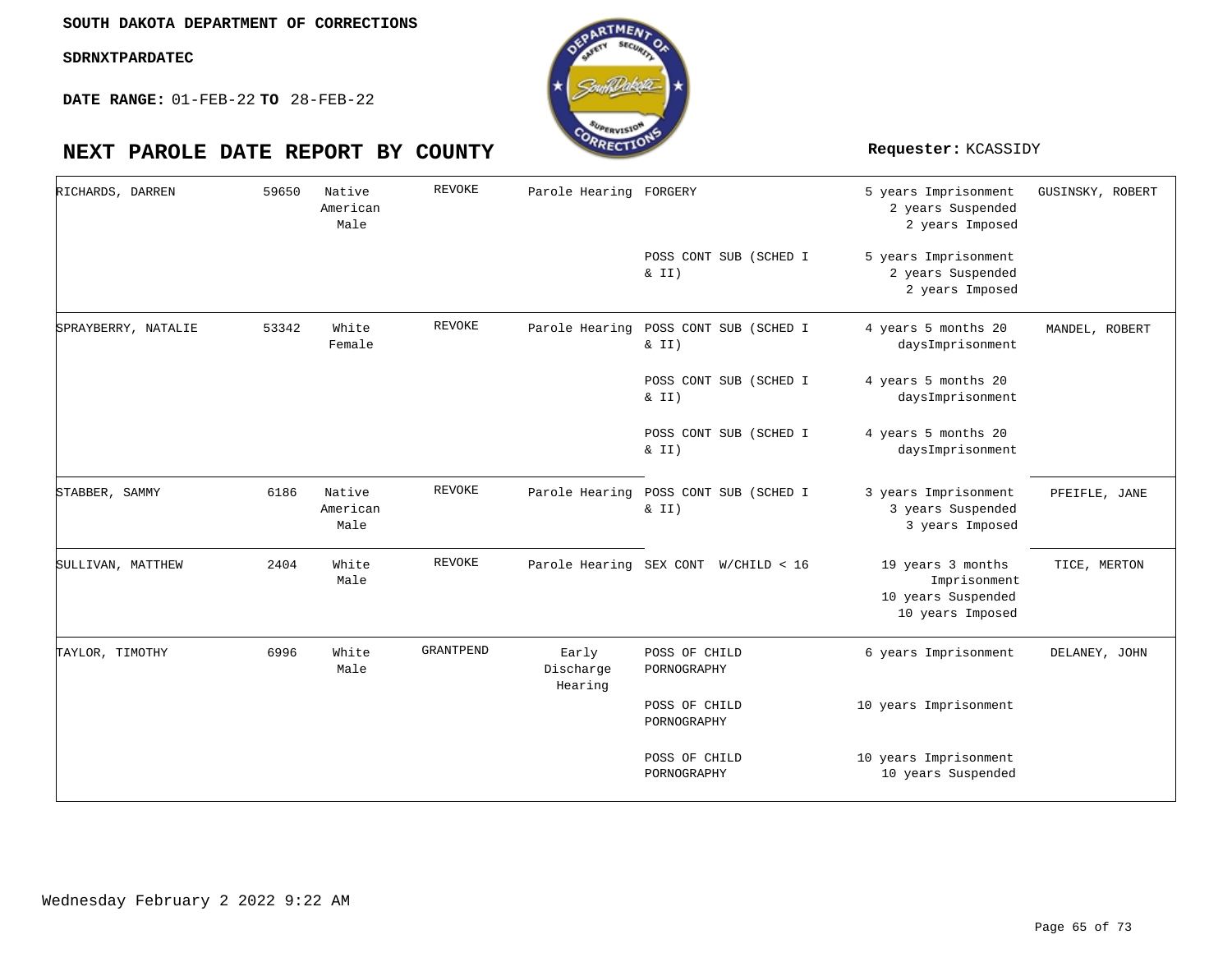SOUTH DAKOTA DEPARTMENT OF CORRECTIONS

SDRNXTPARDATEC

**DATE RANGE:** 01-FEB-22 **TO** 28-FEB-22

# NEXT PAROLE DATE REPORT BY COUNTY

**Requester:** KCASSIDY

| | | | | | | | |
|---|---|---|---|---|---|---|---|
| RICHARDS, DARREN | 59650 | Native American Male | REVOKE | Parole Hearing | FORGERY | 5 years Imprisonment 2 years Suspended 2 years Imposed | GUSINSKY, ROBERT |
| | | | | | POSS CONT SUB (SCHED I & II) | 5 years Imprisonment 2 years Suspended 2 years Imposed | |
| SPRAYBERRY, NATALIE | 53342 | White Female | REVOKE | Parole Hearing | POSS CONT SUB (SCHED I & II) | 4 years 5 months 20 daysImprisonment | MANDEL, ROBERT |
| | | | | | POSS CONT SUB (SCHED I & II) | 4 years 5 months 20 daysImprisonment | |
| | | | | | POSS CONT SUB (SCHED I & II) | 4 years 5 months 20 daysImprisonment | |
| STABBER, SAMMY | 6186 | Native American Male | REVOKE | Parole Hearing | POSS CONT SUB (SCHED I & II) | 3 years Imprisonment 3 years Suspended 3 years Imposed | PFEIFLE, JANE |
| SULLIVAN, MATTHEW | 2404 | White Male | REVOKE | Parole Hearing | SEX CONT W/CHILD < 16 | 19 years 3 months Imprisonment 10 years Suspended 10 years Imposed | TICE, MERTON |
| TAYLOR, TIMOTHY | 6996 | White Male | GRANTPEND | Early Discharge Hearing | POSS OF CHILD PORNOGRAPHY | 6 years Imprisonment | DELANEY, JOHN |
| | | | | | POSS OF CHILD PORNOGRAPHY | 10 years Imprisonment | |
| | | | | | POSS OF CHILD PORNOGRAPHY | 10 years Imprisonment 10 years Suspended | |

Wednesday February 2 2022 9:22 AM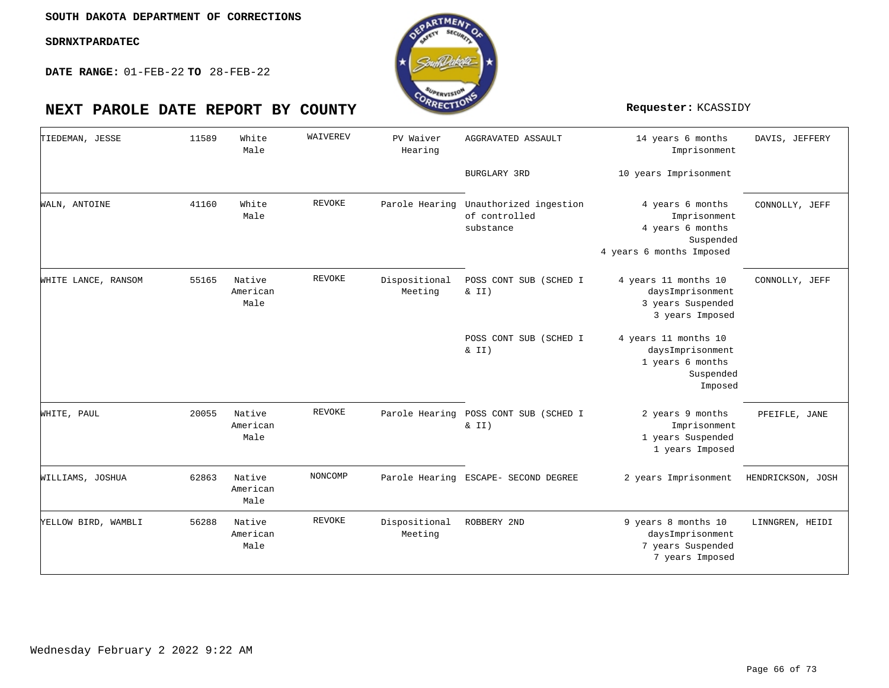SOUTH DAKOTA DEPARTMENT OF CORRECTIONS

SDRNXTPARDATEC

**DATE RANGE:** 01-FEB-22 **TO** 28-FEB-22

# NEXT PAROLE DATE REPORT BY COUNTY

**Requester:** KCASSIDY

| | | | | | | | |
|---|---|---|---|---|---|---|---|
| TIEDEMAN, JESSE | 11589 | White Male | WAIVEREV | PV Waiver Hearing | AGGRAVATED ASSAULT | 14 years 6 months Imprisonment | DAVIS, JEFFERY |
| | | | | | BURGLARY 3RD | 10 years Imprisonment | |
| WALN, ANTOINE | 41160 | White Male | REVOKE | Parole Hearing | Unauthorized ingestion of controlled substance | 4 years 6 months Imprisonment 4 years 6 months Suspended 4 years 6 months Imposed | CONNOLLY, JEFF |
| WHITE LANCE, RANSOM | 55165 | Native American Male | REVOKE | Dispositional Meeting | POSS CONT SUB (SCHED I & II) | 4 years 11 months 10 daysImprisonment 3 years Suspended 3 years Imposed | CONNOLLY, JEFF |
| | | | | | POSS CONT SUB (SCHED I & II) | 4 years 11 months 10 daysImprisonment 1 years 6 months Suspended Imposed | |
| WHITE, PAUL | 20055 | Native American Male | REVOKE | Parole Hearing | POSS CONT SUB (SCHED I & II) | 2 years 9 months Imprisonment 1 years Suspended 1 years Imposed | PFEIFLE, JANE |
| WILLIAMS, JOSHUA | 62863 | Native American Male | NONCOMP | Parole Hearing | ESCAPE- SECOND DEGREE | 2 years Imprisonment | HENDRICKSON, JOSH |
| YELLOW BIRD, WAMBLI | 56288 | Native American Male | REVOKE | Dispositional Meeting | ROBBERY 2ND | 9 years 8 months 10 daysImprisonment 7 years Suspended 7 years Imposed | LINNGREN, HEIDI |

Wednesday February 2 2022 9:22 AM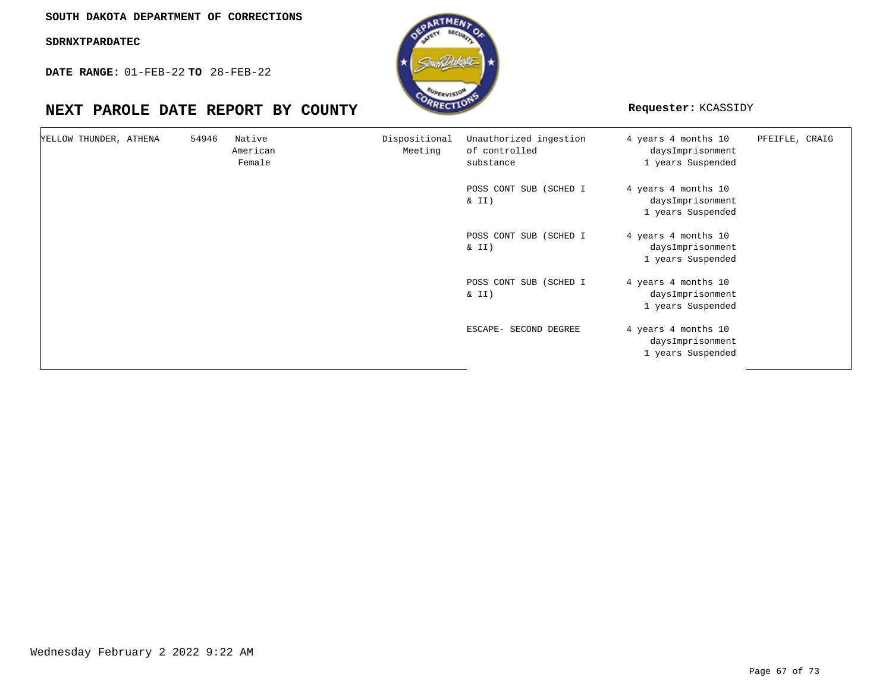SOUTH DAKOTA DEPARTMENT OF CORRECTIONS

**SDRNXTPARDATEC**

**DATE RANGE:** 01-FEB-22 **TO** 28-FEB-22

# NEXT PAROLE DATE REPORT BY COUNTY

**Requester:** KCASSIDY

| | | | | | | | |
|---|---|---|---|---|---|---|---|
| YELLOW THUNDER, ATHENA | 54946 | Native American Female | | Dispositional Meeting | Unauthorized ingestion of controlled substance | 4 years 4 months 10 daysImprisonment 1 years Suspended | PFEIFLE, CRAIG |
| | | | | | POSS CONT SUB (SCHED I & II) | 4 years 4 months 10 daysImprisonment 1 years Suspended | |
| | | | | | POSS CONT SUB (SCHED I & II) | 4 years 4 months 10 daysImprisonment 1 years Suspended | |
| | | | | | POSS CONT SUB (SCHED I & II) | 4 years 4 months 10 daysImprisonment 1 years Suspended | |
| | | | | | ESCAPE- SECOND DEGREE | 4 years 4 months 10 daysImprisonment 1 years Suspended | |

Wednesday February 2 2022 9:22 AM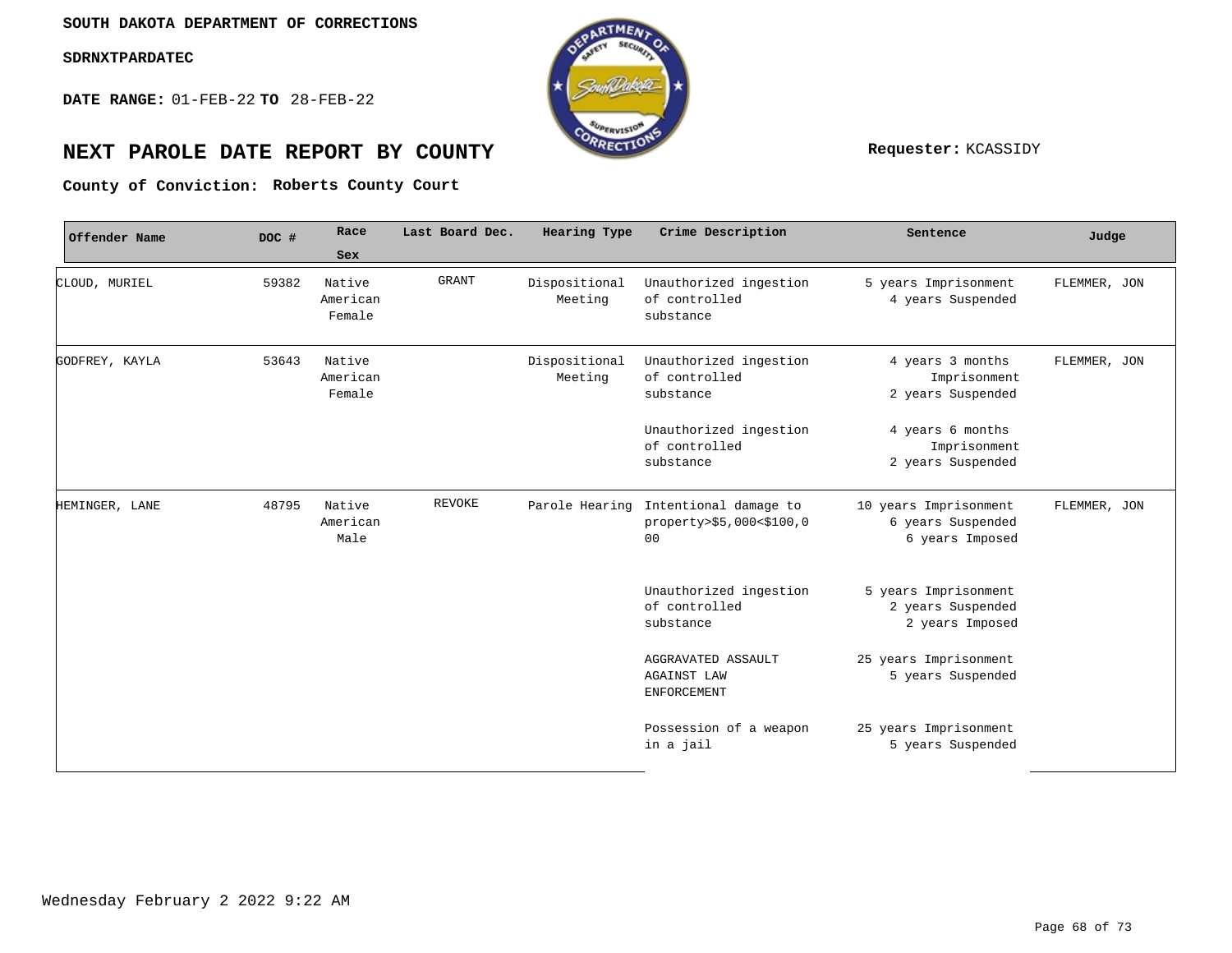**SOUTH DAKOTA DEPARTMENT OF CORRECTIONS**

**SDRNXTPARDATEC**

**DATE RANGE:** 01-FEB-22 **TO** 28-FEB-22

# NEXT PAROLE DATE REPORT BY COUNTY

**Requester:** KCASSIDY

**County of Conviction:** **Roberts County Court**

| Offender Name | DOC # | Race Sex | Last Board Dec. | Hearing Type | Crime Description | Sentence | Judge |
|---|---|---|---|---|---|---|---|
| CLOUD, MURIEL | 59382 | Native American Female | GRANT | Dispositional Meeting | Unauthorized ingestion of controlled substance | 5 years Imprisonment 4 years Suspended | FLEMMER, JON |
| GODFREY, KAYLA | 53643 | Native American Female | | Dispositional Meeting | Unauthorized ingestion of controlled substance | 4 years 3 months Imprisonment 2 years Suspended | FLEMMER, JON |
| | | | | | Unauthorized ingestion of controlled substance | 4 years 6 months Imprisonment 2 years Suspended | |
| HEMINGER, LANE | 48795 | Native American Male | REVOKE | Parole Hearing | Intentional damage to property>$5,000<$100,000 | 10 years Imprisonment 6 years Suspended 6 years Imposed | FLEMMER, JON |
| | | | | | Unauthorized ingestion of controlled substance | 5 years Imprisonment 2 years Suspended 2 years Imposed | |
| | | | | | AGGRAVATED ASSAULT AGAINST LAW ENFORCEMENT | 25 years Imprisonment 5 years Suspended | |
| | | | | | Possession of a weapon in a jail | 25 years Imprisonment 5 years Suspended | |

Wednesday February 2 2022 9:22 AM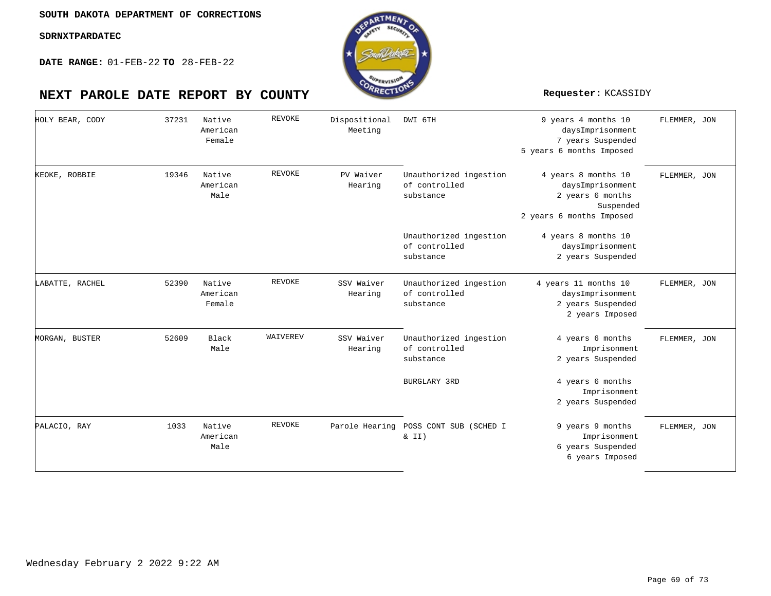SOUTH DAKOTA DEPARTMENT OF CORRECTIONS

SDRNXTPARDATEC

**DATE RANGE:** 01-FEB-22 **TO** 28-FEB-22

# NEXT PAROLE DATE REPORT BY COUNTY

**Requester:** KCASSIDY

| Name | ID | Race/Gender | Status | Hearing | Offense | Sentence | Agent |
|---|---|---|---|---|---|---|---|
| HOLY BEAR, CODY | 37231 | Native American Female | REVOKE | Dispositional Meeting | DWI 6TH | 9 years 4 months 10 daysImprisonment 7 years Suspended 5 years 6 months Imposed | FLEMMER, JON |
| KEOKE, ROBBIE | 19346 | Native American Male | REVOKE | PV Waiver Hearing | Unauthorized ingestion of controlled substance | 4 years 8 months 10 daysImprisonment 2 years 6 months Suspended 2 years 6 months Imposed | FLEMMER, JON |
| | | | | | Unauthorized ingestion of controlled substance | 4 years 8 months 10 daysImprisonment 2 years Suspended | |
| LABATTE, RACHEL | 52390 | Native American Female | REVOKE | SSV Waiver Hearing | Unauthorized ingestion of controlled substance | 4 years 11 months 10 daysImprisonment 2 years Suspended 2 years Imposed | FLEMMER, JON |
| MORGAN, BUSTER | 52609 | Black Male | WAIVEREV | SSV Waiver Hearing | Unauthorized ingestion of controlled substance | 4 years 6 months Imprisonment 2 years Suspended | FLEMMER, JON |
| | | | | | BURGLARY 3RD | 4 years 6 months Imprisonment 2 years Suspended | |
| PALACIO, RAY | 1033 | Native American Male | REVOKE | Parole Hearing | POSS CONT SUB (SCHED I & II) | 9 years 9 months Imprisonment 6 years Suspended 6 years Imposed | FLEMMER, JON |

Wednesday February 2 2022 9:22 AM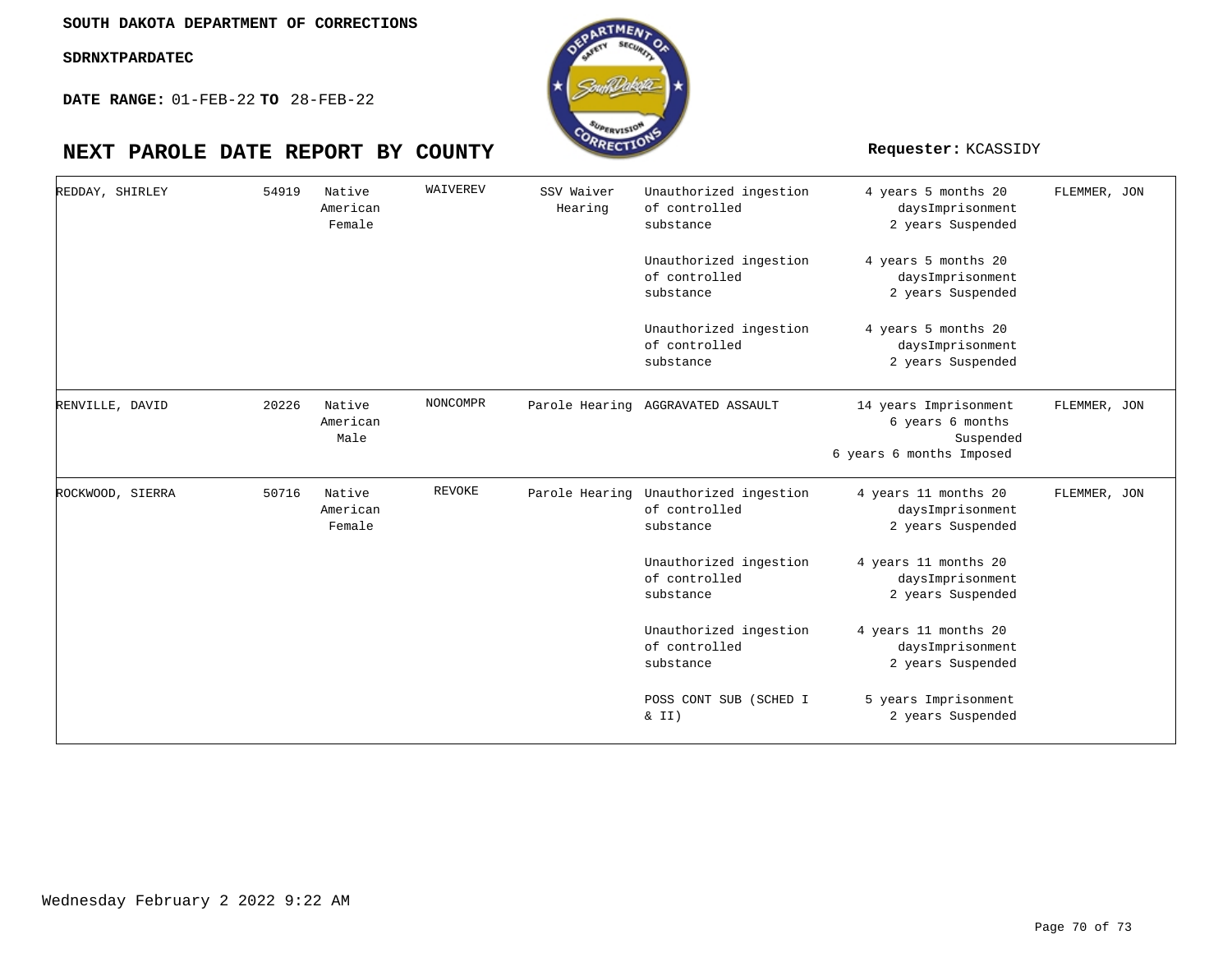SOUTH DAKOTA DEPARTMENT OF CORRECTIONS

SDRNXTPARDATEC

**DATE RANGE:** 01-FEB-22 **TO** 28-FEB-22

# NEXT PAROLE DATE REPORT BY COUNTY

**Requester:** KCASSIDY

| | | | | | | | |
|---|---|---|---|---|---|---|---|
| REDDAY, SHIRLEY | 54919 | Native American Female | WAIVEREV | SSV Waiver Hearing | Unauthorized ingestion of controlled substance | 4 years 5 months 20 daysImprisonment 2 years Suspended | FLEMMER, JON |
| | | | | | Unauthorized ingestion of controlled substance | 4 years 5 months 20 daysImprisonment 2 years Suspended | |
| | | | | | Unauthorized ingestion of controlled substance | 4 years 5 months 20 daysImprisonment 2 years Suspended | |
| RENVILLE, DAVID | 20226 | Native American Male | NONCOMPR | Parole Hearing | AGGRAVATED ASSAULT | 14 years Imprisonment 6 years 6 months Suspended 6 years 6 months Imposed | FLEMMER, JON |
| ROCKWOOD, SIERRA | 50716 | Native American Female | REVOKE | Parole Hearing | Unauthorized ingestion of controlled substance | 4 years 11 months 20 daysImprisonment 2 years Suspended | FLEMMER, JON |
| | | | | | Unauthorized ingestion of controlled substance | 4 years 11 months 20 daysImprisonment 2 years Suspended | |
| | | | | | Unauthorized ingestion of controlled substance | 4 years 11 months 20 daysImprisonment 2 years Suspended | |
| | | | | | POSS CONT SUB (SCHED I & II) | 5 years Imprisonment 2 years Suspended | |

Wednesday February 2 2022 9:22 AM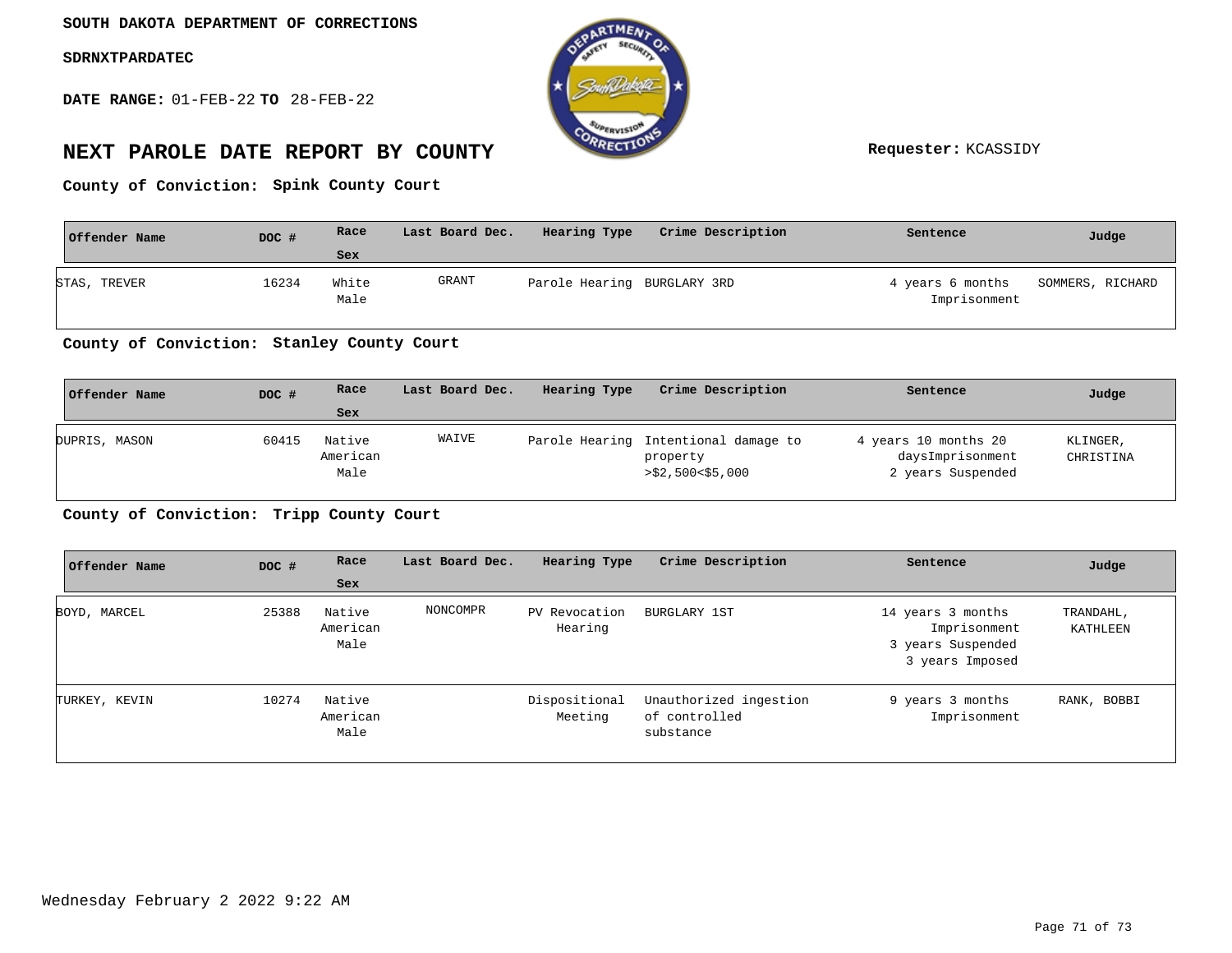SOUTH DAKOTA DEPARTMENT OF CORRECTIONS

SDRNXTPARDATEC

**DATE RANGE:** 01-FEB-22 **TO** 28-FEB-22

# NEXT PAROLE DATE REPORT BY COUNTY

**Requester:** KCASSIDY

**County of Conviction: Spink County Court**

| Offender Name | DOC # | Race / Sex | Last Board Dec. | Hearing Type | Crime Description | Sentence | Judge |
|---|---|---|---|---|---|---|---|
| STAS, TREVER | 16234 | White Male | GRANT | Parole Hearing | BURGLARY 3RD | 4 years 6 months Imprisonment | SOMMERS, RICHARD |

**County of Conviction: Stanley County Court**

| Offender Name | DOC # | Race / Sex | Last Board Dec. | Hearing Type | Crime Description | Sentence | Judge |
|---|---|---|---|---|---|---|---|
| DUPRIS, MASON | 60415 | Native American Male | WAIVE | Parole Hearing | Intentional damage to property >$2,500<$5,000 | 4 years 10 months 20 daysImprisonment 2 years Suspended | KLINGER, CHRISTINA |

**County of Conviction: Tripp County Court**

| Offender Name | DOC # | Race / Sex | Last Board Dec. | Hearing Type | Crime Description | Sentence | Judge |
|---|---|---|---|---|---|---|---|
| BOYD, MARCEL | 25388 | Native American Male | NONCOMPR | PV Revocation Hearing | BURGLARY 1ST | 14 years 3 months Imprisonment 3 years Suspended 3 years Imposed | TRANDAHL, KATHLEEN |
| TURKEY, KEVIN | 10274 | Native American Male | | Dispositional Meeting | Unauthorized ingestion of controlled substance | 9 years 3 months Imprisonment | RANK, BOBBI |

Wednesday February 2 2022 9:22 AM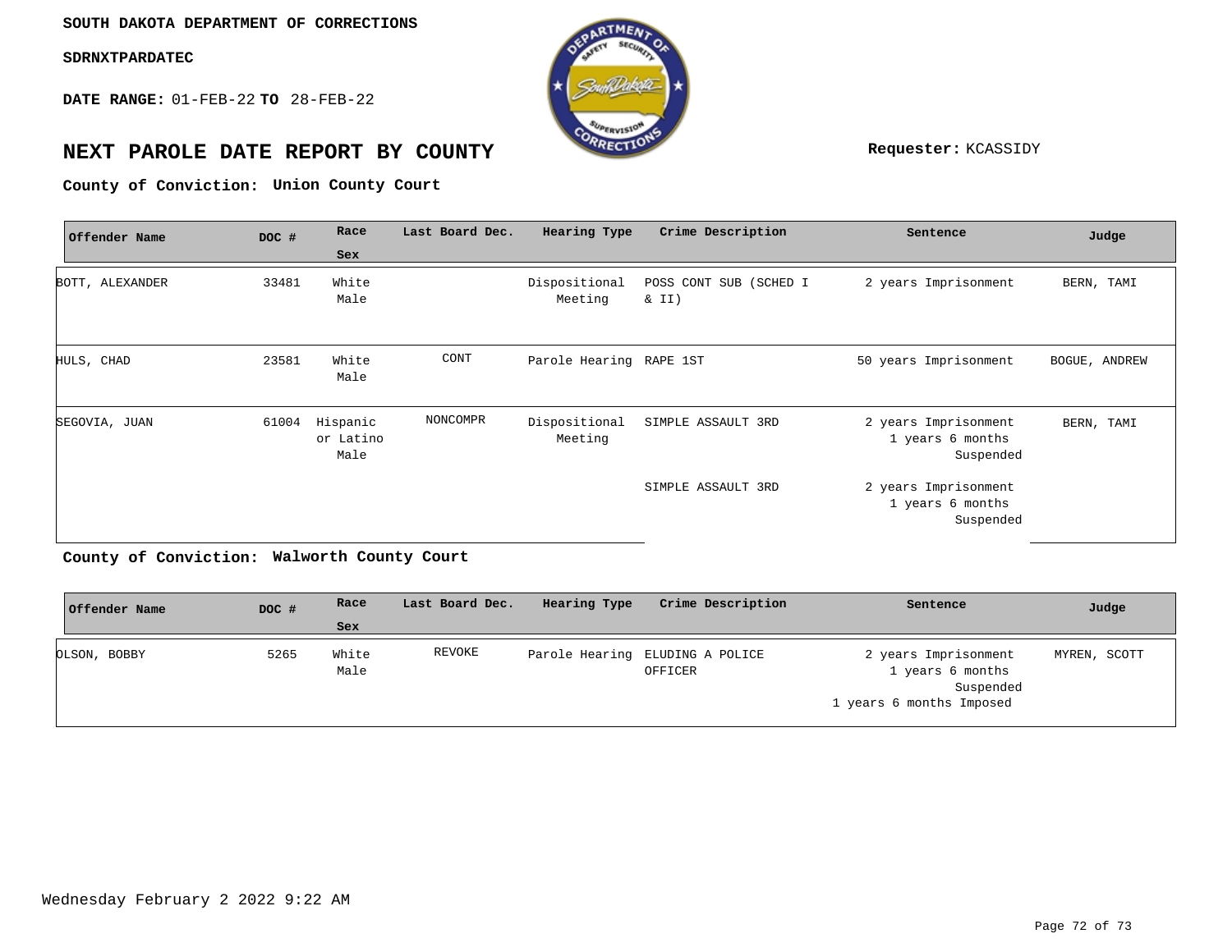SOUTH DAKOTA DEPARTMENT OF CORRECTIONS

SDRNXTPARDATEC

**DATE RANGE:** 01-FEB-22 **TO** 28-FEB-22

## NEXT PAROLE DATE REPORT BY COUNTY

**Requester:** KCASSIDY

**County of Conviction: Union County Court**

| Offender Name | DOC # | Race Sex | Last Board Dec. | Hearing Type | Crime Description | Sentence | Judge |
|---|---|---|---|---|---|---|---|
| BOTT, ALEXANDER | 33481 | White Male | | Dispositional Meeting | POSS CONT SUB (SCHED I & II) | 2 years Imprisonment | BERN, TAMI |
| HULS, CHAD | 23581 | White Male | CONT | Parole Hearing | RAPE 1ST | 50 years Imprisonment | BOGUE, ANDREW |
| SEGOVIA, JUAN | 61004 | Hispanic or Latino Male | NONCOMPR | Dispositional Meeting | SIMPLE ASSAULT 3RD | 2 years Imprisonment 1 years 6 months Suspended | BERN, TAMI |
| | | | | | SIMPLE ASSAULT 3RD | 2 years Imprisonment 1 years 6 months Suspended | |

**County of Conviction: Walworth County Court**

| Offender Name | DOC # | Race Sex | Last Board Dec. | Hearing Type | Crime Description | Sentence | Judge |
|---|---|---|---|---|---|---|---|
| OLSON, BOBBY | 5265 | White Male | REVOKE | Parole Hearing | ELUDING A POLICE OFFICER | 2 years Imprisonment 1 years 6 months Suspended 1 years 6 months Imposed | MYREN, SCOTT |

Wednesday February 2 2022 9:22 AM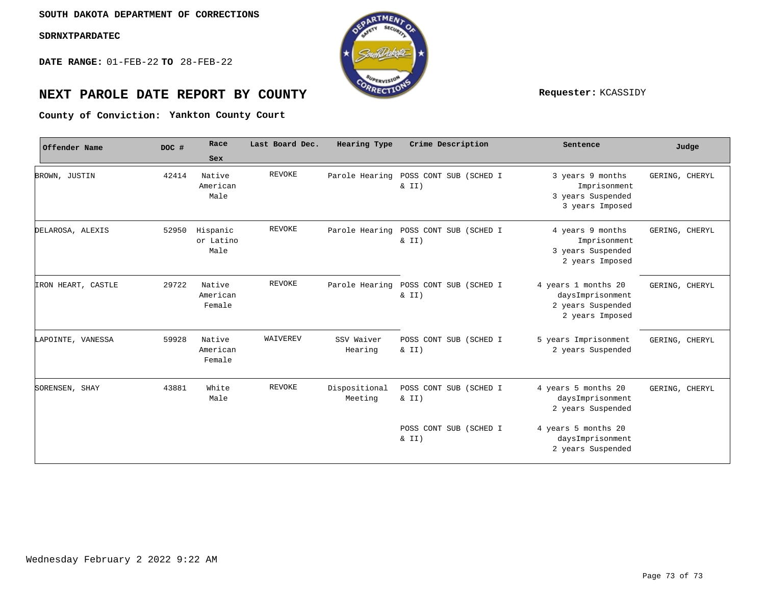SOUTH DAKOTA DEPARTMENT OF CORRECTIONS

SDRNXTPARDATEC

**DATE RANGE:** 01-FEB-22 **TO** 28-FEB-22

## NEXT PAROLE DATE REPORT BY COUNTY

**Requester:** KCASSIDY

**County of Conviction:** **Yankton County Court**

| Offender Name | DOC # | Race Sex | Last Board Dec. | Hearing Type | Crime Description | Sentence | Judge |
|---|---|---|---|---|---|---|---|
| BROWN, JUSTIN | 42414 | Native American Male | REVOKE | Parole Hearing | POSS CONT SUB (SCHED I & II) | 3 years 9 months Imprisonment 3 years Suspended 3 years Imposed | GERING, CHERYL |
| DELAROSA, ALEXIS | 52950 | Hispanic or Latino Male | REVOKE | Parole Hearing | POSS CONT SUB (SCHED I & II) | 4 years 9 months Imprisonment 3 years Suspended 2 years Imposed | GERING, CHERYL |
| IRON HEART, CASTLE | 29722 | Native American Female | REVOKE | Parole Hearing | POSS CONT SUB (SCHED I & II) | 4 years 1 months 20 daysImprisonment 2 years Suspended 2 years Imposed | GERING, CHERYL |
| LAPOINTE, VANESSA | 59928 | Native American Female | WAIVEREV | SSV Waiver Hearing | POSS CONT SUB (SCHED I & II) | 5 years Imprisonment 2 years Suspended | GERING, CHERYL |
| SORENSEN, SHAY | 43881 | White Male | REVOKE | Dispositional Meeting | POSS CONT SUB (SCHED I & II) | 4 years 5 months 20 daysImprisonment 2 years Suspended | GERING, CHERYL |
| | | | | | POSS CONT SUB (SCHED I & II) | 4 years 5 months 20 daysImprisonment 2 years Suspended | |

Wednesday February 2 2022 9:22 AM